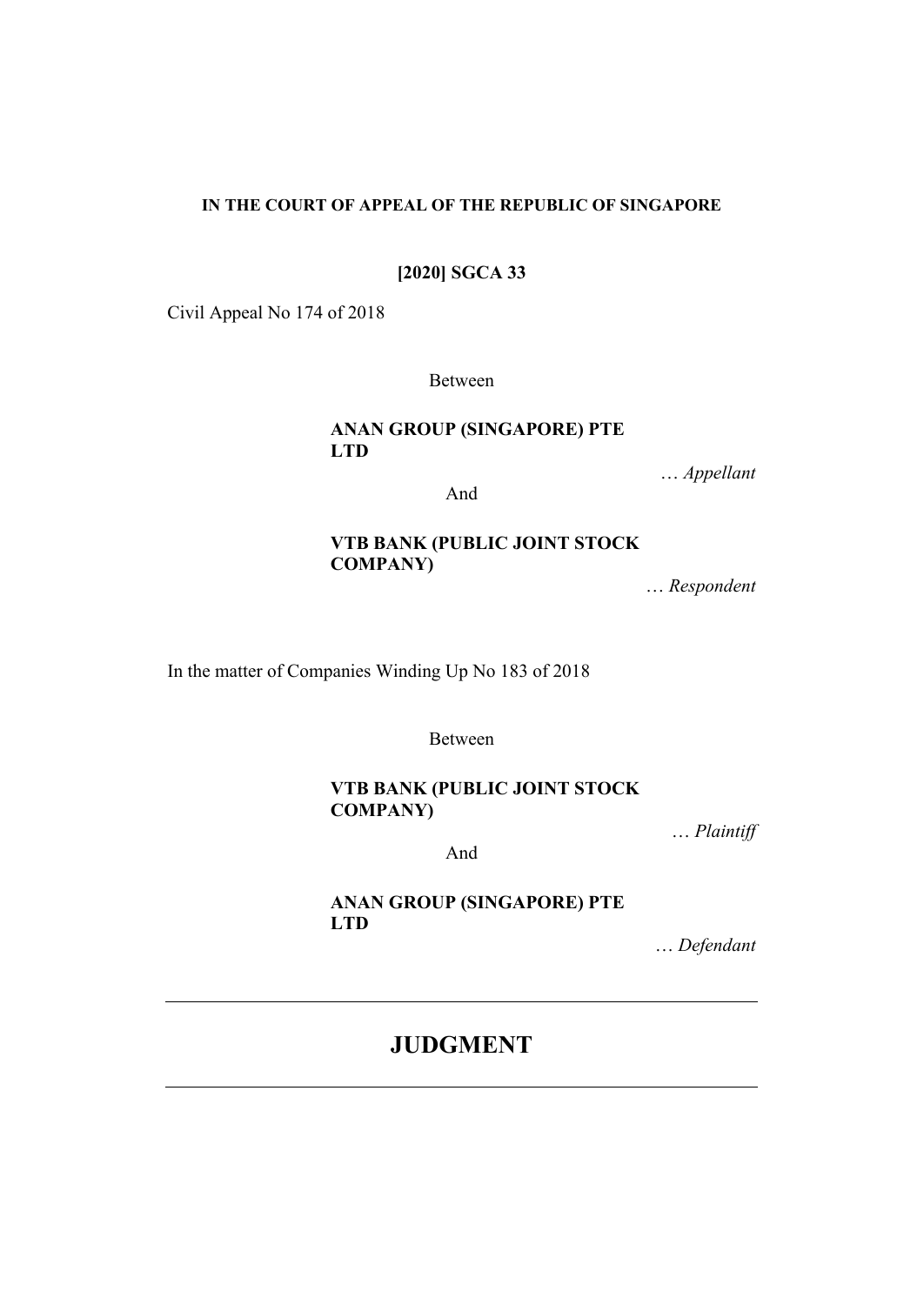**IN THE COURT OF APPEAL OF THE REPUBLIC OF SINGAPORE**

**[2020] SGCA 33**

Civil Appeal No 174 of 2018

Between

**ANAN GROUP (SINGAPORE) PTE LTD**

… *Appellant*

And

**VTB BANK (PUBLIC JOINT STOCK COMPANY)**

… *Respondent*

In the matter of Companies Winding Up No 183 of 2018

Between

**VTB BANK (PUBLIC JOINT STOCK COMPANY)**

… *Plaintiff*

And

**ANAN GROUP (SINGAPORE) PTE LTD**

… *Defendant*

---

# JUDGMENT

---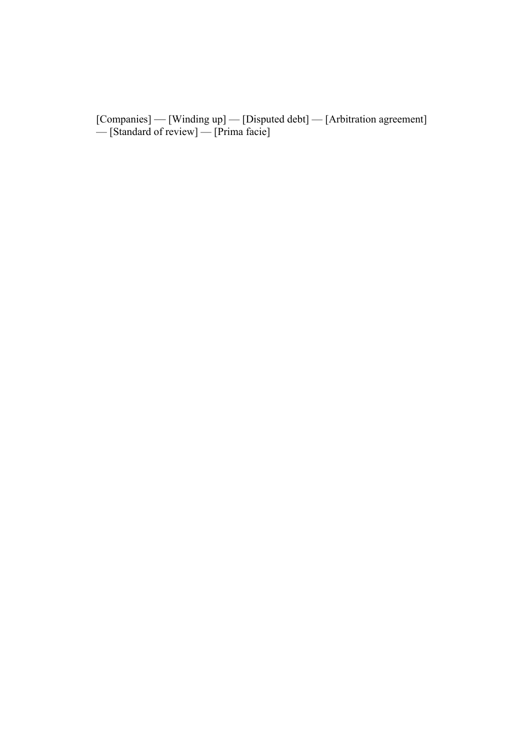[Companies] — [Winding up] — [Disputed debt] — [Arbitration agreement] — [Standard of review] — [Prima facie]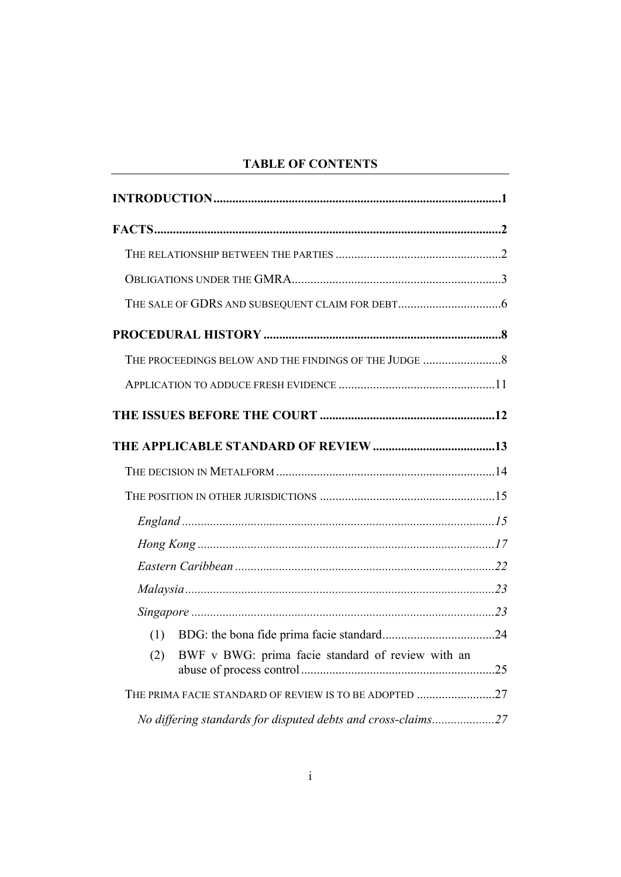**TABLE OF CONTENTS**

**INTRODUCTION** ........................................................................................... 1

**FACTS** ............................................................................................................. 2

THE RELATIONSHIP BETWEEN THE PARTIES ..................................................... 2

OBLIGATIONS UNDER THE GMRA ....................................................................... 3

THE SALE OF GDRS AND SUBSEQUENT CLAIM FOR DEBT ................................. 6

**PROCEDURAL HISTORY** ............................................................................ 8

THE PROCEEDINGS BELOW AND THE FINDINGS OF THE JUDGE ......................... 8

APPLICATION TO ADDUCE FRESH EVIDENCE .................................................. 11

**THE ISSUES BEFORE THE COURT** ......................................................... 12

**THE APPLICABLE STANDARD OF REVIEW** ........................................ 13

THE DECISION IN METALFORM ...................................................................... 14

THE POSITION IN OTHER JURISDICTIONS ......................................................... 15

*England* ................................................................................................... 15

*Hong Kong* .............................................................................................. 17

*Eastern Caribbean* .................................................................................. 22

*Malaysia* .................................................................................................. 23

*Singapore* ................................................................................................ 23

(1) BDG: the bona fide prima facie standard .................................... 24

(2) BWF v BWG: prima facie standard of review with an abuse of process control ............................................................. 25

THE PRIMA FACIE STANDARD OF REVIEW IS TO BE ADOPTED ......................... 27

*No differing standards for disputed debts and cross-claims* .................... 27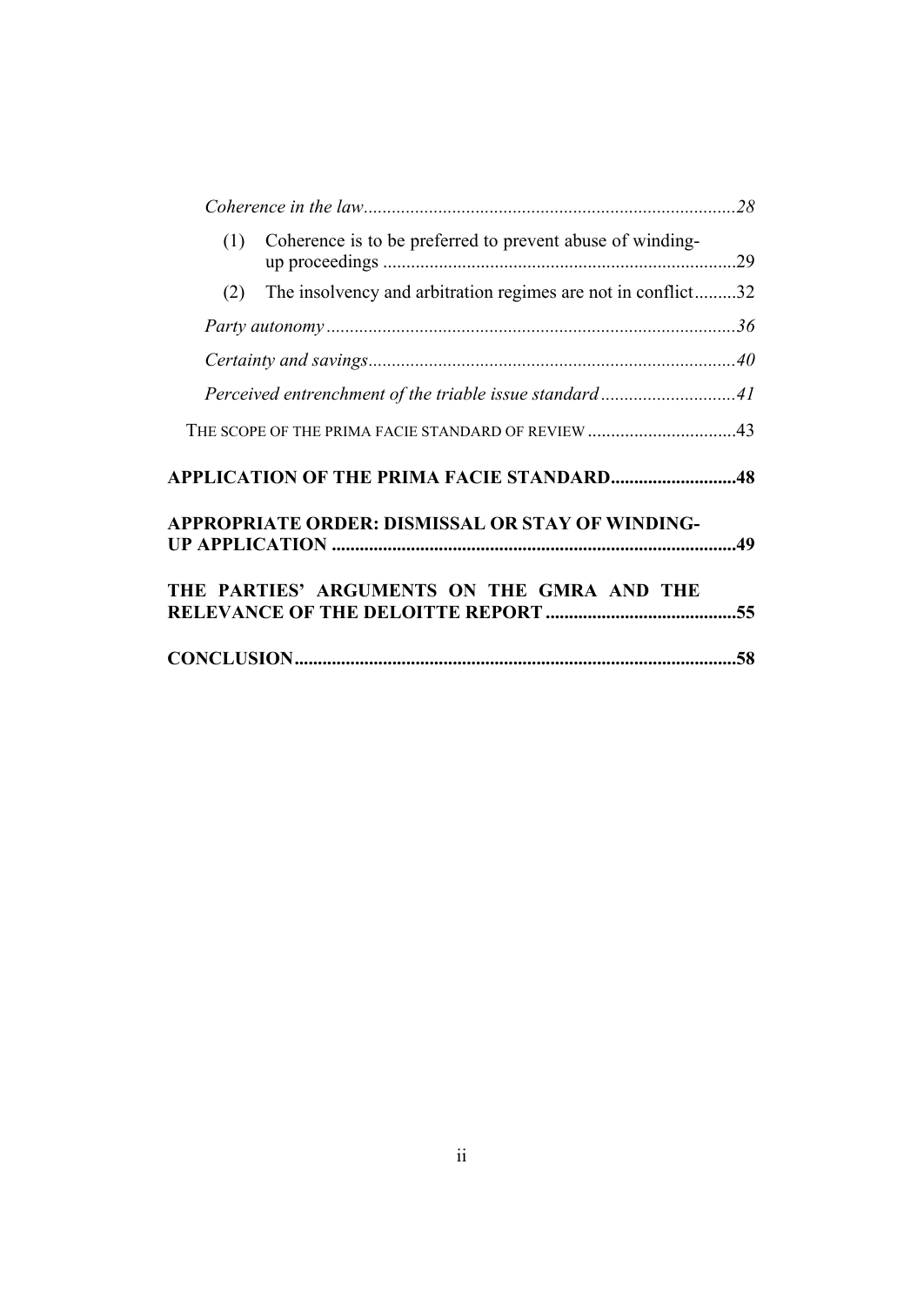*Coherence in the law* ........................................................................ *28*

(1) Coherence is to be preferred to prevent abuse of winding-up proceedings ........................................................................ 29

(2) The insolvency and arbitration regimes are not in conflict ......... 32

*Party autonomy* ........................................................................ *36*

*Certainty and savings* ........................................................................ *40*

*Perceived entrenchment of the triable issue standard* ............................ *41*

THE SCOPE OF THE PRIMA FACIE STANDARD OF REVIEW ................................ 43

**APPLICATION OF THE PRIMA FACIE STANDARD ........................... 48**

**APPROPRIATE ORDER: DISMISSAL OR STAY OF WINDING-UP APPLICATION ........................................................................ 49**

**THE PARTIES' ARGUMENTS ON THE GMRA AND THE RELEVANCE OF THE DELOITTE REPORT ........................................ 55**

**CONCLUSION ........................................................................ 58**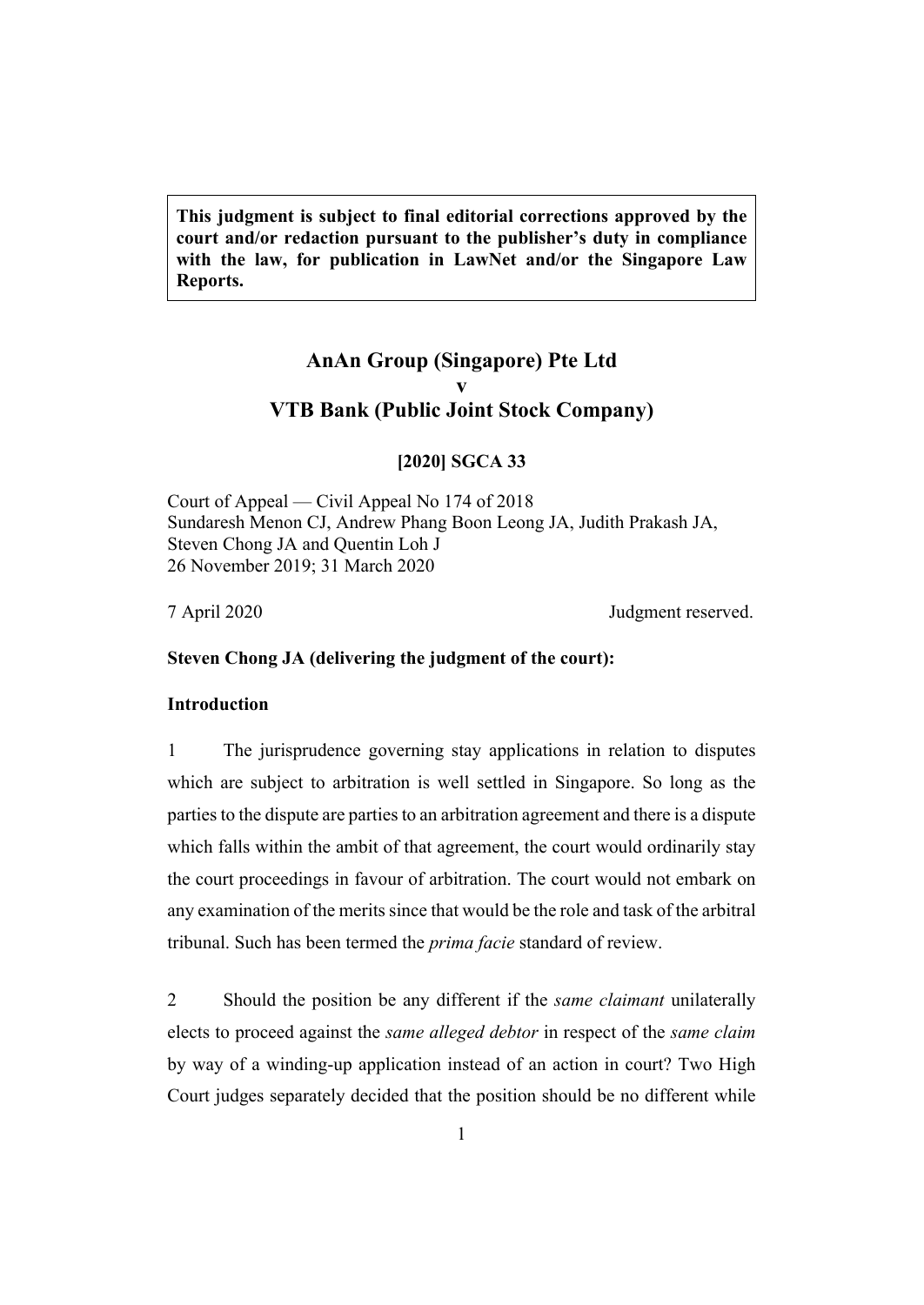**This judgment is subject to final editorial corrections approved by the court and/or redaction pursuant to the publisher's duty in compliance with the law, for publication in LawNet and/or the Singapore Law Reports.**

# AnAn Group (Singapore) Pte Ltd
# v
# VTB Bank (Public Joint Stock Company)

**[2020] SGCA 33**

Court of Appeal — Civil Appeal No 174 of 2018
Sundaresh Menon CJ, Andrew Phang Boon Leong JA, Judith Prakash JA, Steven Chong JA and Quentin Loh J
26 November 2019; 31 March 2020

7 April 2020 Judgment reserved.

**Steven Chong JA (delivering the judgment of the court):**

## Introduction

1 The jurisprudence governing stay applications in relation to disputes which are subject to arbitration is well settled in Singapore. So long as the parties to the dispute are parties to an arbitration agreement and there is a dispute which falls within the ambit of that agreement, the court would ordinarily stay the court proceedings in favour of arbitration. The court would not embark on any examination of the merits since that would be the role and task of the arbitral tribunal. Such has been termed the *prima facie* standard of review.

2 Should the position be any different if the *same claimant* unilaterally elects to proceed against the *same alleged debtor* in respect of the *same claim* by way of a winding-up application instead of an action in court? Two High Court judges separately decided that the position should be no different while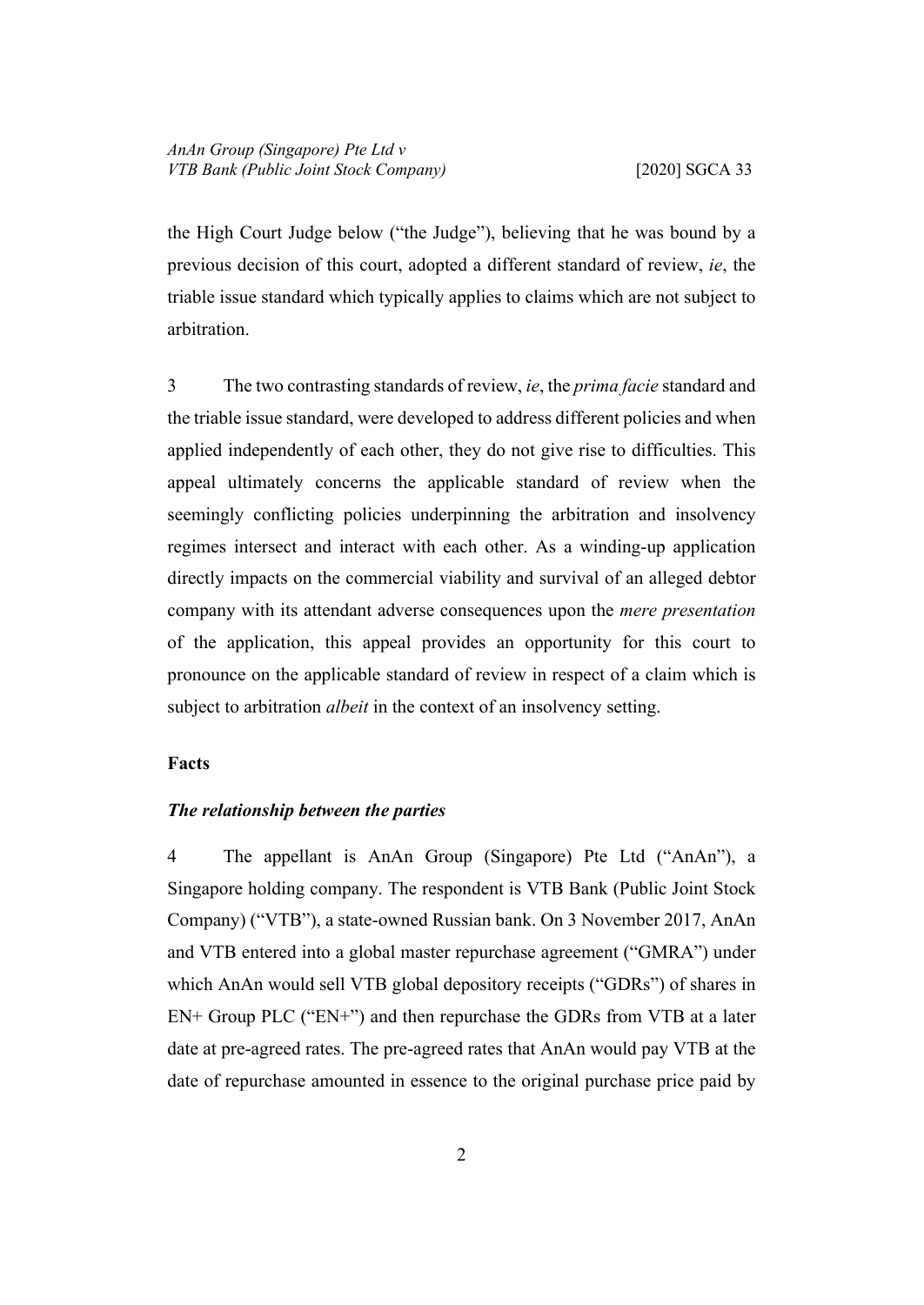the High Court Judge below ("the Judge"), believing that he was bound by a previous decision of this court, adopted a different standard of review, *ie*, the triable issue standard which typically applies to claims which are not subject to arbitration.

3 The two contrasting standards of review, *ie*, the *prima facie* standard and the triable issue standard, were developed to address different policies and when applied independently of each other, they do not give rise to difficulties. This appeal ultimately concerns the applicable standard of review when the seemingly conflicting policies underpinning the arbitration and insolvency regimes intersect and interact with each other. As a winding-up application directly impacts on the commercial viability and survival of an alleged debtor company with its attendant adverse consequences upon the *mere presentation* of the application, this appeal provides an opportunity for this court to pronounce on the applicable standard of review in respect of a claim which is subject to arbitration *albeit* in the context of an insolvency setting.

**Facts**

***The relationship between the parties***

4 The appellant is AnAn Group (Singapore) Pte Ltd ("AnAn"), a Singapore holding company. The respondent is VTB Bank (Public Joint Stock Company) ("VTB"), a state-owned Russian bank. On 3 November 2017, AnAn and VTB entered into a global master repurchase agreement ("GMRA") under which AnAn would sell VTB global depository receipts ("GDRs") of shares in EN+ Group PLC ("EN+") and then repurchase the GDRs from VTB at a later date at pre-agreed rates. The pre-agreed rates that AnAn would pay VTB at the date of repurchase amounted in essence to the original purchase price paid by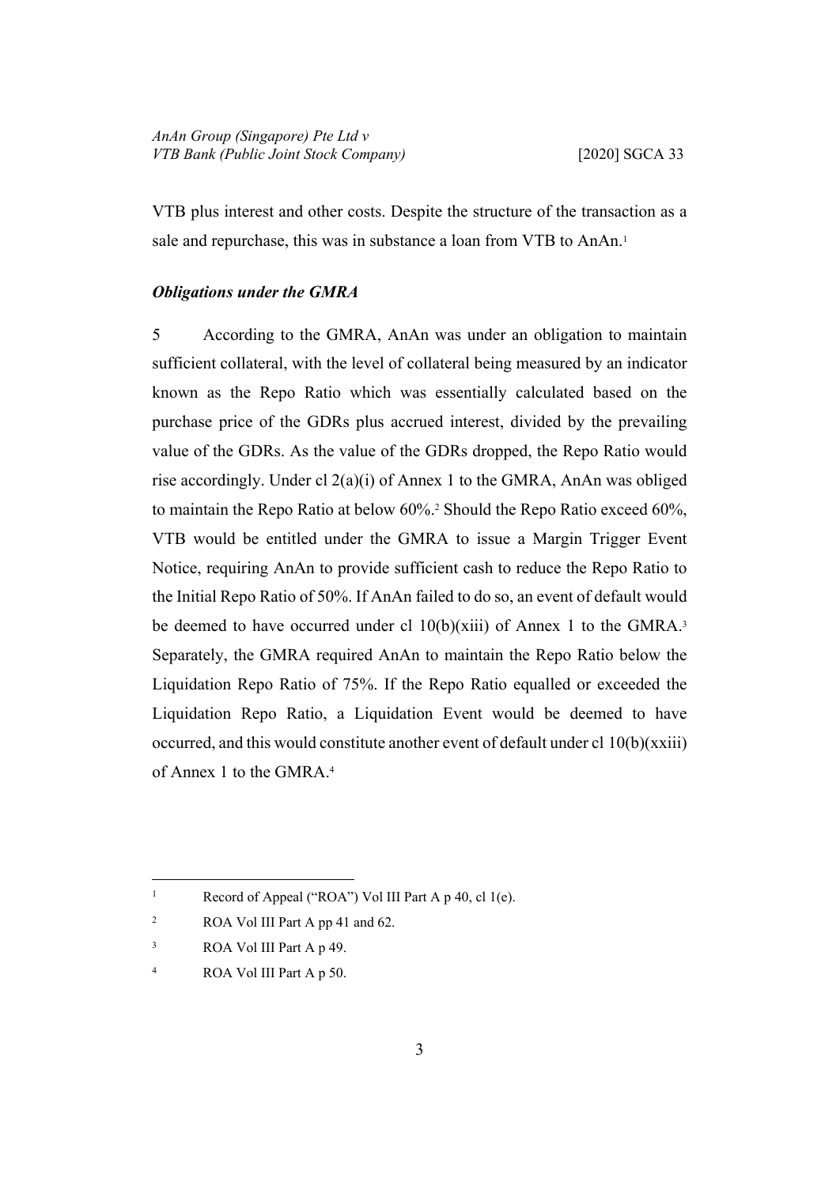VTB plus interest and other costs. Despite the structure of the transaction as a sale and repurchase, this was in substance a loan from VTB to AnAn.[1]

### *Obligations under the GMRA*

5 According to the GMRA, AnAn was under an obligation to maintain sufficient collateral, with the level of collateral being measured by an indicator known as the Repo Ratio which was essentially calculated based on the purchase price of the GDRs plus accrued interest, divided by the prevailing value of the GDRs. As the value of the GDRs dropped, the Repo Ratio would rise accordingly. Under cl 2(a)(i) of Annex 1 to the GMRA, AnAn was obliged to maintain the Repo Ratio at below 60%.[2] Should the Repo Ratio exceed 60%, VTB would be entitled under the GMRA to issue a Margin Trigger Event Notice, requiring AnAn to provide sufficient cash to reduce the Repo Ratio to the Initial Repo Ratio of 50%. If AnAn failed to do so, an event of default would be deemed to have occurred under cl 10(b)(xiii) of Annex 1 to the GMRA.[3] Separately, the GMRA required AnAn to maintain the Repo Ratio below the Liquidation Repo Ratio of 75%. If the Repo Ratio equalled or exceeded the Liquidation Repo Ratio, a Liquidation Event would be deemed to have occurred, and this would constitute another event of default under cl 10(b)(xxiii) of Annex 1 to the GMRA.[4]

---

[1] Record of Appeal ("ROA") Vol III Part A p 40, cl 1(e).

[2] ROA Vol III Part A pp 41 and 62.

[3] ROA Vol III Part A p 49.

[4] ROA Vol III Part A p 50.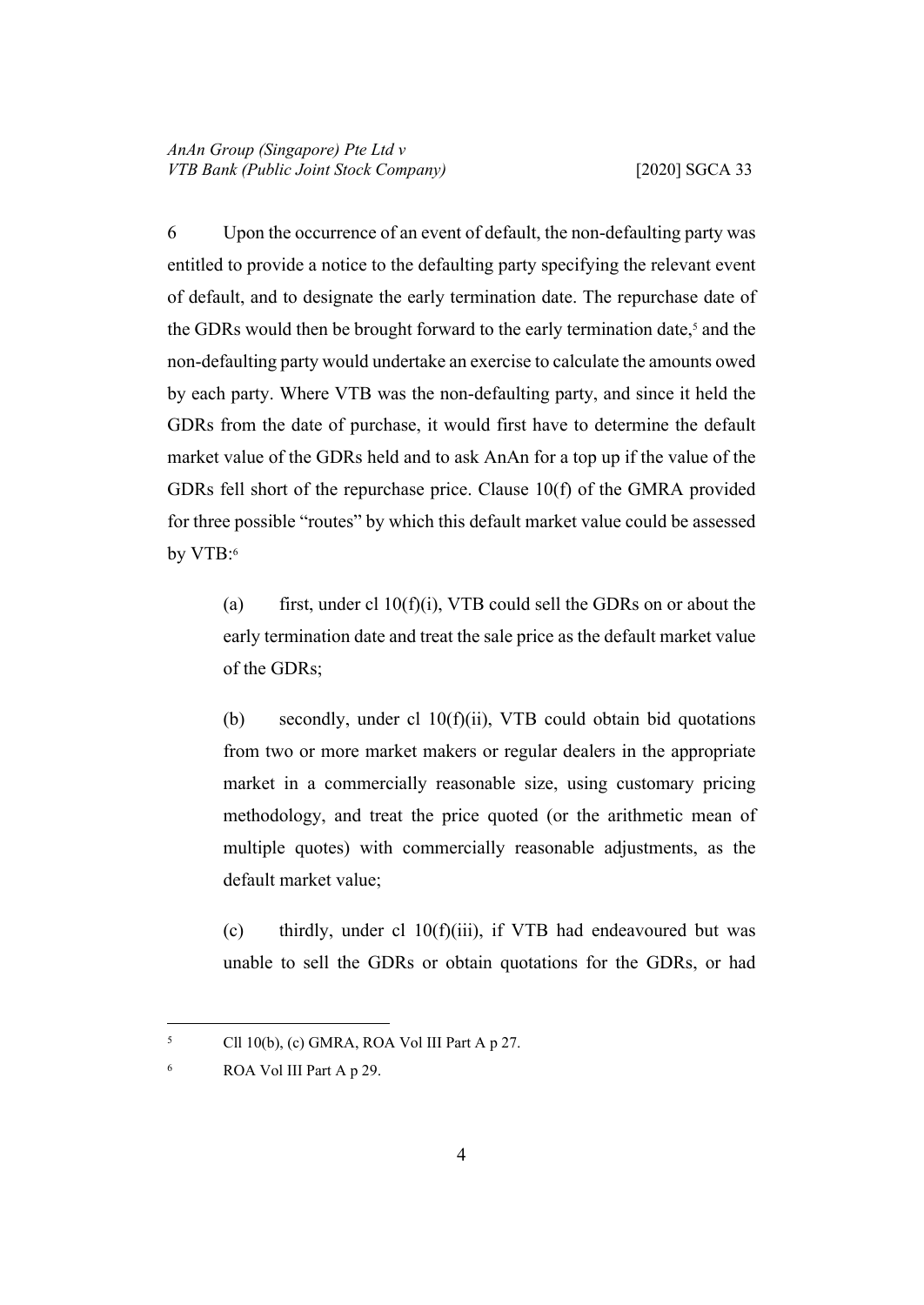6 Upon the occurrence of an event of default, the non-defaulting party was entitled to provide a notice to the defaulting party specifying the relevant event of default, and to designate the early termination date. The repurchase date of the GDRs would then be brought forward to the early termination date,[5] and the non-defaulting party would undertake an exercise to calculate the amounts owed by each party. Where VTB was the non-defaulting party, and since it held the GDRs from the date of purchase, it would first have to determine the default market value of the GDRs held and to ask AnAn for a top up if the value of the GDRs fell short of the repurchase price. Clause 10(f) of the GMRA provided for three possible "routes" by which this default market value could be assessed by VTB:[6]

> (a) first, under cl 10(f)(i), VTB could sell the GDRs on or about the early termination date and treat the sale price as the default market value of the GDRs;
>
> (b) secondly, under cl 10(f)(ii), VTB could obtain bid quotations from two or more market makers or regular dealers in the appropriate market in a commercially reasonable size, using customary pricing methodology, and treat the price quoted (or the arithmetic mean of multiple quotes) with commercially reasonable adjustments, as the default market value;
>
> (c) thirdly, under cl 10(f)(iii), if VTB had endeavoured but was unable to sell the GDRs or obtain quotations for the GDRs, or had

---

[5] Cll 10(b), (c) GMRA, ROA Vol III Part A p 27.

[6] ROA Vol III Part A p 29.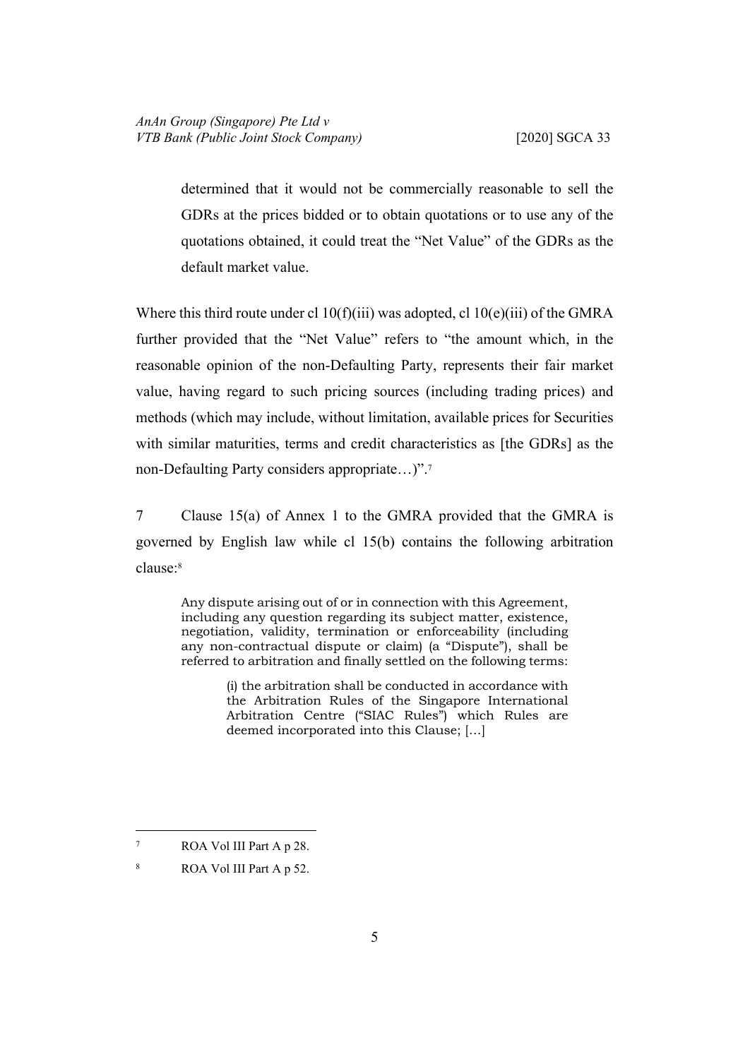> determined that it would not be commercially reasonable to sell the GDRs at the prices bidded or to obtain quotations or to use any of the quotations obtained, it could treat the "Net Value" of the GDRs as the default market value.

Where this third route under cl 10(f)(iii) was adopted, cl 10(e)(iii) of the GMRA further provided that the "Net Value" refers to "the amount which, in the reasonable opinion of the non-Defaulting Party, represents their fair market value, having regard to such pricing sources (including trading prices) and methods (which may include, without limitation, available prices for Securities with similar maturities, terms and credit characteristics as [the GDRs] as the non-Defaulting Party considers appropriate…)".[7]

7 Clause 15(a) of Annex 1 to the GMRA provided that the GMRA is governed by English law while cl 15(b) contains the following arbitration clause:[8]

> Any dispute arising out of or in connection with this Agreement, including any question regarding its subject matter, existence, negotiation, validity, termination or enforceability (including any non-contractual dispute or claim) (a "Dispute"), shall be referred to arbitration and finally settled on the following terms:
>
> > (i) the arbitration shall be conducted in accordance with the Arbitration Rules of the Singapore International Arbitration Centre ("SIAC Rules") which Rules are deemed incorporated into this Clause; […]

---

[7] ROA Vol III Part A p 28.

[8] ROA Vol III Part A p 52.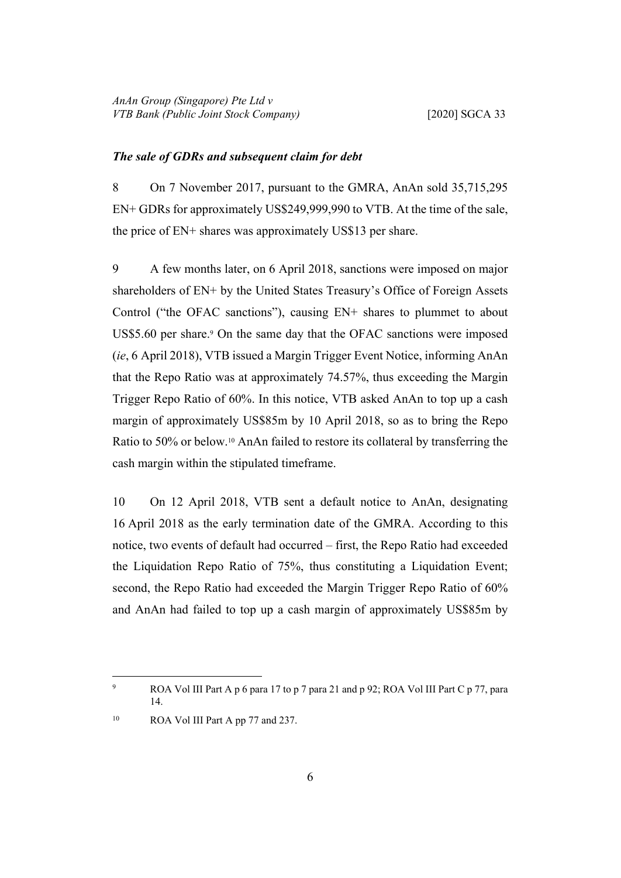### *The sale of GDRs and subsequent claim for debt*

8 On 7 November 2017, pursuant to the GMRA, AnAn sold 35,715,295 EN+ GDRs for approximately US$249,999,990 to VTB. At the time of the sale, the price of EN+ shares was approximately US$13 per share.

9 A few months later, on 6 April 2018, sanctions were imposed on major shareholders of EN+ by the United States Treasury's Office of Foreign Assets Control ("the OFAC sanctions"), causing EN+ shares to plummet to about US$5.60 per share.[9] On the same day that the OFAC sanctions were imposed (*ie*, 6 April 2018), VTB issued a Margin Trigger Event Notice, informing AnAn that the Repo Ratio was at approximately 74.57%, thus exceeding the Margin Trigger Repo Ratio of 60%. In this notice, VTB asked AnAn to top up a cash margin of approximately US$85m by 10 April 2018, so as to bring the Repo Ratio to 50% or below.[10] AnAn failed to restore its collateral by transferring the cash margin within the stipulated timeframe.

10 On 12 April 2018, VTB sent a default notice to AnAn, designating 16 April 2018 as the early termination date of the GMRA. According to this notice, two events of default had occurred – first, the Repo Ratio had exceeded the Liquidation Repo Ratio of 75%, thus constituting a Liquidation Event; second, the Repo Ratio had exceeded the Margin Trigger Repo Ratio of 60% and AnAn had failed to top up a cash margin of approximately US$85m by

---

[9] ROA Vol III Part A p 6 para 17 to p 7 para 21 and p 92; ROA Vol III Part C p 77, para 14.

[10] ROA Vol III Part A pp 77 and 237.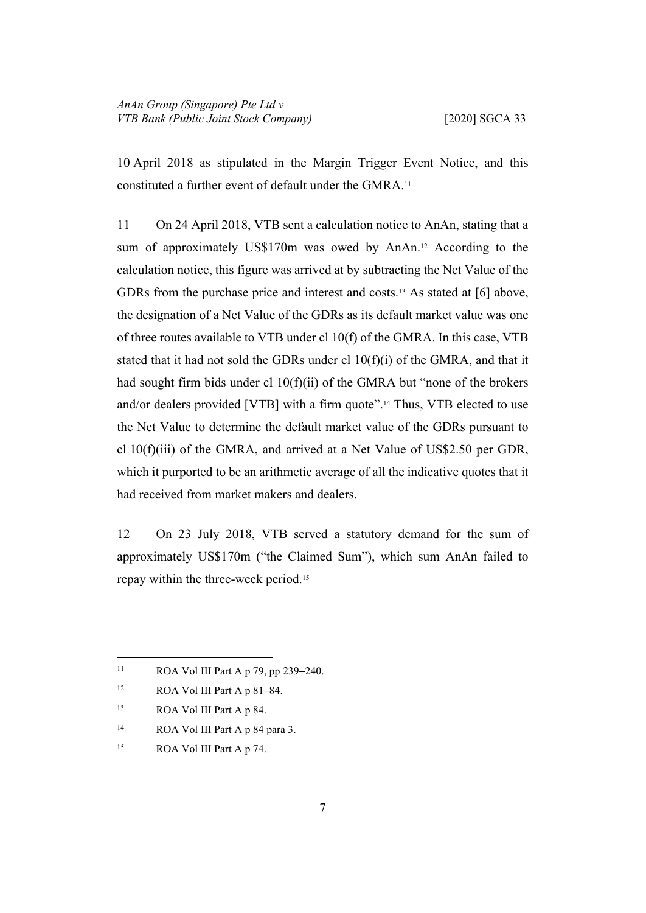10 April 2018 as stipulated in the Margin Trigger Event Notice, and this constituted a further event of default under the GMRA.[11]

11 On 24 April 2018, VTB sent a calculation notice to AnAn, stating that a sum of approximately US$170m was owed by AnAn.[12] According to the calculation notice, this figure was arrived at by subtracting the Net Value of the GDRs from the purchase price and interest and costs.[13] As stated at [6] above, the designation of a Net Value of the GDRs as its default market value was one of three routes available to VTB under cl 10(f) of the GMRA. In this case, VTB stated that it had not sold the GDRs under cl 10(f)(i) of the GMRA, and that it had sought firm bids under cl 10(f)(ii) of the GMRA but "none of the brokers and/or dealers provided [VTB] with a firm quote".[14] Thus, VTB elected to use the Net Value to determine the default market value of the GDRs pursuant to cl 10(f)(iii) of the GMRA, and arrived at a Net Value of US$2.50 per GDR, which it purported to be an arithmetic average of all the indicative quotes that it had received from market makers and dealers.

12 On 23 July 2018, VTB served a statutory demand for the sum of approximately US$170m ("the Claimed Sum"), which sum AnAn failed to repay within the three-week period.[15]

---

[11] ROA Vol III Part A p 79, pp 239–240.

[12] ROA Vol III Part A p 81–84.

[13] ROA Vol III Part A p 84.

[14] ROA Vol III Part A p 84 para 3.

[15] ROA Vol III Part A p 74.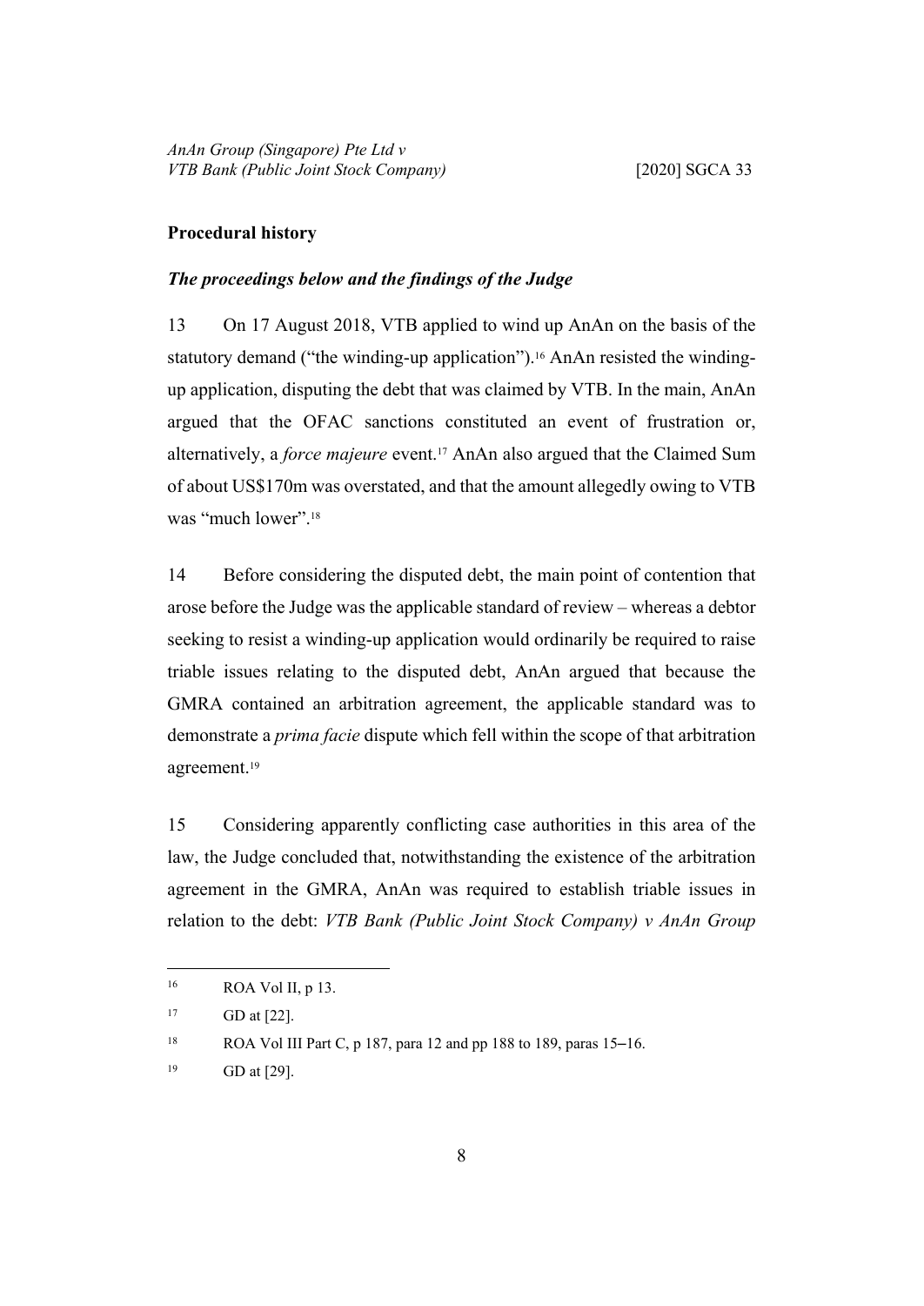## Procedural history

### *The proceedings below and the findings of the Judge*

13 On 17 August 2018, VTB applied to wind up AnAn on the basis of the statutory demand ("the winding-up application").[16] AnAn resisted the winding-up application, disputing the debt that was claimed by VTB. In the main, AnAn argued that the OFAC sanctions constituted an event of frustration or, alternatively, a *force majeure* event.[17] AnAn also argued that the Claimed Sum of about US$170m was overstated, and that the amount allegedly owing to VTB was "much lower".[18]

14 Before considering the disputed debt, the main point of contention that arose before the Judge was the applicable standard of review – whereas a debtor seeking to resist a winding-up application would ordinarily be required to raise triable issues relating to the disputed debt, AnAn argued that because the GMRA contained an arbitration agreement, the applicable standard was to demonstrate a *prima facie* dispute which fell within the scope of that arbitration agreement.[19]

15 Considering apparently conflicting case authorities in this area of the law, the Judge concluded that, notwithstanding the existence of the arbitration agreement in the GMRA, AnAn was required to establish triable issues in relation to the debt: *VTB Bank (Public Joint Stock Company) v AnAn Group*

---

[16] ROA Vol II, p 13.

[17] GD at [22].

[18] ROA Vol III Part C, p 187, para 12 and pp 188 to 189, paras 15–16.

[19] GD at [29].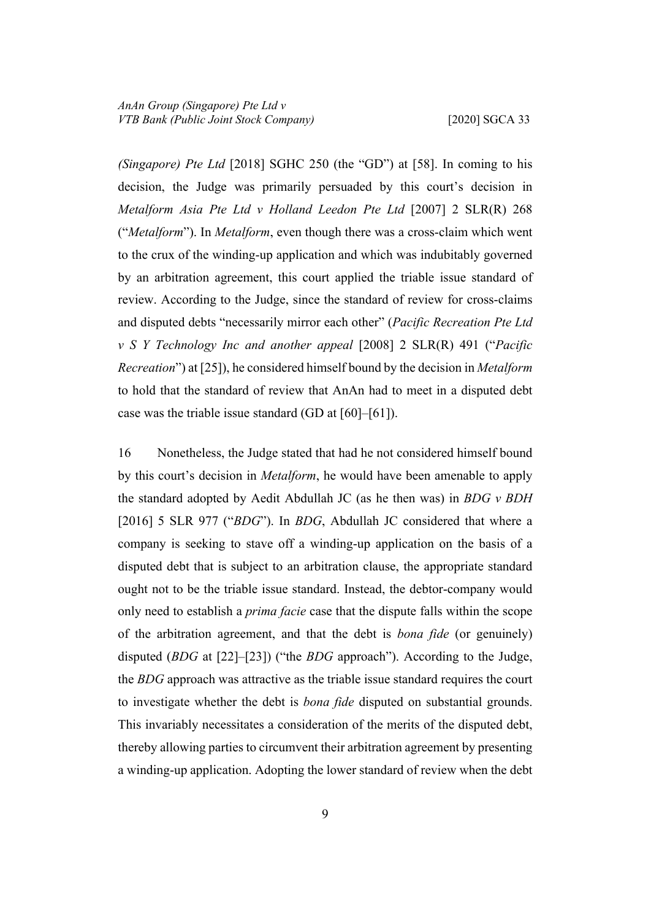*(Singapore) Pte Ltd* [2018] SGHC 250 (the "GD") at [58]. In coming to his decision, the Judge was primarily persuaded by this court's decision in *Metalform Asia Pte Ltd v Holland Leedon Pte Ltd* [2007] 2 SLR(R) 268 ("*Metalform*"). In *Metalform*, even though there was a cross-claim which went to the crux of the winding-up application and which was indubitably governed by an arbitration agreement, this court applied the triable issue standard of review. According to the Judge, since the standard of review for cross-claims and disputed debts "necessarily mirror each other" (*Pacific Recreation Pte Ltd v S Y Technology Inc and another appeal* [2008] 2 SLR(R) 491 ("*Pacific Recreation*") at [25]), he considered himself bound by the decision in *Metalform* to hold that the standard of review that AnAn had to meet in a disputed debt case was the triable issue standard (GD at [60]–[61]).

16 Nonetheless, the Judge stated that had he not considered himself bound by this court's decision in *Metalform*, he would have been amenable to apply the standard adopted by Aedit Abdullah JC (as he then was) in *BDG v BDH* [2016] 5 SLR 977 ("*BDG*"). In *BDG*, Abdullah JC considered that where a company is seeking to stave off a winding-up application on the basis of a disputed debt that is subject to an arbitration clause, the appropriate standard ought not to be the triable issue standard. Instead, the debtor-company would only need to establish a *prima facie* case that the dispute falls within the scope of the arbitration agreement, and that the debt is *bona fide* (or genuinely) disputed (*BDG* at [22]–[23]) ("the *BDG* approach"). According to the Judge, the *BDG* approach was attractive as the triable issue standard requires the court to investigate whether the debt is *bona fide* disputed on substantial grounds. This invariably necessitates a consideration of the merits of the disputed debt, thereby allowing parties to circumvent their arbitration agreement by presenting a winding-up application. Adopting the lower standard of review when the debt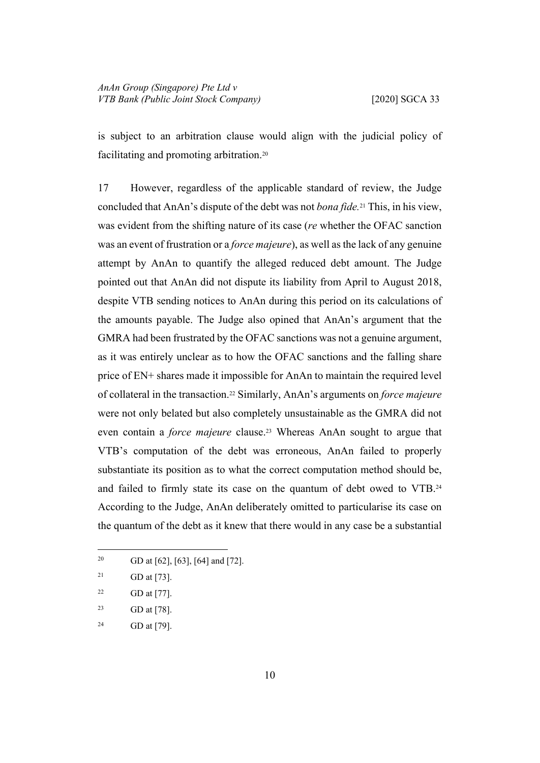is subject to an arbitration clause would align with the judicial policy of facilitating and promoting arbitration.[20]

17 However, regardless of the applicable standard of review, the Judge concluded that AnAn's dispute of the debt was not *bona fide*.[21] This, in his view, was evident from the shifting nature of its case (*re* whether the OFAC sanction was an event of frustration or a *force majeure*), as well as the lack of any genuine attempt by AnAn to quantify the alleged reduced debt amount. The Judge pointed out that AnAn did not dispute its liability from April to August 2018, despite VTB sending notices to AnAn during this period on its calculations of the amounts payable. The Judge also opined that AnAn's argument that the GMRA had been frustrated by the OFAC sanctions was not a genuine argument, as it was entirely unclear as to how the OFAC sanctions and the falling share price of EN+ shares made it impossible for AnAn to maintain the required level of collateral in the transaction.[22] Similarly, AnAn's arguments on *force majeure* were not only belated but also completely unsustainable as the GMRA did not even contain a *force majeure* clause.[23] Whereas AnAn sought to argue that VTB's computation of the debt was erroneous, AnAn failed to properly substantiate its position as to what the correct computation method should be, and failed to firmly state its case on the quantum of debt owed to VTB.[24] According to the Judge, AnAn deliberately omitted to particularise its case on the quantum of the debt as it knew that there would in any case be a substantial

---

[20] GD at [62], [63], [64] and [72].

[21] GD at [73].

[22] GD at [77].

[23] GD at [78].

[24] GD at [79].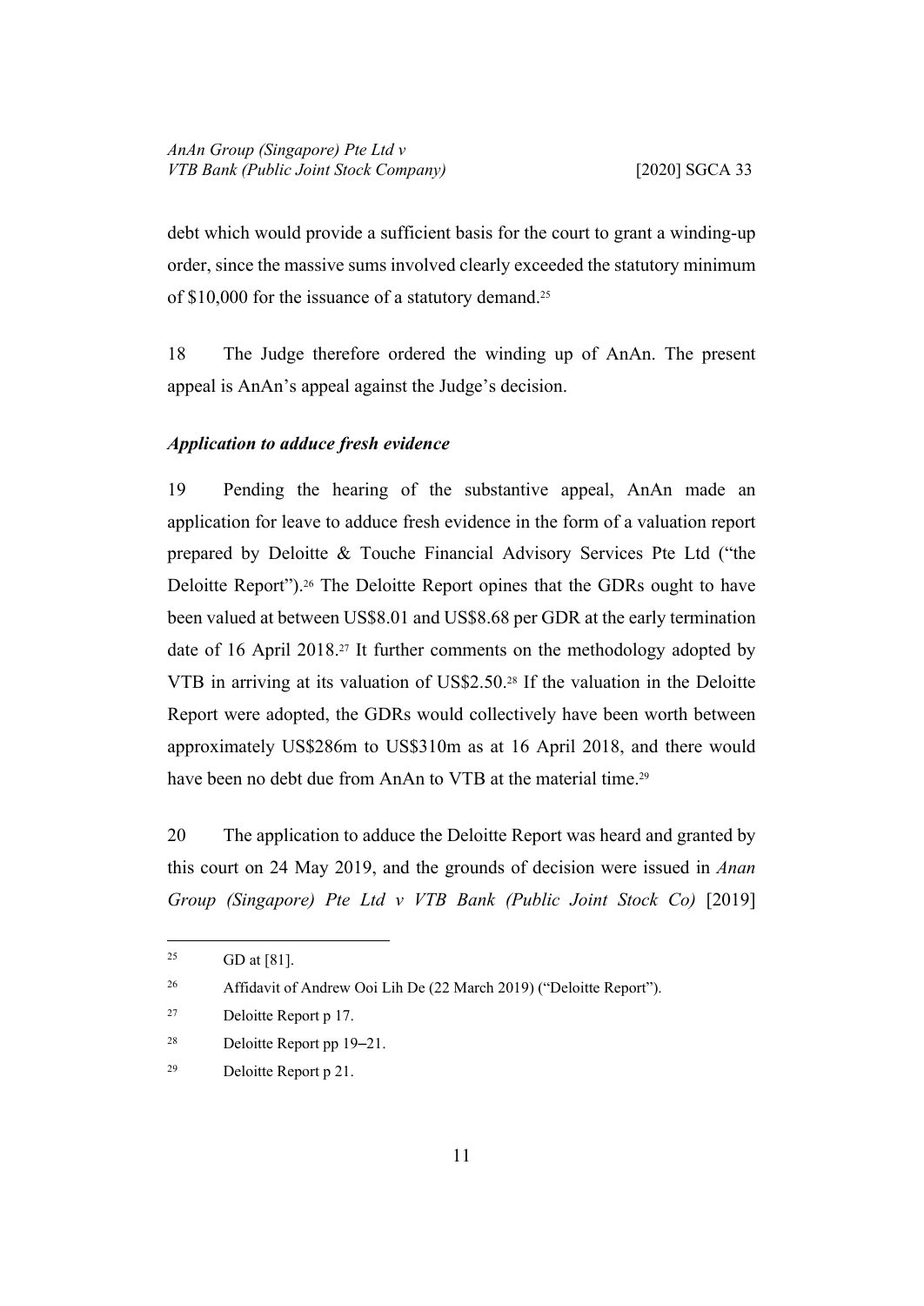debt which would provide a sufficient basis for the court to grant a winding-up order, since the massive sums involved clearly exceeded the statutory minimum of $10,000 for the issuance of a statutory demand.[25]

18 The Judge therefore ordered the winding up of AnAn. The present appeal is AnAn's appeal against the Judge's decision.

### *Application to adduce fresh evidence*

19 Pending the hearing of the substantive appeal, AnAn made an application for leave to adduce fresh evidence in the form of a valuation report prepared by Deloitte & Touche Financial Advisory Services Pte Ltd ("the Deloitte Report").[26] The Deloitte Report opines that the GDRs ought to have been valued at between US$8.01 and US$8.68 per GDR at the early termination date of 16 April 2018.[27] It further comments on the methodology adopted by VTB in arriving at its valuation of US$2.50.[28] If the valuation in the Deloitte Report were adopted, the GDRs would collectively have been worth between approximately US$286m to US$310m as at 16 April 2018, and there would have been no debt due from AnAn to VTB at the material time.[29]

20 The application to adduce the Deloitte Report was heard and granted by this court on 24 May 2019, and the grounds of decision were issued in *Anan Group (Singapore) Pte Ltd v VTB Bank (Public Joint Stock Co)* [2019]

---

[25] GD at [81].

[26] Affidavit of Andrew Ooi Lih De (22 March 2019) ("Deloitte Report").

[27] Deloitte Report p 17.

[28] Deloitte Report pp 19–21.

[29] Deloitte Report p 21.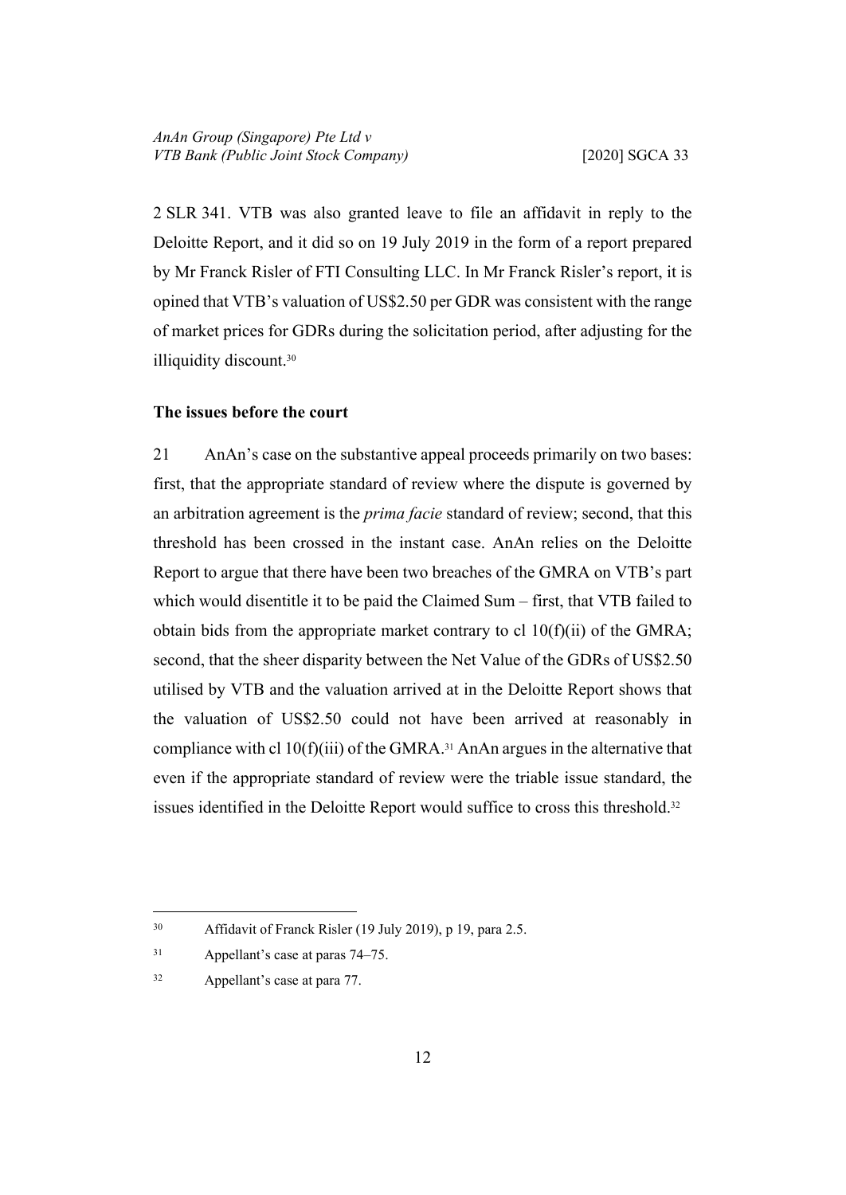2 SLR 341. VTB was also granted leave to file an affidavit in reply to the Deloitte Report, and it did so on 19 July 2019 in the form of a report prepared by Mr Franck Risler of FTI Consulting LLC. In Mr Franck Risler's report, it is opined that VTB's valuation of US$2.50 per GDR was consistent with the range of market prices for GDRs during the solicitation period, after adjusting for the illiquidity discount.[30]

**The issues before the court**

21 AnAn's case on the substantive appeal proceeds primarily on two bases: first, that the appropriate standard of review where the dispute is governed by an arbitration agreement is the *prima facie* standard of review; second, that this threshold has been crossed in the instant case. AnAn relies on the Deloitte Report to argue that there have been two breaches of the GMRA on VTB's part which would disentitle it to be paid the Claimed Sum – first, that VTB failed to obtain bids from the appropriate market contrary to cl 10(f)(ii) of the GMRA; second, that the sheer disparity between the Net Value of the GDRs of US$2.50 utilised by VTB and the valuation arrived at in the Deloitte Report shows that the valuation of US$2.50 could not have been arrived at reasonably in compliance with cl 10(f)(iii) of the GMRA.[31] AnAn argues in the alternative that even if the appropriate standard of review were the triable issue standard, the issues identified in the Deloitte Report would suffice to cross this threshold.[32]

---

[30] Affidavit of Franck Risler (19 July 2019), p 19, para 2.5.

[31] Appellant's case at paras 74–75.

[32] Appellant's case at para 77.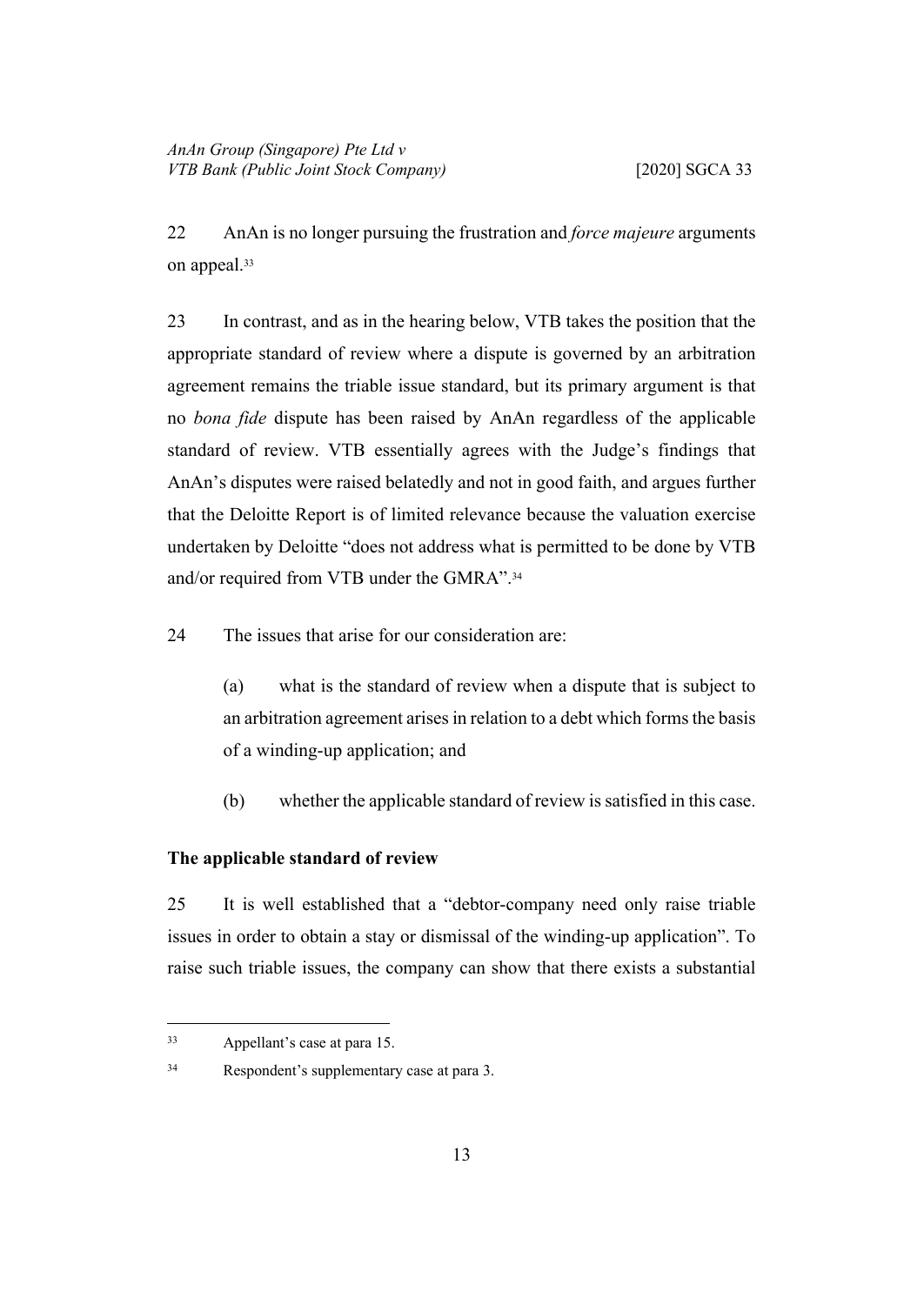22 AnAn is no longer pursuing the frustration and *force majeure* arguments on appeal.[33]

23 In contrast, and as in the hearing below, VTB takes the position that the appropriate standard of review where a dispute is governed by an arbitration agreement remains the triable issue standard, but its primary argument is that no *bona fide* dispute has been raised by AnAn regardless of the applicable standard of review. VTB essentially agrees with the Judge's findings that AnAn's disputes were raised belatedly and not in good faith, and argues further that the Deloitte Report is of limited relevance because the valuation exercise undertaken by Deloitte "does not address what is permitted to be done by VTB and/or required from VTB under the GMRA".[34]

24 The issues that arise for our consideration are:

(a) what is the standard of review when a dispute that is subject to an arbitration agreement arises in relation to a debt which forms the basis of a winding-up application; and

(b) whether the applicable standard of review is satisfied in this case.

## The applicable standard of review

25 It is well established that a "debtor-company need only raise triable issues in order to obtain a stay or dismissal of the winding-up application". To raise such triable issues, the company can show that there exists a substantial

---

[33] Appellant's case at para 15.

[34] Respondent's supplementary case at para 3.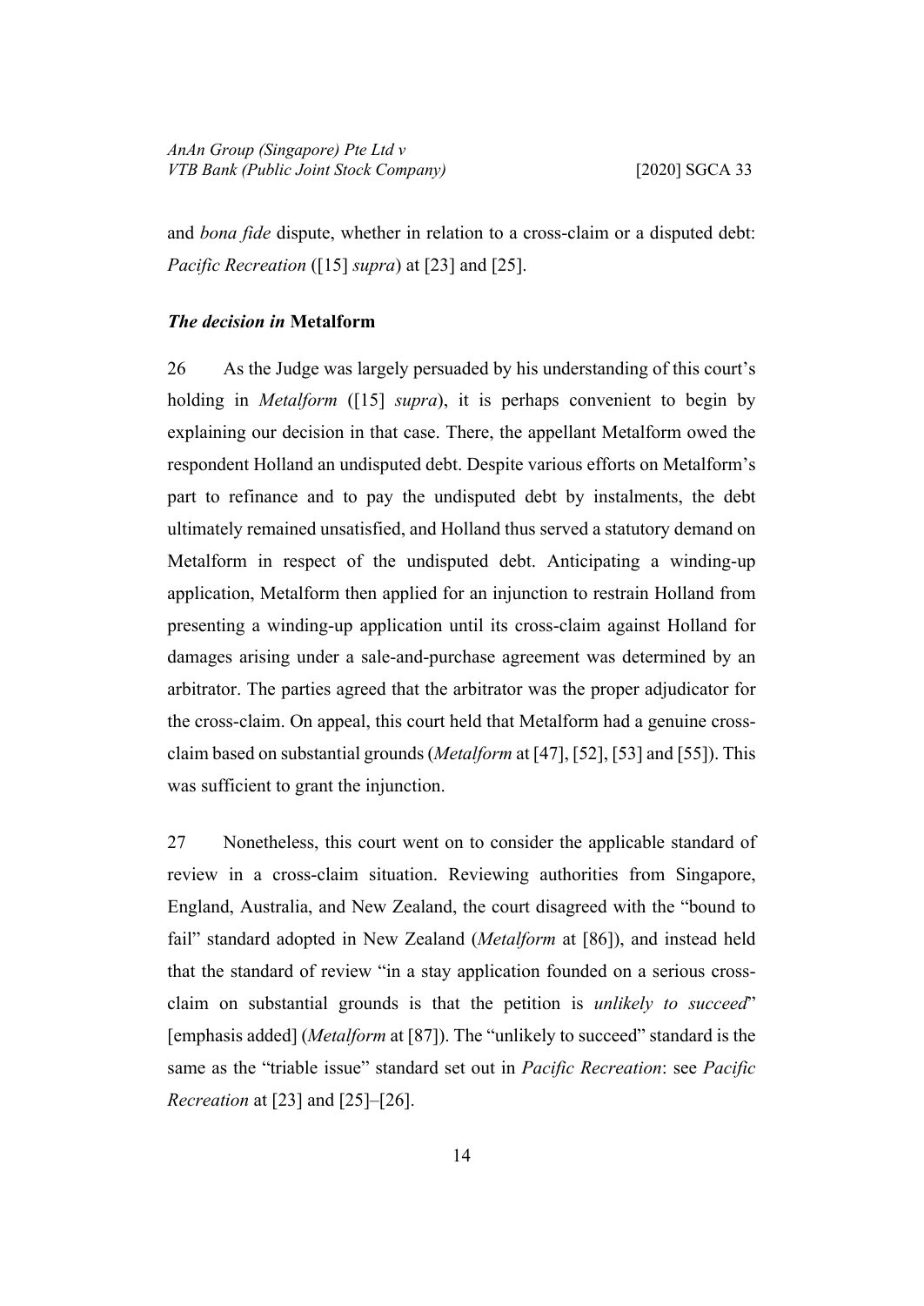and *bona fide* dispute, whether in relation to a cross-claim or a disputed debt: *Pacific Recreation* ([15] *supra*) at [23] and [25].

### *The decision in* **Metalform**

26 As the Judge was largely persuaded by his understanding of this court's holding in *Metalform* ([15] *supra*), it is perhaps convenient to begin by explaining our decision in that case. There, the appellant Metalform owed the respondent Holland an undisputed debt. Despite various efforts on Metalform's part to refinance and to pay the undisputed debt by instalments, the debt ultimately remained unsatisfied, and Holland thus served a statutory demand on Metalform in respect of the undisputed debt. Anticipating a winding-up application, Metalform then applied for an injunction to restrain Holland from presenting a winding-up application until its cross-claim against Holland for damages arising under a sale-and-purchase agreement was determined by an arbitrator. The parties agreed that the arbitrator was the proper adjudicator for the cross-claim. On appeal, this court held that Metalform had a genuine cross-claim based on substantial grounds (*Metalform* at [47], [52], [53] and [55]). This was sufficient to grant the injunction.

27 Nonetheless, this court went on to consider the applicable standard of review in a cross-claim situation. Reviewing authorities from Singapore, England, Australia, and New Zealand, the court disagreed with the "bound to fail" standard adopted in New Zealand (*Metalform* at [86]), and instead held that the standard of review "in a stay application founded on a serious cross-claim on substantial grounds is that the petition is *unlikely to succeed*" [emphasis added] (*Metalform* at [87]). The "unlikely to succeed" standard is the same as the "triable issue" standard set out in *Pacific Recreation*: see *Pacific Recreation* at [23] and [25]–[26].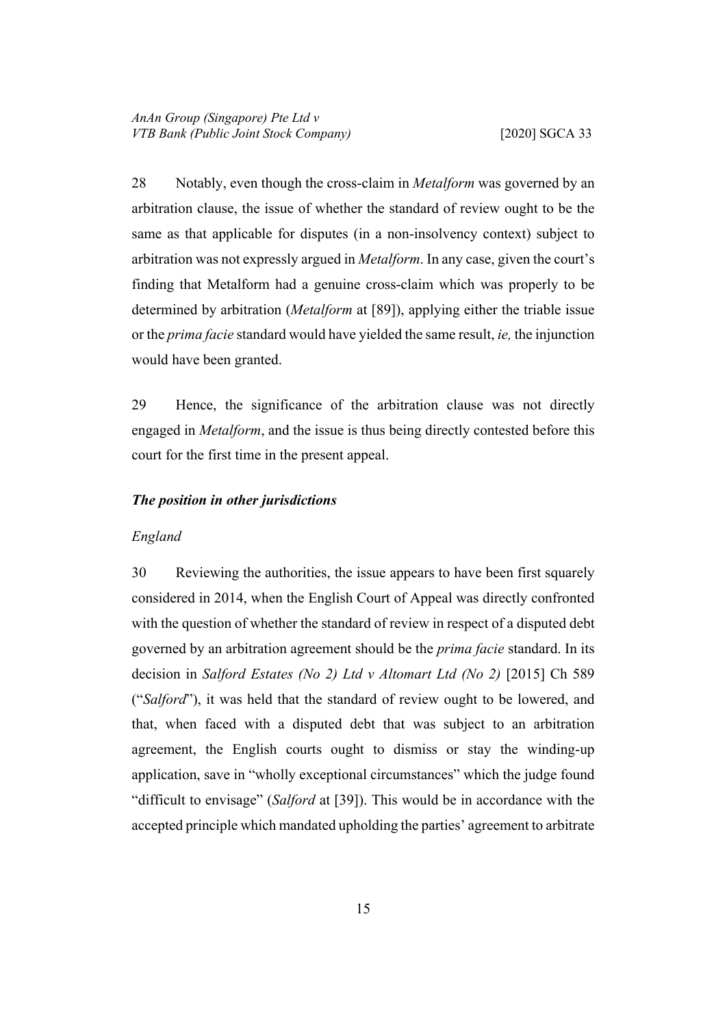28 Notably, even though the cross-claim in *Metalform* was governed by an arbitration clause, the issue of whether the standard of review ought to be the same as that applicable for disputes (in a non-insolvency context) subject to arbitration was not expressly argued in *Metalform*. In any case, given the court's finding that Metalform had a genuine cross-claim which was properly to be determined by arbitration (*Metalform* at [89]), applying either the triable issue or the *prima facie* standard would have yielded the same result, *ie,* the injunction would have been granted.

29 Hence, the significance of the arbitration clause was not directly engaged in *Metalform*, and the issue is thus being directly contested before this court for the first time in the present appeal.

### ***The position in other jurisdictions***

#### *England*

30 Reviewing the authorities, the issue appears to have been first squarely considered in 2014, when the English Court of Appeal was directly confronted with the question of whether the standard of review in respect of a disputed debt governed by an arbitration agreement should be the *prima facie* standard. In its decision in *Salford Estates (No 2) Ltd v Altomart Ltd (No 2)* [2015] Ch 589 ("*Salford*"), it was held that the standard of review ought to be lowered, and that, when faced with a disputed debt that was subject to an arbitration agreement, the English courts ought to dismiss or stay the winding-up application, save in "wholly exceptional circumstances" which the judge found "difficult to envisage" (*Salford* at [39]). This would be in accordance with the accepted principle which mandated upholding the parties' agreement to arbitrate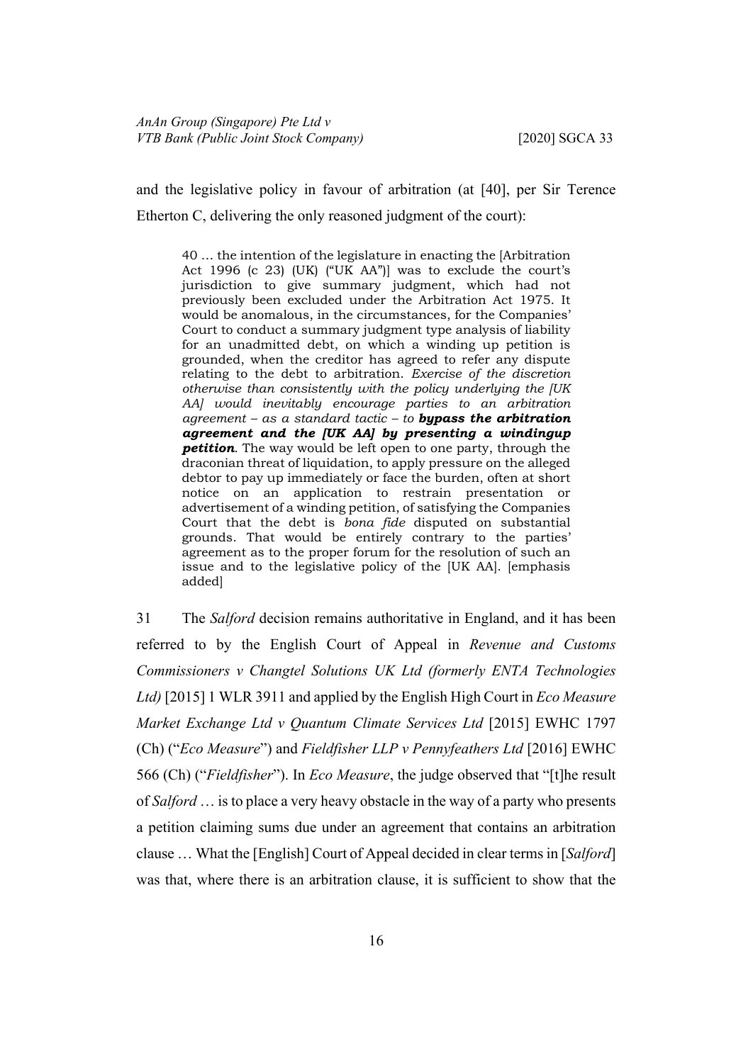and the legislative policy in favour of arbitration (at [40], per Sir Terence Etherton C, delivering the only reasoned judgment of the court):

> 40 … the intention of the legislature in enacting the [Arbitration Act 1996 (c 23) (UK) ("UK AA")] was to exclude the court's jurisdiction to give summary judgment, which had not previously been excluded under the Arbitration Act 1975. It would be anomalous, in the circumstances, for the Companies' Court to conduct a summary judgment type analysis of liability for an unadmitted debt, on which a winding up petition is grounded, when the creditor has agreed to refer any dispute relating to the debt to arbitration. *Exercise of the discretion otherwise than consistently with the policy underlying the [UK AA] would inevitably encourage parties to an arbitration agreement – as a standard tactic – to* ***bypass the arbitration agreement and the [UK AA] by presenting a windingup petition***. The way would be left open to one party, through the draconian threat of liquidation, to apply pressure on the alleged debtor to pay up immediately or face the burden, often at short notice on an application to restrain presentation or advertisement of a winding petition, of satisfying the Companies Court that the debt is *bona fide* disputed on substantial grounds. That would be entirely contrary to the parties' agreement as to the proper forum for the resolution of such an issue and to the legislative policy of the [UK AA]. [emphasis added]

31 The *Salford* decision remains authoritative in England, and it has been referred to by the English Court of Appeal in *Revenue and Customs Commissioners v Changtel Solutions UK Ltd (formerly ENTA Technologies Ltd)* [2015] 1 WLR 3911 and applied by the English High Court in *Eco Measure Market Exchange Ltd v Quantum Climate Services Ltd* [2015] EWHC 1797 (Ch) ("*Eco Measure*") and *Fieldfisher LLP v Pennyfeathers Ltd* [2016] EWHC 566 (Ch) ("*Fieldfisher*"). In *Eco Measure*, the judge observed that "[t]he result of *Salford* … is to place a very heavy obstacle in the way of a party who presents a petition claiming sums due under an agreement that contains an arbitration clause … What the [English] Court of Appeal decided in clear terms in [*Salford*] was that, where there is an arbitration clause, it is sufficient to show that the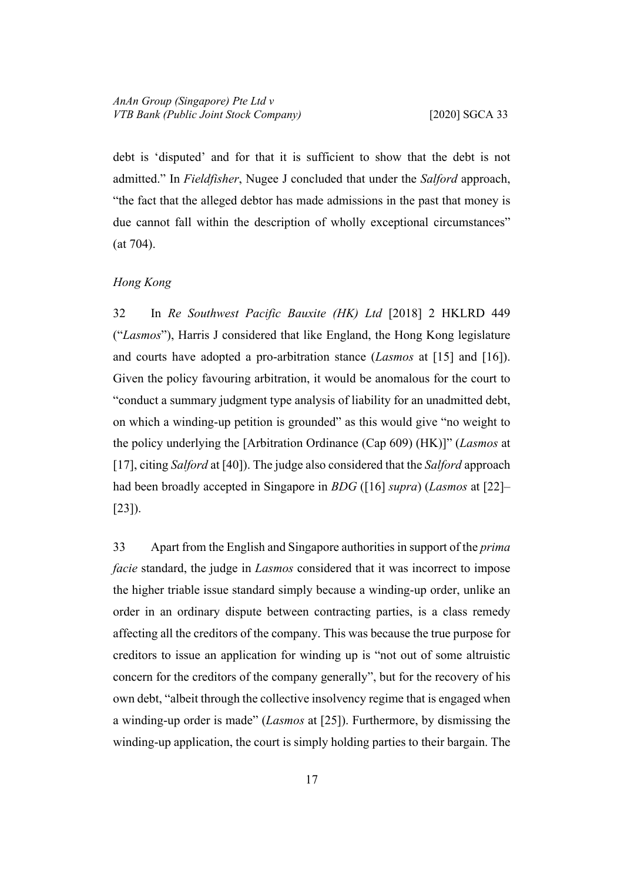debt is 'disputed' and for that it is sufficient to show that the debt is not admitted." In *Fieldfisher*, Nugee J concluded that under the *Salford* approach, "the fact that the alleged debtor has made admissions in the past that money is due cannot fall within the description of wholly exceptional circumstances" (at 704).

*Hong Kong*

32 In *Re Southwest Pacific Bauxite (HK) Ltd* [2018] 2 HKLRD 449 ("*Lasmos*"), Harris J considered that like England, the Hong Kong legislature and courts have adopted a pro-arbitration stance (*Lasmos* at [15] and [16]). Given the policy favouring arbitration, it would be anomalous for the court to "conduct a summary judgment type analysis of liability for an unadmitted debt, on which a winding-up petition is grounded" as this would give "no weight to the policy underlying the [Arbitration Ordinance (Cap 609) (HK)]" (*Lasmos* at [17], citing *Salford* at [40]). The judge also considered that the *Salford* approach had been broadly accepted in Singapore in *BDG* ([16] *supra*) (*Lasmos* at [22]–[23]).

33 Apart from the English and Singapore authorities in support of the *prima facie* standard, the judge in *Lasmos* considered that it was incorrect to impose the higher triable issue standard simply because a winding-up order, unlike an order in an ordinary dispute between contracting parties, is a class remedy affecting all the creditors of the company. This was because the true purpose for creditors to issue an application for winding up is "not out of some altruistic concern for the creditors of the company generally", but for the recovery of his own debt, "albeit through the collective insolvency regime that is engaged when a winding-up order is made" (*Lasmos* at [25]). Furthermore, by dismissing the winding-up application, the court is simply holding parties to their bargain. The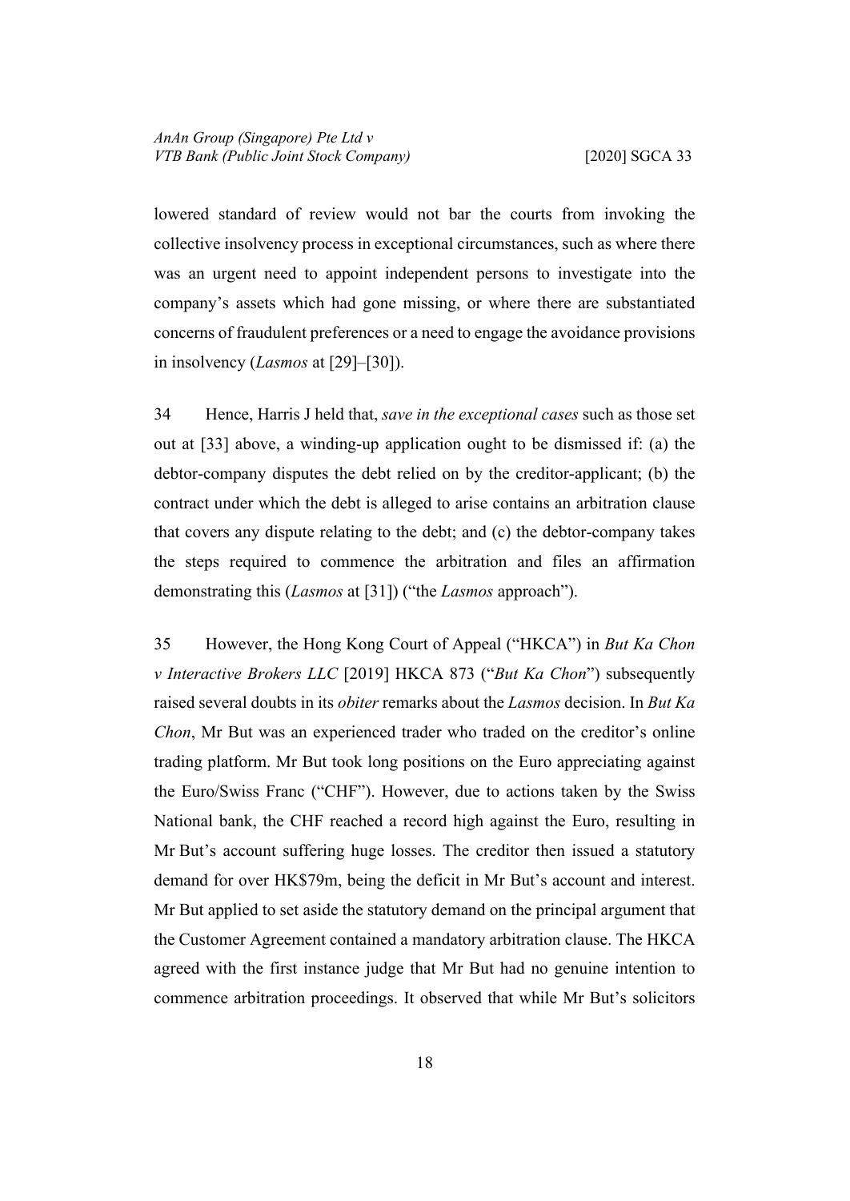lowered standard of review would not bar the courts from invoking the collective insolvency process in exceptional circumstances, such as where there was an urgent need to appoint independent persons to investigate into the company's assets which had gone missing, or where there are substantiated concerns of fraudulent preferences or a need to engage the avoidance provisions in insolvency (*Lasmos* at [29]–[30]).

34 Hence, Harris J held that, *save in the exceptional cases* such as those set out at [33] above, a winding-up application ought to be dismissed if: (a) the debtor-company disputes the debt relied on by the creditor-applicant; (b) the contract under which the debt is alleged to arise contains an arbitration clause that covers any dispute relating to the debt; and (c) the debtor-company takes the steps required to commence the arbitration and files an affirmation demonstrating this (*Lasmos* at [31]) ("the *Lasmos* approach").

35 However, the Hong Kong Court of Appeal ("HKCA") in *But Ka Chon v Interactive Brokers LLC* [2019] HKCA 873 ("*But Ka Chon*") subsequently raised several doubts in its *obiter* remarks about the *Lasmos* decision. In *But Ka Chon*, Mr But was an experienced trader who traded on the creditor's online trading platform. Mr But took long positions on the Euro appreciating against the Euro/Swiss Franc ("CHF"). However, due to actions taken by the Swiss National bank, the CHF reached a record high against the Euro, resulting in Mr But's account suffering huge losses. The creditor then issued a statutory demand for over HK$79m, being the deficit in Mr But's account and interest. Mr But applied to set aside the statutory demand on the principal argument that the Customer Agreement contained a mandatory arbitration clause. The HKCA agreed with the first instance judge that Mr But had no genuine intention to commence arbitration proceedings. It observed that while Mr But's solicitors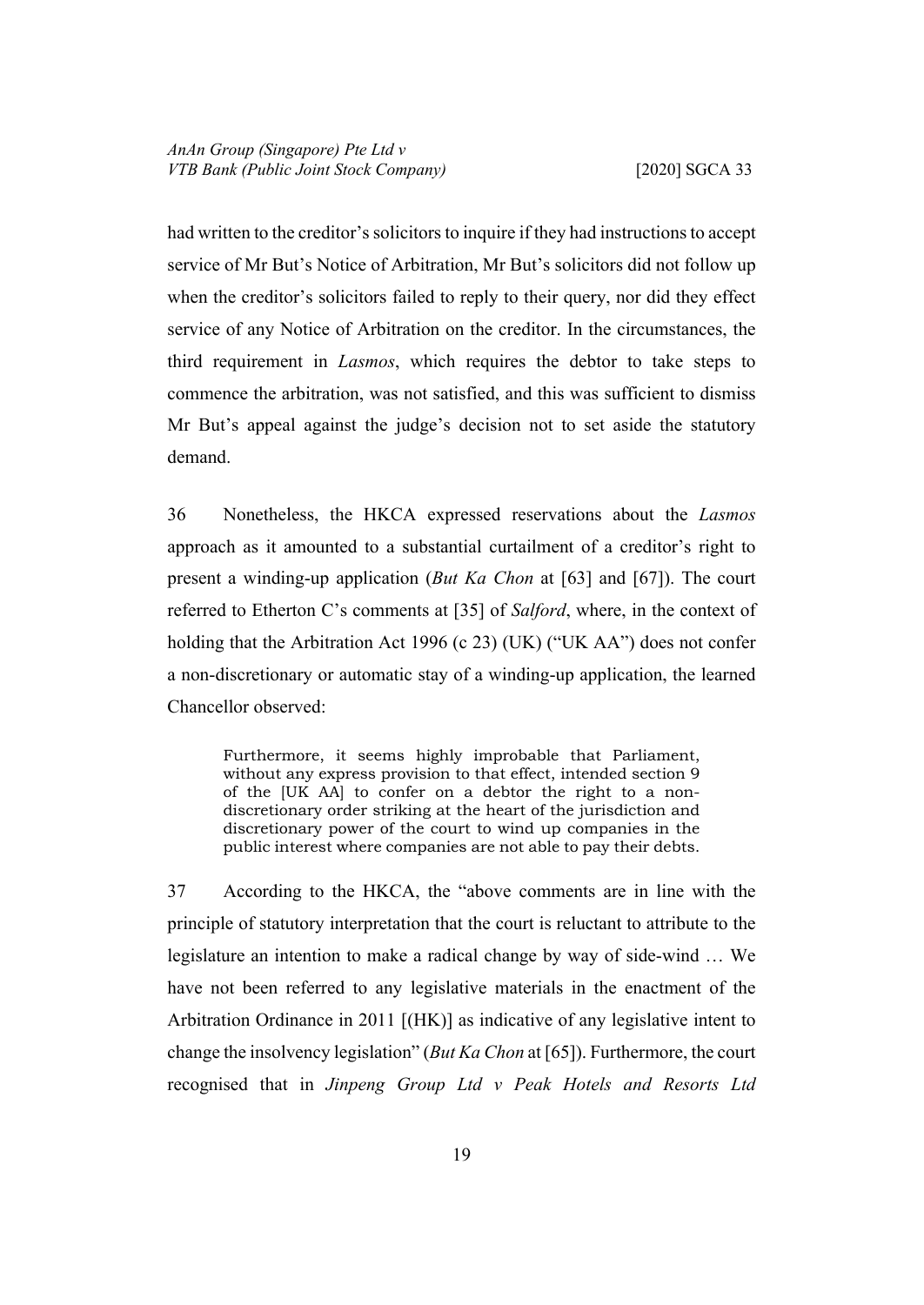had written to the creditor's solicitors to inquire if they had instructions to accept service of Mr But's Notice of Arbitration, Mr But's solicitors did not follow up when the creditor's solicitors failed to reply to their query, nor did they effect service of any Notice of Arbitration on the creditor. In the circumstances, the third requirement in *Lasmos*, which requires the debtor to take steps to commence the arbitration, was not satisfied, and this was sufficient to dismiss Mr But's appeal against the judge's decision not to set aside the statutory demand.

36 Nonetheless, the HKCA expressed reservations about the *Lasmos* approach as it amounted to a substantial curtailment of a creditor's right to present a winding-up application (*But Ka Chon* at [63] and [67]). The court referred to Etherton C's comments at [35] of *Salford*, where, in the context of holding that the Arbitration Act 1996 (c 23) (UK) ("UK AA") does not confer a non-discretionary or automatic stay of a winding-up application, the learned Chancellor observed:

> Furthermore, it seems highly improbable that Parliament, without any express provision to that effect, intended section 9 of the [UK AA] to confer on a debtor the right to a non-discretionary order striking at the heart of the jurisdiction and discretionary power of the court to wind up companies in the public interest where companies are not able to pay their debts.

37 According to the HKCA, the "above comments are in line with the principle of statutory interpretation that the court is reluctant to attribute to the legislature an intention to make a radical change by way of side-wind … We have not been referred to any legislative materials in the enactment of the Arbitration Ordinance in 2011 [(HK)] as indicative of any legislative intent to change the insolvency legislation" (*But Ka Chon* at [65]). Furthermore, the court recognised that in *Jinpeng Group Ltd v Peak Hotels and Resorts Ltd*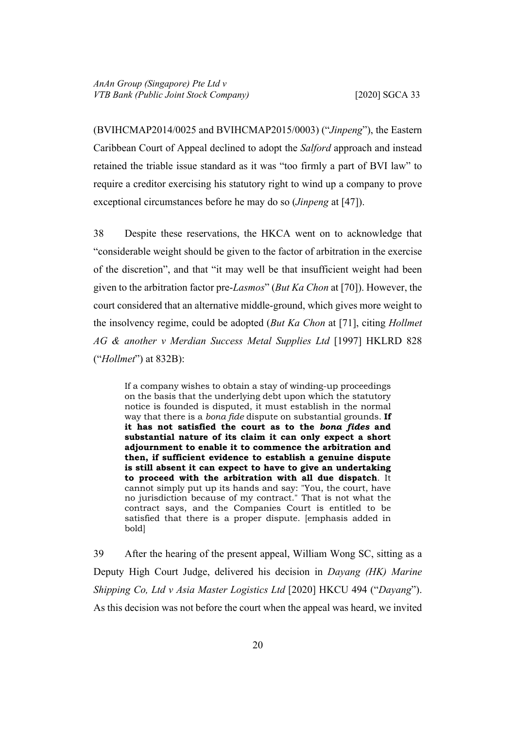(BVIHCMAP2014/0025 and BVIHCMAP2015/0003) ("*Jinpeng*"), the Eastern Caribbean Court of Appeal declined to adopt the *Salford* approach and instead retained the triable issue standard as it was "too firmly a part of BVI law" to require a creditor exercising his statutory right to wind up a company to prove exceptional circumstances before he may do so (*Jinpeng* at [47]).

38 Despite these reservations, the HKCA went on to acknowledge that "considerable weight should be given to the factor of arbitration in the exercise of the discretion", and that "it may well be that insufficient weight had been given to the arbitration factor pre-*Lasmos*" (*But Ka Chon* at [70]). However, the court considered that an alternative middle-ground, which gives more weight to the insolvency regime, could be adopted (*But Ka Chon* at [71], citing *Hollmet AG & another v Merdian Success Metal Supplies Ltd* [1997] HKLRD 828 ("*Hollmet*") at 832B):

> If a company wishes to obtain a stay of winding-up proceedings on the basis that the underlying debt upon which the statutory notice is founded is disputed, it must establish in the normal way that there is a *bona fide* dispute on substantial grounds. **If it has not satisfied the court as to the *bona fides* and substantial nature of its claim it can only expect a short adjournment to enable it to commence the arbitration and then, if sufficient evidence to establish a genuine dispute is still absent it can expect to have to give an undertaking to proceed with the arbitration with all due dispatch**. It cannot simply put up its hands and say: "You, the court, have no jurisdiction because of my contract." That is not what the contract says, and the Companies Court is entitled to be satisfied that there is a proper dispute. [emphasis added in bold]

39 After the hearing of the present appeal, William Wong SC, sitting as a Deputy High Court Judge, delivered his decision in *Dayang (HK) Marine Shipping Co, Ltd v Asia Master Logistics Ltd* [2020] HKCU 494 ("*Dayang*"). As this decision was not before the court when the appeal was heard, we invited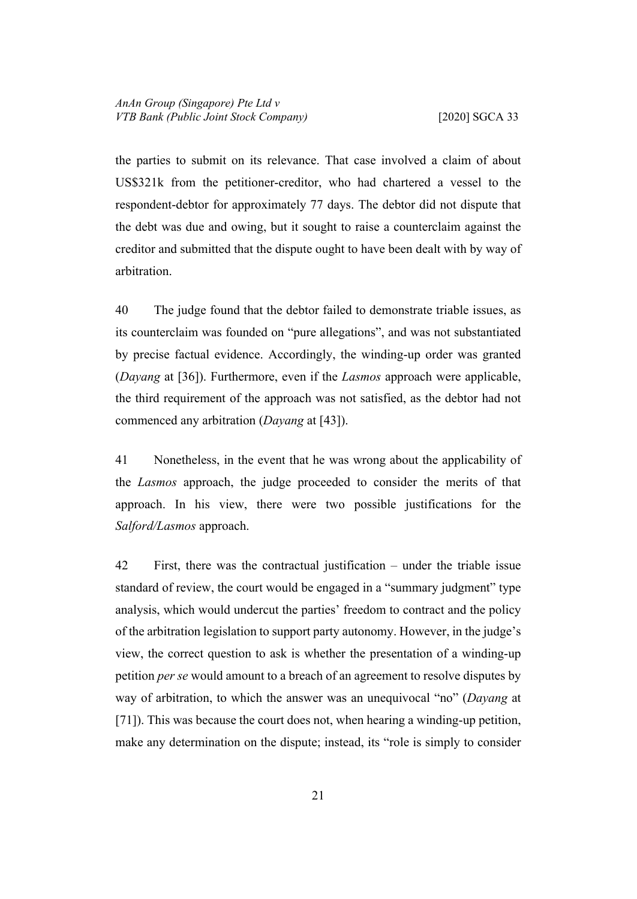the parties to submit on its relevance. That case involved a claim of about US$321k from the petitioner-creditor, who had chartered a vessel to the respondent-debtor for approximately 77 days. The debtor did not dispute that the debt was due and owing, but it sought to raise a counterclaim against the creditor and submitted that the dispute ought to have been dealt with by way of arbitration.

40 The judge found that the debtor failed to demonstrate triable issues, as its counterclaim was founded on "pure allegations", and was not substantiated by precise factual evidence. Accordingly, the winding-up order was granted (*Dayang* at [36]). Furthermore, even if the *Lasmos* approach were applicable, the third requirement of the approach was not satisfied, as the debtor had not commenced any arbitration (*Dayang* at [43]).

41 Nonetheless, in the event that he was wrong about the applicability of the *Lasmos* approach, the judge proceeded to consider the merits of that approach. In his view, there were two possible justifications for the *Salford/Lasmos* approach.

42 First, there was the contractual justification – under the triable issue standard of review, the court would be engaged in a "summary judgment" type analysis, which would undercut the parties' freedom to contract and the policy of the arbitration legislation to support party autonomy. However, in the judge's view, the correct question to ask is whether the presentation of a winding-up petition *per se* would amount to a breach of an agreement to resolve disputes by way of arbitration, to which the answer was an unequivocal "no" (*Dayang* at [71]). This was because the court does not, when hearing a winding-up petition, make any determination on the dispute; instead, its "role is simply to consider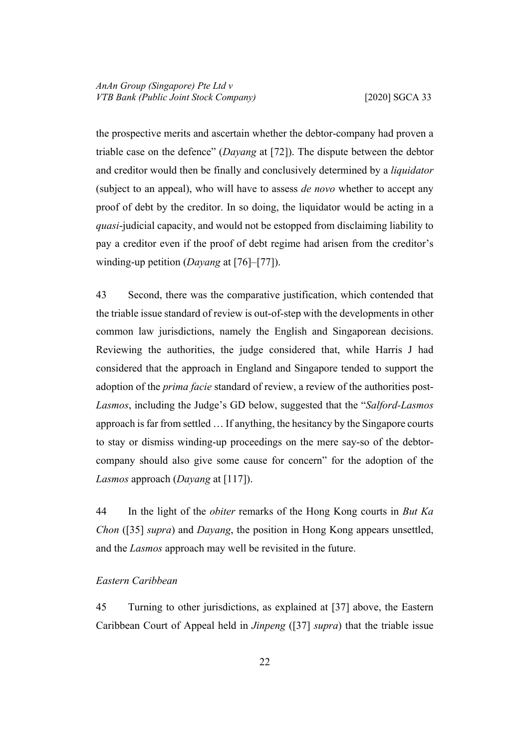the prospective merits and ascertain whether the debtor-company had proven a triable case on the defence" (*Dayang* at [72]). The dispute between the debtor and creditor would then be finally and conclusively determined by a *liquidator* (subject to an appeal), who will have to assess *de novo* whether to accept any proof of debt by the creditor. In so doing, the liquidator would be acting in a *quasi*-judicial capacity, and would not be estopped from disclaiming liability to pay a creditor even if the proof of debt regime had arisen from the creditor's winding-up petition (*Dayang* at [76]–[77]).

43 Second, there was the comparative justification, which contended that the triable issue standard of review is out-of-step with the developments in other common law jurisdictions, namely the English and Singaporean decisions. Reviewing the authorities, the judge considered that, while Harris J had considered that the approach in England and Singapore tended to support the adoption of the *prima facie* standard of review, a review of the authorities post-*Lasmos*, including the Judge's GD below, suggested that the "*Salford-Lasmos* approach is far from settled … If anything, the hesitancy by the Singapore courts to stay or dismiss winding-up proceedings on the mere say-so of the debtor-company should also give some cause for concern" for the adoption of the *Lasmos* approach (*Dayang* at [117]).

44 In the light of the *obiter* remarks of the Hong Kong courts in *But Ka Chon* ([35] *supra*) and *Dayang*, the position in Hong Kong appears unsettled, and the *Lasmos* approach may well be revisited in the future.

*Eastern Caribbean*

45 Turning to other jurisdictions, as explained at [37] above, the Eastern Caribbean Court of Appeal held in *Jinpeng* ([37] *supra*) that the triable issue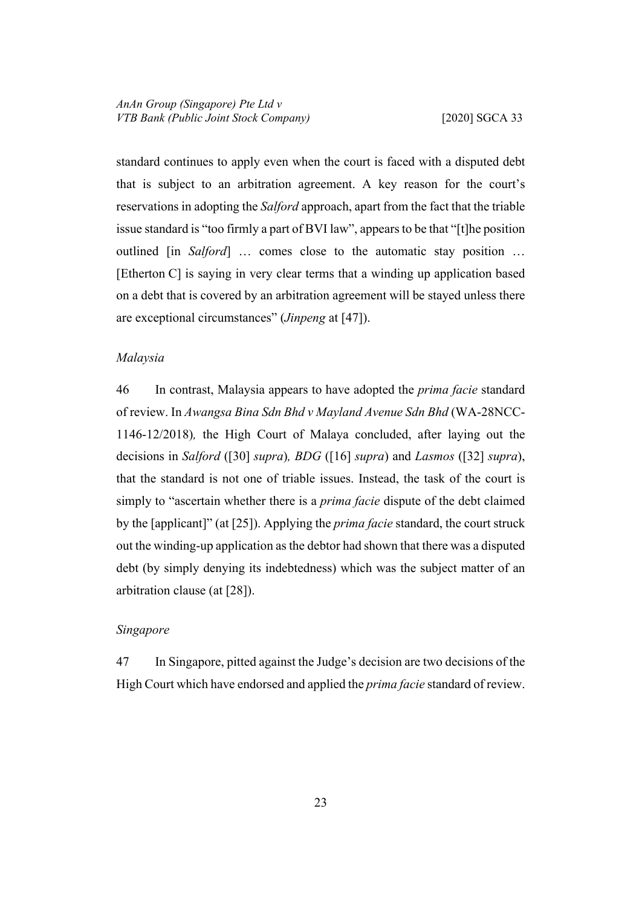standard continues to apply even when the court is faced with a disputed debt that is subject to an arbitration agreement. A key reason for the court's reservations in adopting the *Salford* approach, apart from the fact that the triable issue standard is "too firmly a part of BVI law", appears to be that "[t]he position outlined [in *Salford*] … comes close to the automatic stay position … [Etherton C] is saying in very clear terms that a winding up application based on a debt that is covered by an arbitration agreement will be stayed unless there are exceptional circumstances" (*Jinpeng* at [47]).

*Malaysia*

46 In contrast, Malaysia appears to have adopted the *prima facie* standard of review. In *Awangsa Bina Sdn Bhd v Mayland Avenue Sdn Bhd* (WA-28NCC-1146-12/2018), the High Court of Malaya concluded, after laying out the decisions in *Salford* ([30] *supra*), *BDG* ([16] *supra*) and *Lasmos* ([32] *supra*), that the standard is not one of triable issues. Instead, the task of the court is simply to "ascertain whether there is a *prima facie* dispute of the debt claimed by the [applicant]" (at [25]). Applying the *prima facie* standard, the court struck out the winding-up application as the debtor had shown that there was a disputed debt (by simply denying its indebtedness) which was the subject matter of an arbitration clause (at [28]).

*Singapore*

47 In Singapore, pitted against the Judge's decision are two decisions of the High Court which have endorsed and applied the *prima facie* standard of review.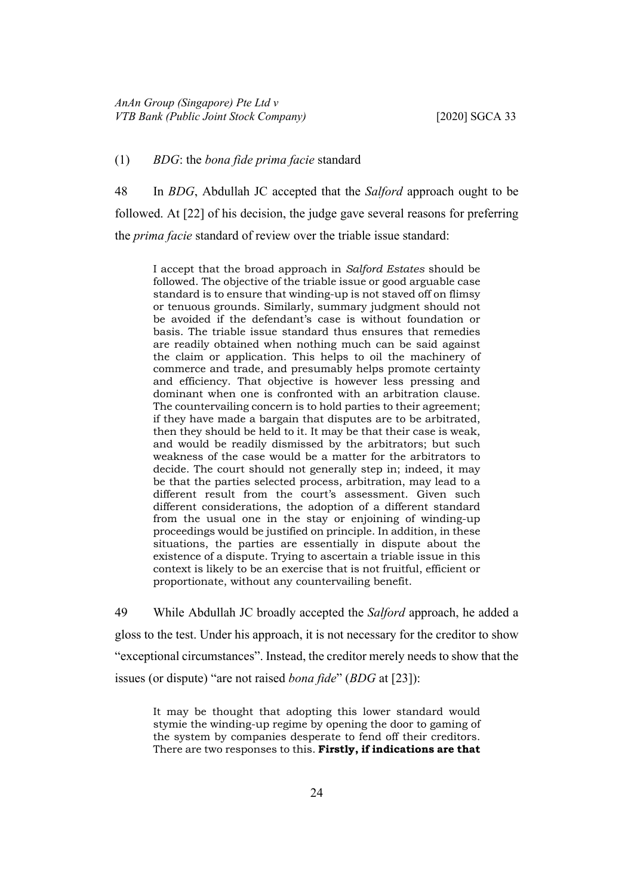(1) *BDG*: the *bona fide prima facie* standard

48 In *BDG*, Abdullah JC accepted that the *Salford* approach ought to be followed. At [22] of his decision, the judge gave several reasons for preferring the *prima facie* standard of review over the triable issue standard:

> I accept that the broad approach in *Salford Estates* should be followed. The objective of the triable issue or good arguable case standard is to ensure that winding-up is not staved off on flimsy or tenuous grounds. Similarly, summary judgment should not be avoided if the defendant's case is without foundation or basis. The triable issue standard thus ensures that remedies are readily obtained when nothing much can be said against the claim or application. This helps to oil the machinery of commerce and trade, and presumably helps promote certainty and efficiency. That objective is however less pressing and dominant when one is confronted with an arbitration clause. The countervailing concern is to hold parties to their agreement; if they have made a bargain that disputes are to be arbitrated, then they should be held to it. It may be that their case is weak, and would be readily dismissed by the arbitrators; but such weakness of the case would be a matter for the arbitrators to decide. The court should not generally step in; indeed, it may be that the parties selected process, arbitration, may lead to a different result from the court's assessment. Given such different considerations, the adoption of a different standard from the usual one in the stay or enjoining of winding-up proceedings would be justified on principle. In addition, in these situations, the parties are essentially in dispute about the existence of a dispute. Trying to ascertain a triable issue in this context is likely to be an exercise that is not fruitful, efficient or proportionate, without any countervailing benefit.

49 While Abdullah JC broadly accepted the *Salford* approach, he added a gloss to the test. Under his approach, it is not necessary for the creditor to show "exceptional circumstances". Instead, the creditor merely needs to show that the issues (or dispute) "are not raised *bona fide*" (*BDG* at [23]):

> It may be thought that adopting this lower standard would stymie the winding-up regime by opening the door to gaming of the system by companies desperate to fend off their creditors. There are two responses to this. **Firstly, if indications are that**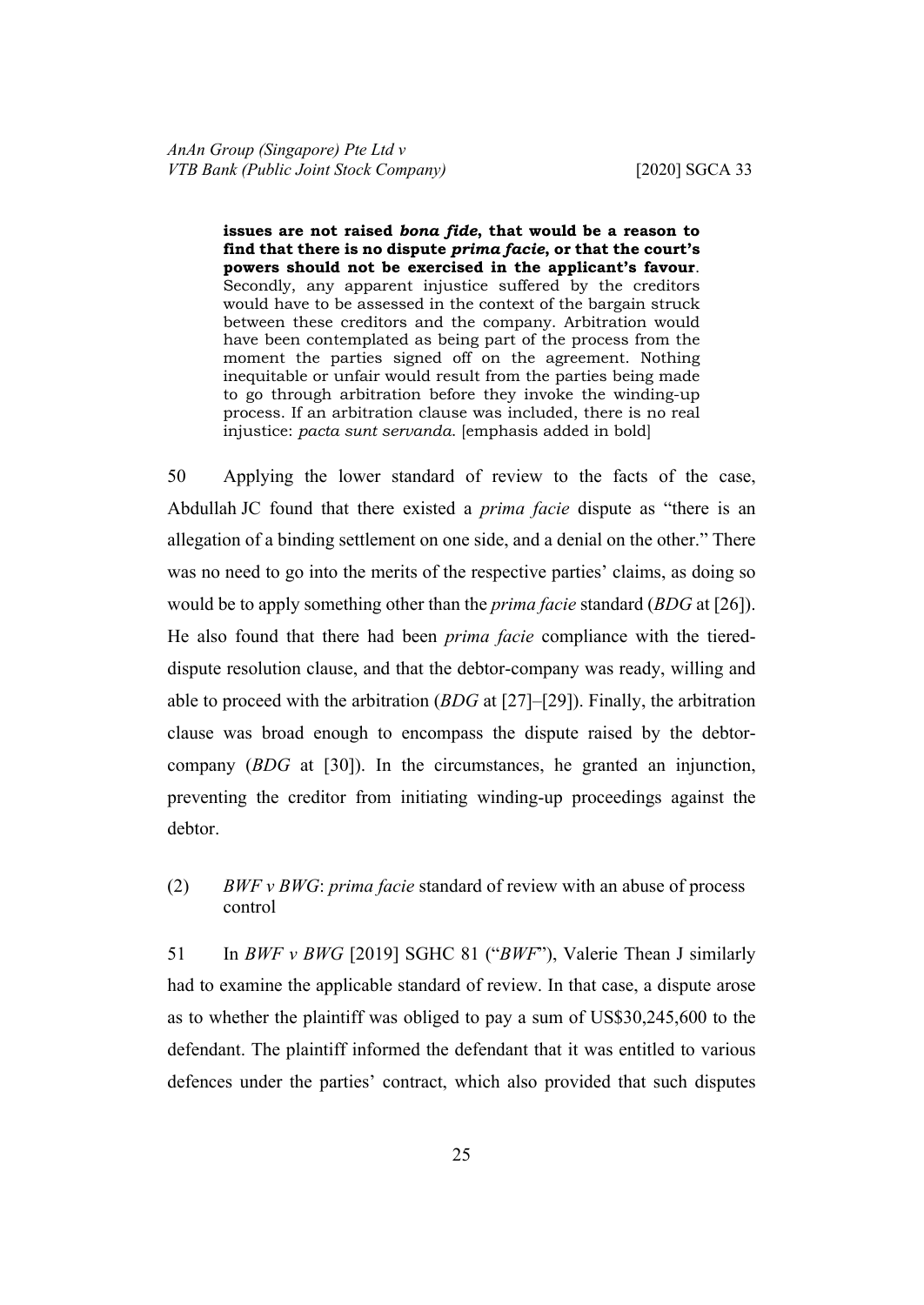> **issues are not raised *bona fide*, that would be a reason to find that there is no dispute *prima facie*, or that the court's powers should not be exercised in the applicant's favour**. Secondly, any apparent injustice suffered by the creditors would have to be assessed in the context of the bargain struck between these creditors and the company. Arbitration would have been contemplated as being part of the process from the moment the parties signed off on the agreement. Nothing inequitable or unfair would result from the parties being made to go through arbitration before they invoke the winding-up process. If an arbitration clause was included, there is no real injustice: *pacta sunt servanda*. [emphasis added in bold]

50 Applying the lower standard of review to the facts of the case, Abdullah JC found that there existed a *prima facie* dispute as "there is an allegation of a binding settlement on one side, and a denial on the other." There was no need to go into the merits of the respective parties' claims, as doing so would be to apply something other than the *prima facie* standard (*BDG* at [26]). He also found that there had been *prima facie* compliance with the tiered-dispute resolution clause, and that the debtor-company was ready, willing and able to proceed with the arbitration (*BDG* at [27]–[29]). Finally, the arbitration clause was broad enough to encompass the dispute raised by the debtor-company (*BDG* at [30]). In the circumstances, he granted an injunction, preventing the creditor from initiating winding-up proceedings against the debtor.

(2) *BWF v BWG*: *prima facie* standard of review with an abuse of process control

51 In *BWF v BWG* [2019] SGHC 81 ("*BWF*"), Valerie Thean J similarly had to examine the applicable standard of review. In that case, a dispute arose as to whether the plaintiff was obliged to pay a sum of US$30,245,600 to the defendant. The plaintiff informed the defendant that it was entitled to various defences under the parties' contract, which also provided that such disputes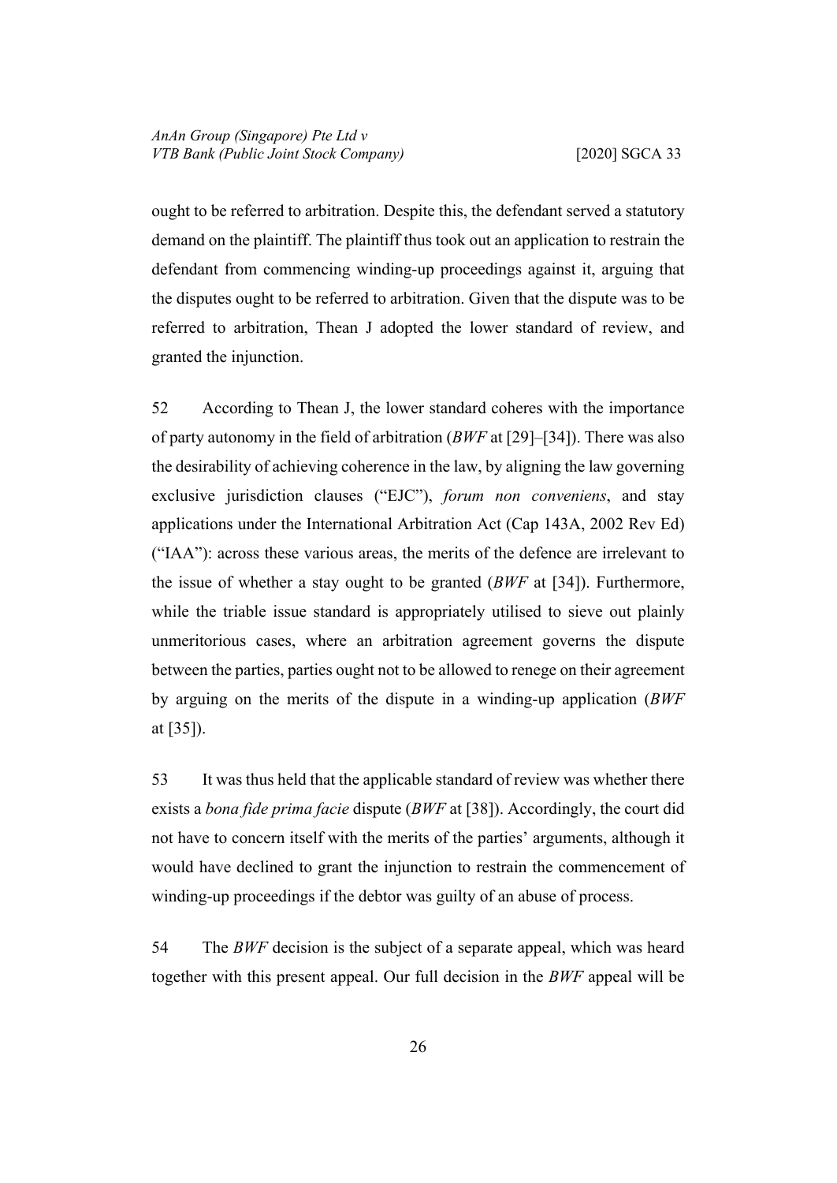ought to be referred to arbitration. Despite this, the defendant served a statutory demand on the plaintiff. The plaintiff thus took out an application to restrain the defendant from commencing winding-up proceedings against it, arguing that the disputes ought to be referred to arbitration. Given that the dispute was to be referred to arbitration, Thean J adopted the lower standard of review, and granted the injunction.

52 According to Thean J, the lower standard coheres with the importance of party autonomy in the field of arbitration (*BWF* at [29]–[34]). There was also the desirability of achieving coherence in the law, by aligning the law governing exclusive jurisdiction clauses ("EJC"), *forum non conveniens*, and stay applications under the International Arbitration Act (Cap 143A, 2002 Rev Ed) ("IAA"): across these various areas, the merits of the defence are irrelevant to the issue of whether a stay ought to be granted (*BWF* at [34]). Furthermore, while the triable issue standard is appropriately utilised to sieve out plainly unmeritorious cases, where an arbitration agreement governs the dispute between the parties, parties ought not to be allowed to renege on their agreement by arguing on the merits of the dispute in a winding-up application (*BWF* at [35]).

53 It was thus held that the applicable standard of review was whether there exists a *bona fide prima facie* dispute (*BWF* at [38]). Accordingly, the court did not have to concern itself with the merits of the parties' arguments, although it would have declined to grant the injunction to restrain the commencement of winding-up proceedings if the debtor was guilty of an abuse of process.

54 The *BWF* decision is the subject of a separate appeal, which was heard together with this present appeal. Our full decision in the *BWF* appeal will be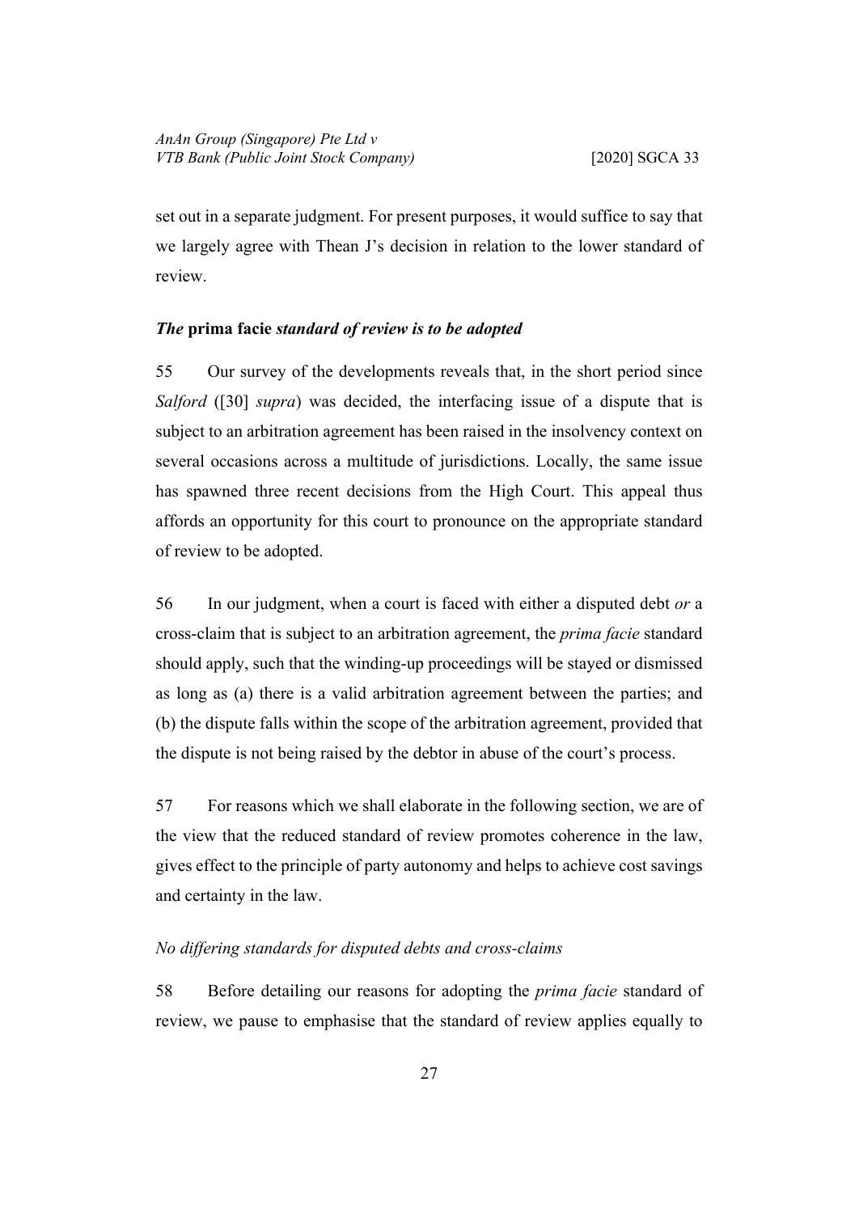set out in a separate judgment. For present purposes, it would suffice to say that we largely agree with Thean J's decision in relation to the lower standard of review.

### *The* **prima facie** *standard of review is to be adopted*

55 Our survey of the developments reveals that, in the short period since *Salford* ([30] *supra*) was decided, the interfacing issue of a dispute that is subject to an arbitration agreement has been raised in the insolvency context on several occasions across a multitude of jurisdictions. Locally, the same issue has spawned three recent decisions from the High Court. This appeal thus affords an opportunity for this court to pronounce on the appropriate standard of review to be adopted.

56 In our judgment, when a court is faced with either a disputed debt *or* a cross-claim that is subject to an arbitration agreement, the *prima facie* standard should apply, such that the winding-up proceedings will be stayed or dismissed as long as (a) there is a valid arbitration agreement between the parties; and (b) the dispute falls within the scope of the arbitration agreement, provided that the dispute is not being raised by the debtor in abuse of the court's process.

57 For reasons which we shall elaborate in the following section, we are of the view that the reduced standard of review promotes coherence in the law, gives effect to the principle of party autonomy and helps to achieve cost savings and certainty in the law.

#### *No differing standards for disputed debts and cross-claims*

58 Before detailing our reasons for adopting the *prima facie* standard of review, we pause to emphasise that the standard of review applies equally to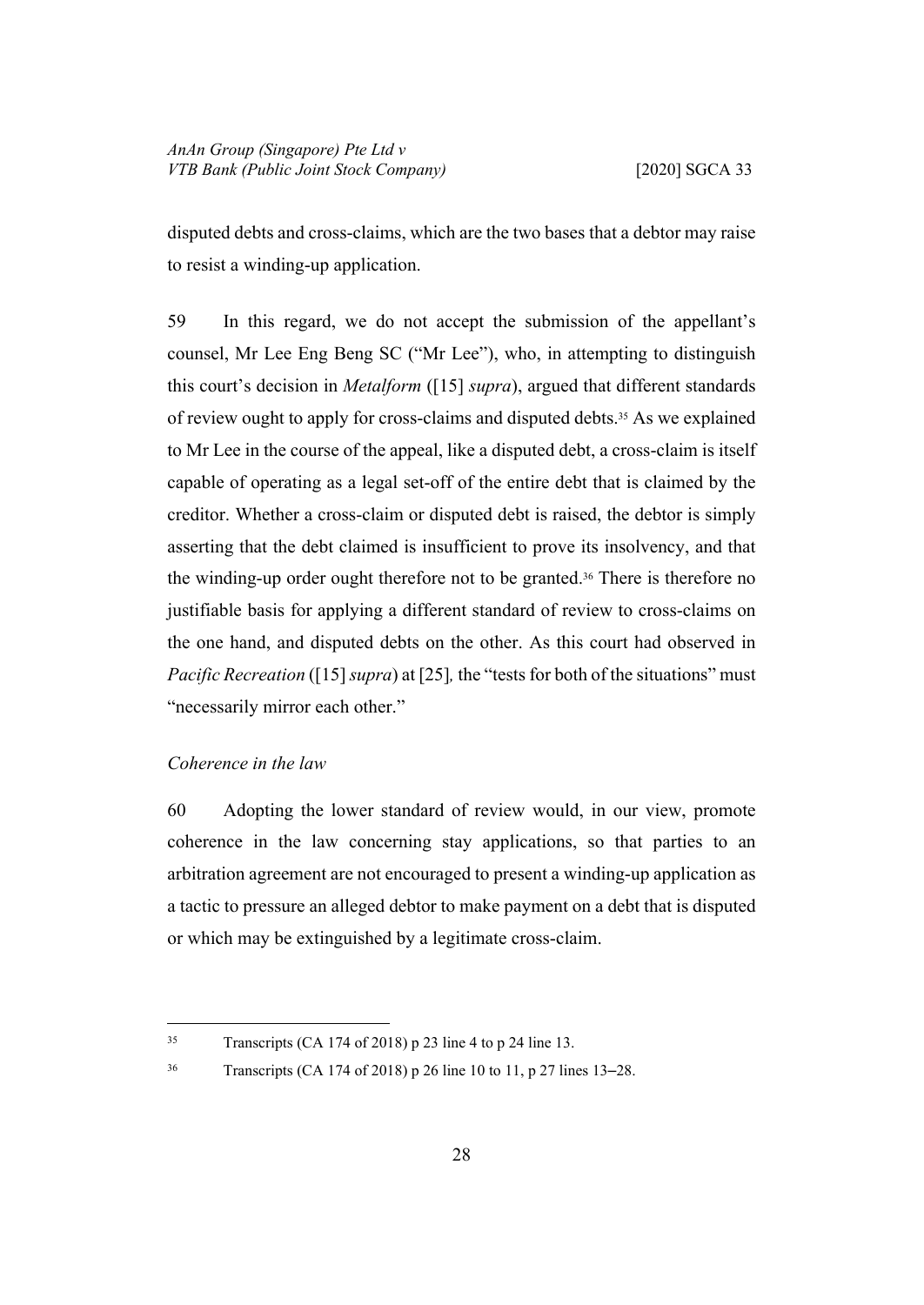disputed debts and cross-claims, which are the two bases that a debtor may raise to resist a winding-up application.

59 In this regard, we do not accept the submission of the appellant's counsel, Mr Lee Eng Beng SC ("Mr Lee"), who, in attempting to distinguish this court's decision in *Metalform* ([15] *supra*), argued that different standards of review ought to apply for cross-claims and disputed debts.[35] As we explained to Mr Lee in the course of the appeal, like a disputed debt, a cross-claim is itself capable of operating as a legal set-off of the entire debt that is claimed by the creditor. Whether a cross-claim or disputed debt is raised, the debtor is simply asserting that the debt claimed is insufficient to prove its insolvency, and that the winding-up order ought therefore not to be granted.[36] There is therefore no justifiable basis for applying a different standard of review to cross-claims on the one hand, and disputed debts on the other. As this court had observed in *Pacific Recreation* ([15] *supra*) at [25]*,* the "tests for both of the situations" must "necessarily mirror each other."

*Coherence in the law*

60 Adopting the lower standard of review would, in our view, promote coherence in the law concerning stay applications, so that parties to an arbitration agreement are not encouraged to present a winding-up application as a tactic to pressure an alleged debtor to make payment on a debt that is disputed or which may be extinguished by a legitimate cross-claim.

---

[35] Transcripts (CA 174 of 2018) p 23 line 4 to p 24 line 13.

[36] Transcripts (CA 174 of 2018) p 26 line 10 to 11, p 27 lines 13–28.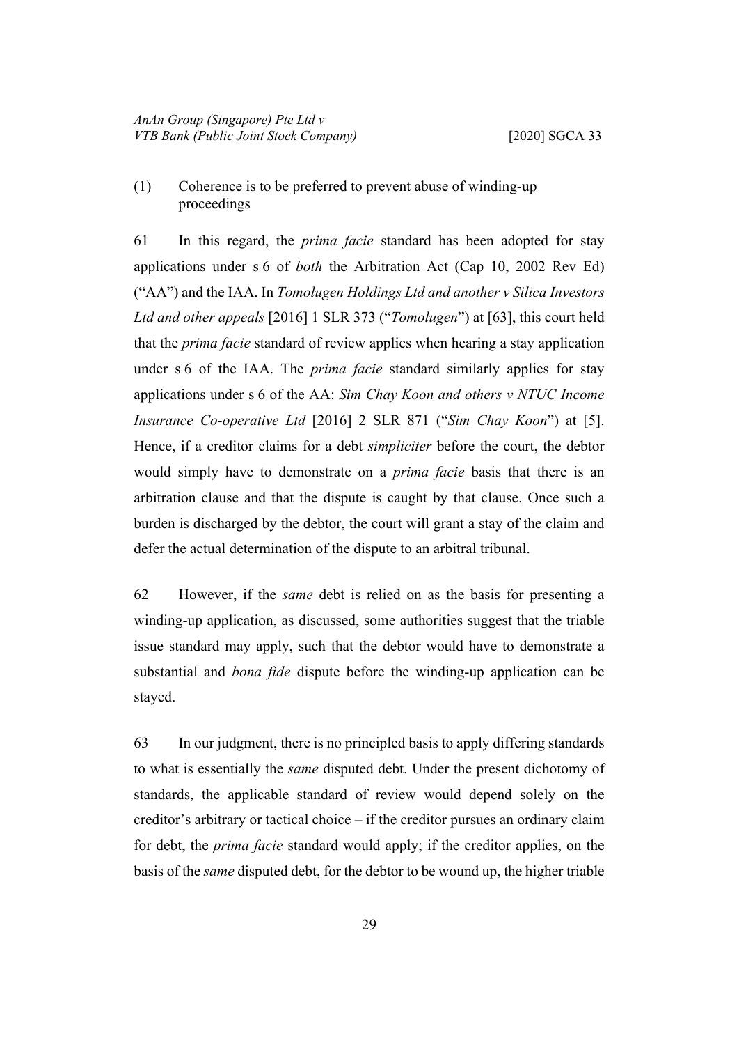### (1) Coherence is to be preferred to prevent abuse of winding-up proceedings

61 In this regard, the *prima facie* standard has been adopted for stay applications under s 6 of *both* the Arbitration Act (Cap 10, 2002 Rev Ed) ("AA") and the IAA. In *Tomolugen Holdings Ltd and another v Silica Investors Ltd and other appeals* [2016] 1 SLR 373 ("*Tomolugen*") at [63], this court held that the *prima facie* standard of review applies when hearing a stay application under s 6 of the IAA. The *prima facie* standard similarly applies for stay applications under s 6 of the AA: *Sim Chay Koon and others v NTUC Income Insurance Co-operative Ltd* [2016] 2 SLR 871 ("*Sim Chay Koon*") at [5]. Hence, if a creditor claims for a debt *simpliciter* before the court, the debtor would simply have to demonstrate on a *prima facie* basis that there is an arbitration clause and that the dispute is caught by that clause. Once such a burden is discharged by the debtor, the court will grant a stay of the claim and defer the actual determination of the dispute to an arbitral tribunal.

62 However, if the *same* debt is relied on as the basis for presenting a winding-up application, as discussed, some authorities suggest that the triable issue standard may apply, such that the debtor would have to demonstrate a substantial and *bona fide* dispute before the winding-up application can be stayed.

63 In our judgment, there is no principled basis to apply differing standards to what is essentially the *same* disputed debt. Under the present dichotomy of standards, the applicable standard of review would depend solely on the creditor's arbitrary or tactical choice – if the creditor pursues an ordinary claim for debt, the *prima facie* standard would apply; if the creditor applies, on the basis of the *same* disputed debt, for the debtor to be wound up, the higher triable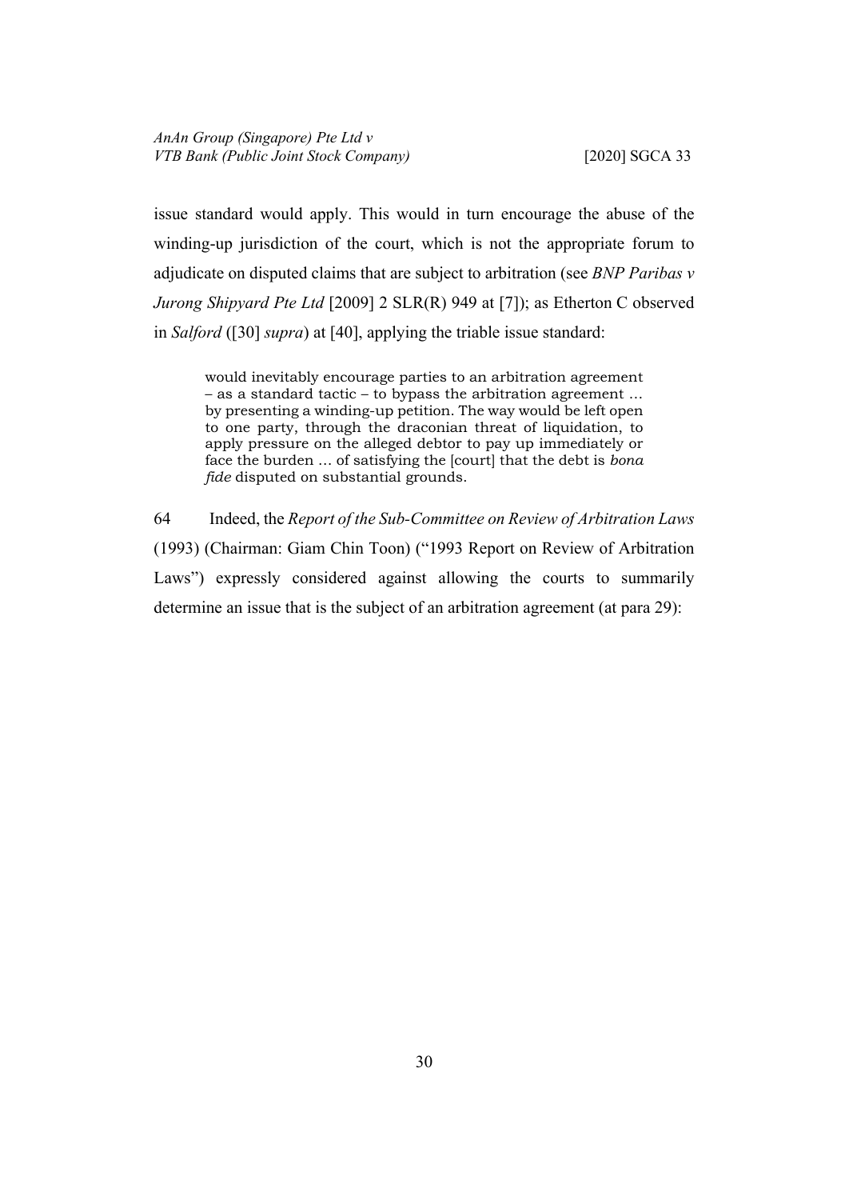issue standard would apply. This would in turn encourage the abuse of the winding-up jurisdiction of the court, which is not the appropriate forum to adjudicate on disputed claims that are subject to arbitration (see *BNP Paribas v Jurong Shipyard Pte Ltd* [2009] 2 SLR(R) 949 at [7]); as Etherton C observed in *Salford* ([30] *supra*) at [40], applying the triable issue standard:

> would inevitably encourage parties to an arbitration agreement – as a standard tactic – to bypass the arbitration agreement … by presenting a winding-up petition. The way would be left open to one party, through the draconian threat of liquidation, to apply pressure on the alleged debtor to pay up immediately or face the burden … of satisfying the [court] that the debt is *bona fide* disputed on substantial grounds.

64 Indeed, the *Report of the Sub-Committee on Review of Arbitration Laws* (1993) (Chairman: Giam Chin Toon) ("1993 Report on Review of Arbitration Laws") expressly considered against allowing the courts to summarily determine an issue that is the subject of an arbitration agreement (at para 29):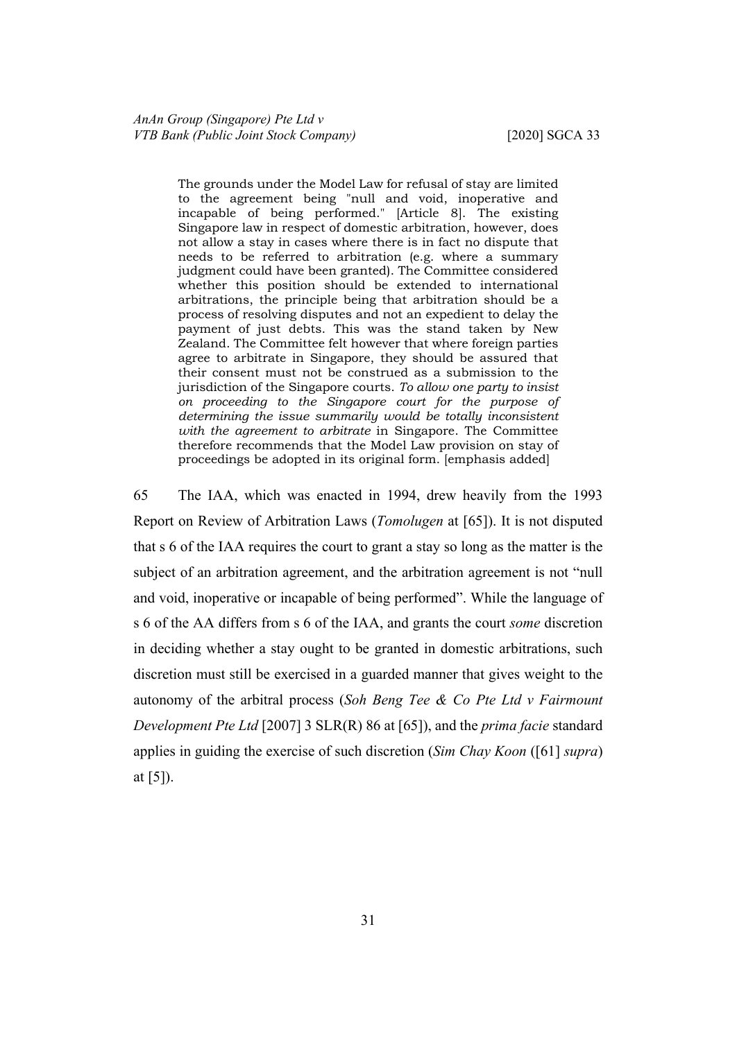> The grounds under the Model Law for refusal of stay are limited to the agreement being "null and void, inoperative and incapable of being performed." [Article 8]. The existing Singapore law in respect of domestic arbitration, however, does not allow a stay in cases where there is in fact no dispute that needs to be referred to arbitration (e.g. where a summary judgment could have been granted). The Committee considered whether this position should be extended to international arbitrations, the principle being that arbitration should be a process of resolving disputes and not an expedient to delay the payment of just debts. This was the stand taken by New Zealand. The Committee felt however that where foreign parties agree to arbitrate in Singapore, they should be assured that their consent must not be construed as a submission to the jurisdiction of the Singapore courts. *To allow one party to insist on proceeding to the Singapore court for the purpose of determining the issue summarily would be totally inconsistent with the agreement to arbitrate* in Singapore. The Committee therefore recommends that the Model Law provision on stay of proceedings be adopted in its original form. [emphasis added]

65 The IAA, which was enacted in 1994, drew heavily from the 1993 Report on Review of Arbitration Laws (*Tomolugen* at [65]). It is not disputed that s 6 of the IAA requires the court to grant a stay so long as the matter is the subject of an arbitration agreement, and the arbitration agreement is not "null and void, inoperative or incapable of being performed". While the language of s 6 of the AA differs from s 6 of the IAA, and grants the court *some* discretion in deciding whether a stay ought to be granted in domestic arbitrations, such discretion must still be exercised in a guarded manner that gives weight to the autonomy of the arbitral process (*Soh Beng Tee & Co Pte Ltd v Fairmount Development Pte Ltd* [2007] 3 SLR(R) 86 at [65]), and the *prima facie* standard applies in guiding the exercise of such discretion (*Sim Chay Koon* ([61] *supra*) at [5]).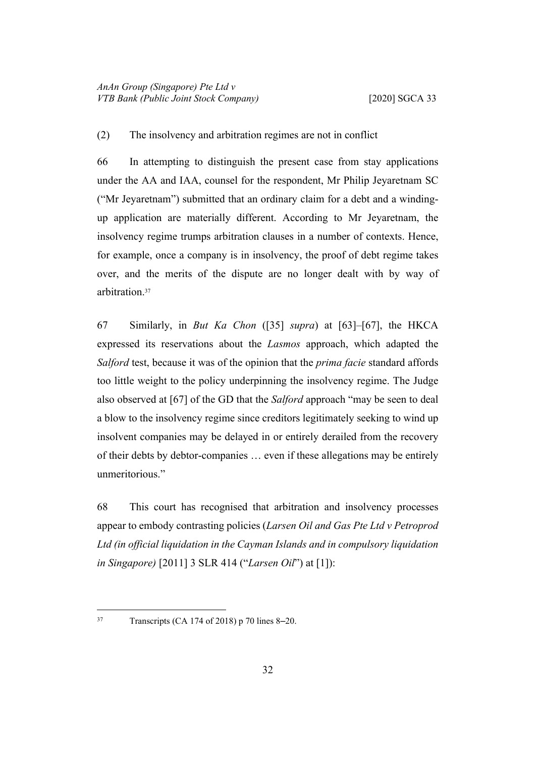(2) The insolvency and arbitration regimes are not in conflict

66 In attempting to distinguish the present case from stay applications under the AA and IAA, counsel for the respondent, Mr Philip Jeyaretnam SC ("Mr Jeyaretnam") submitted that an ordinary claim for a debt and a winding-up application are materially different. According to Mr Jeyaretnam, the insolvency regime trumps arbitration clauses in a number of contexts. Hence, for example, once a company is in insolvency, the proof of debt regime takes over, and the merits of the dispute are no longer dealt with by way of arbitration.[37]

67 Similarly, in *But Ka Chon* ([35] *supra*) at [63]–[67], the HKCA expressed its reservations about the *Lasmos* approach, which adapted the *Salford* test, because it was of the opinion that the *prima facie* standard affords too little weight to the policy underpinning the insolvency regime. The Judge also observed at [67] of the GD that the *Salford* approach "may be seen to deal a blow to the insolvency regime since creditors legitimately seeking to wind up insolvent companies may be delayed in or entirely derailed from the recovery of their debts by debtor-companies … even if these allegations may be entirely unmeritorious."

68 This court has recognised that arbitration and insolvency processes appear to embody contrasting policies (*Larsen Oil and Gas Pte Ltd v Petroprod Ltd (in official liquidation in the Cayman Islands and in compulsory liquidation in Singapore)* [2011] 3 SLR 414 ("*Larsen Oil*") at [1]):

---

[37] Transcripts (CA 174 of 2018) p 70 lines 8–20.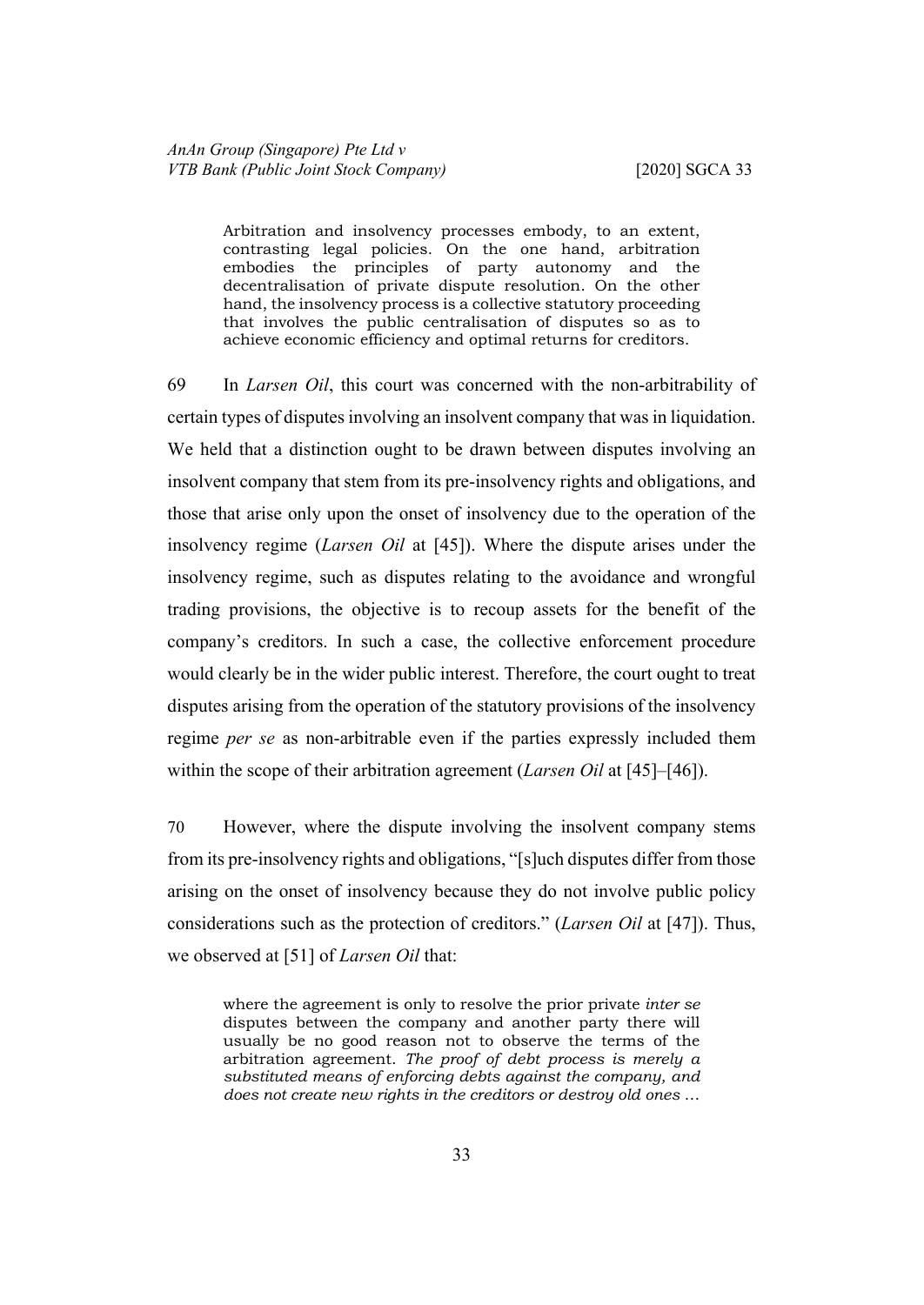> Arbitration and insolvency processes embody, to an extent, contrasting legal policies. On the one hand, arbitration embodies the principles of party autonomy and the decentralisation of private dispute resolution. On the other hand, the insolvency process is a collective statutory proceeding that involves the public centralisation of disputes so as to achieve economic efficiency and optimal returns for creditors.

69 In *Larsen Oil*, this court was concerned with the non-arbitrability of certain types of disputes involving an insolvent company that was in liquidation. We held that a distinction ought to be drawn between disputes involving an insolvent company that stem from its pre-insolvency rights and obligations, and those that arise only upon the onset of insolvency due to the operation of the insolvency regime (*Larsen Oil* at [45]). Where the dispute arises under the insolvency regime, such as disputes relating to the avoidance and wrongful trading provisions, the objective is to recoup assets for the benefit of the company's creditors. In such a case, the collective enforcement procedure would clearly be in the wider public interest. Therefore, the court ought to treat disputes arising from the operation of the statutory provisions of the insolvency regime *per se* as non-arbitrable even if the parties expressly included them within the scope of their arbitration agreement (*Larsen Oil* at [45]–[46]).

70 However, where the dispute involving the insolvent company stems from its pre-insolvency rights and obligations, "[s]uch disputes differ from those arising on the onset of insolvency because they do not involve public policy considerations such as the protection of creditors." (*Larsen Oil* at [47]). Thus, we observed at [51] of *Larsen Oil* that:

> where the agreement is only to resolve the prior private *inter se* disputes between the company and another party there will usually be no good reason not to observe the terms of the arbitration agreement. *The proof of debt process is merely a substituted means of enforcing debts against the company, and does not create new rights in the creditors or destroy old ones …*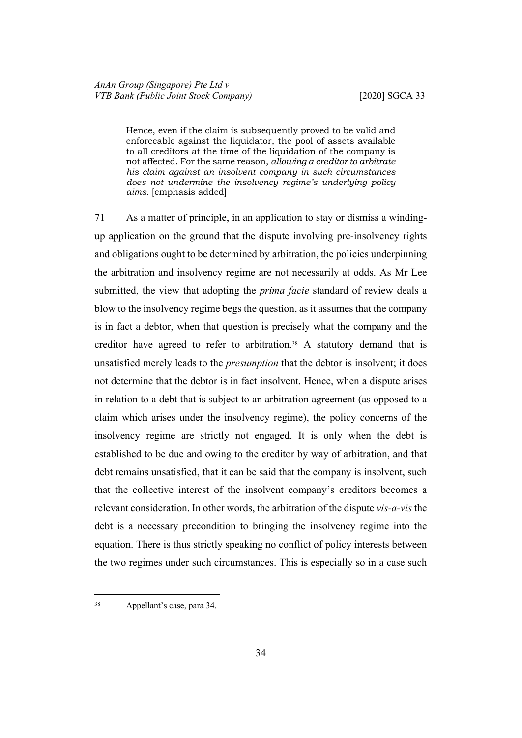> Hence, even if the claim is subsequently proved to be valid and enforceable against the liquidator, the pool of assets available to all creditors at the time of the liquidation of the company is not affected. For the same reason, *allowing a creditor to arbitrate his claim against an insolvent company in such circumstances does not undermine the insolvency regime's underlying policy aims.* [emphasis added]

71 As a matter of principle, in an application to stay or dismiss a winding-up application on the ground that the dispute involving pre-insolvency rights and obligations ought to be determined by arbitration, the policies underpinning the arbitration and insolvency regime are not necessarily at odds. As Mr Lee submitted, the view that adopting the *prima facie* standard of review deals a blow to the insolvency regime begs the question, as it assumes that the company is in fact a debtor, when that question is precisely what the company and the creditor have agreed to refer to arbitration.[38] A statutory demand that is unsatisfied merely leads to the *presumption* that the debtor is insolvent; it does not determine that the debtor is in fact insolvent. Hence, when a dispute arises in relation to a debt that is subject to an arbitration agreement (as opposed to a claim which arises under the insolvency regime), the policy concerns of the insolvency regime are strictly not engaged. It is only when the debt is established to be due and owing to the creditor by way of arbitration, and that debt remains unsatisfied, that it can be said that the company is insolvent, such that the collective interest of the insolvent company's creditors becomes a relevant consideration. In other words, the arbitration of the dispute *vis-a-vis* the debt is a necessary precondition to bringing the insolvency regime into the equation. There is thus strictly speaking no conflict of policy interests between the two regimes under such circumstances. This is especially so in a case such

---

[38] Appellant's case, para 34.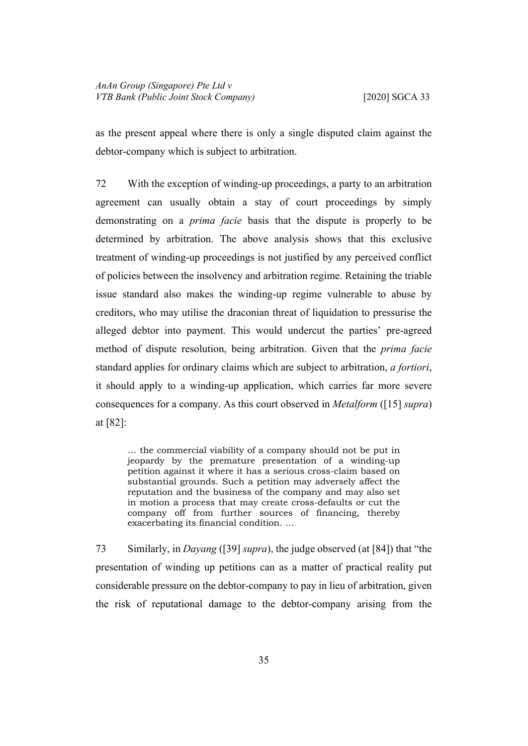as the present appeal where there is only a single disputed claim against the debtor-company which is subject to arbitration.

72 With the exception of winding-up proceedings, a party to an arbitration agreement can usually obtain a stay of court proceedings by simply demonstrating on a *prima facie* basis that the dispute is properly to be determined by arbitration. The above analysis shows that this exclusive treatment of winding-up proceedings is not justified by any perceived conflict of policies between the insolvency and arbitration regime. Retaining the triable issue standard also makes the winding-up regime vulnerable to abuse by creditors, who may utilise the draconian threat of liquidation to pressurise the alleged debtor into payment. This would undercut the parties' pre-agreed method of dispute resolution, being arbitration. Given that the *prima facie* standard applies for ordinary claims which are subject to arbitration, *a fortiori*, it should apply to a winding-up application, which carries far more severe consequences for a company. As this court observed in *Metalform* ([15] *supra*) at [82]:

> … the commercial viability of a company should not be put in jeopardy by the premature presentation of a winding-up petition against it where it has a serious cross-claim based on substantial grounds. Such a petition may adversely affect the reputation and the business of the company and may also set in motion a process that may create cross-defaults or cut the company off from further sources of financing, thereby exacerbating its financial condition. …

73 Similarly, in *Dayang* ([39] *supra*), the judge observed (at [84]) that "the presentation of winding up petitions can as a matter of practical reality put considerable pressure on the debtor-company to pay in lieu of arbitration, given the risk of reputational damage to the debtor-company arising from the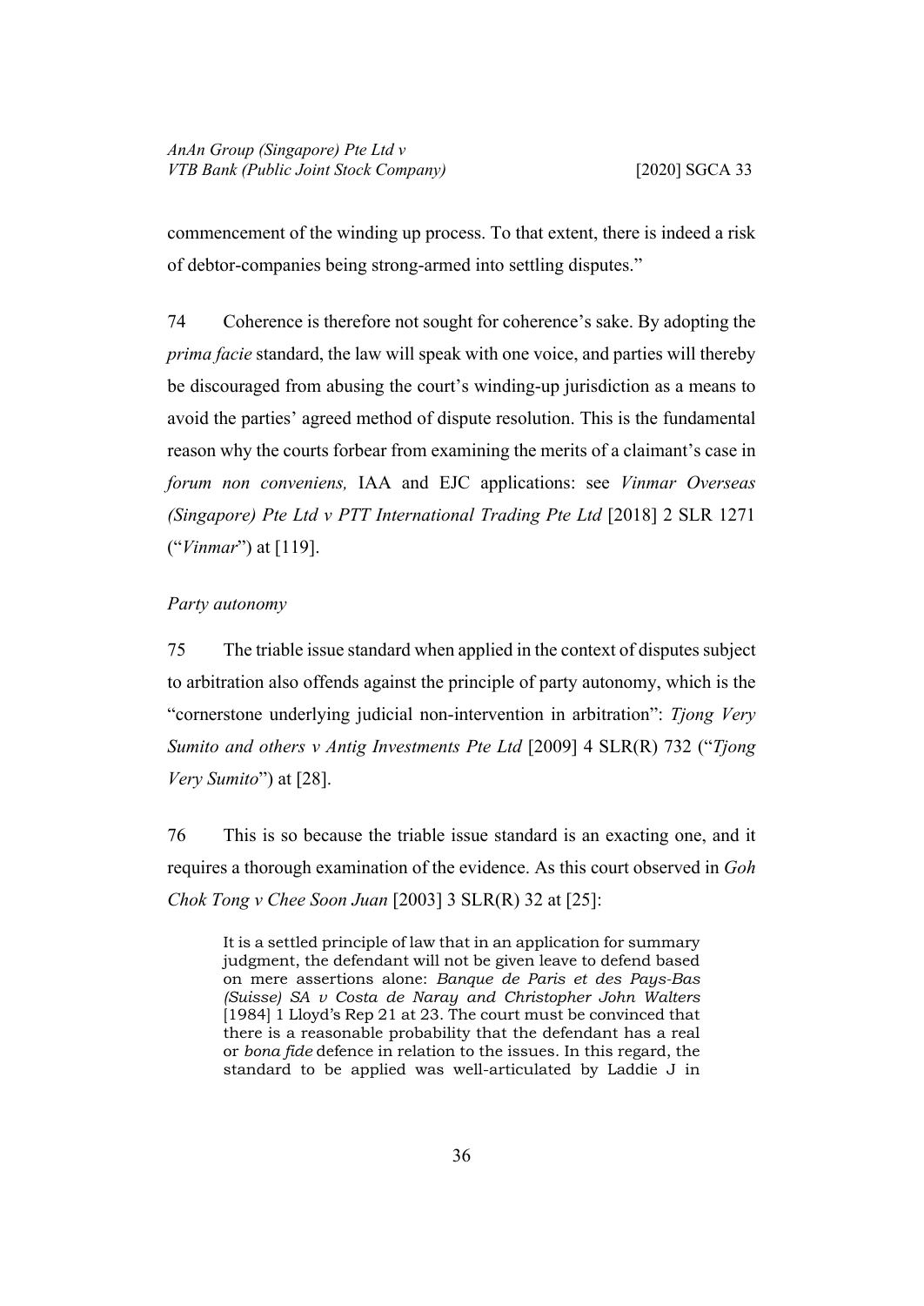commencement of the winding up process. To that extent, there is indeed a risk of debtor-companies being strong-armed into settling disputes."

74 Coherence is therefore not sought for coherence's sake. By adopting the *prima facie* standard, the law will speak with one voice, and parties will thereby be discouraged from abusing the court's winding-up jurisdiction as a means to avoid the parties' agreed method of dispute resolution. This is the fundamental reason why the courts forbear from examining the merits of a claimant's case in *forum non conveniens,* IAA and EJC applications: see *Vinmar Overseas (Singapore) Pte Ltd v PTT International Trading Pte Ltd* [2018] 2 SLR 1271 ("*Vinmar*") at [119].

*Party autonomy*

75 The triable issue standard when applied in the context of disputes subject to arbitration also offends against the principle of party autonomy, which is the "cornerstone underlying judicial non-intervention in arbitration": *Tjong Very Sumito and others v Antig Investments Pte Ltd* [2009] 4 SLR(R) 732 ("*Tjong Very Sumito*") at [28].

76 This is so because the triable issue standard is an exacting one, and it requires a thorough examination of the evidence. As this court observed in *Goh Chok Tong v Chee Soon Juan* [2003] 3 SLR(R) 32 at [25]:

> It is a settled principle of law that in an application for summary judgment, the defendant will not be given leave to defend based on mere assertions alone: *Banque de Paris et des Pays-Bas (Suisse) SA v Costa de Naray and Christopher John Walters* [1984] 1 Lloyd's Rep 21 at 23. The court must be convinced that there is a reasonable probability that the defendant has a real or *bona fide* defence in relation to the issues. In this regard, the standard to be applied was well-articulated by Laddie J in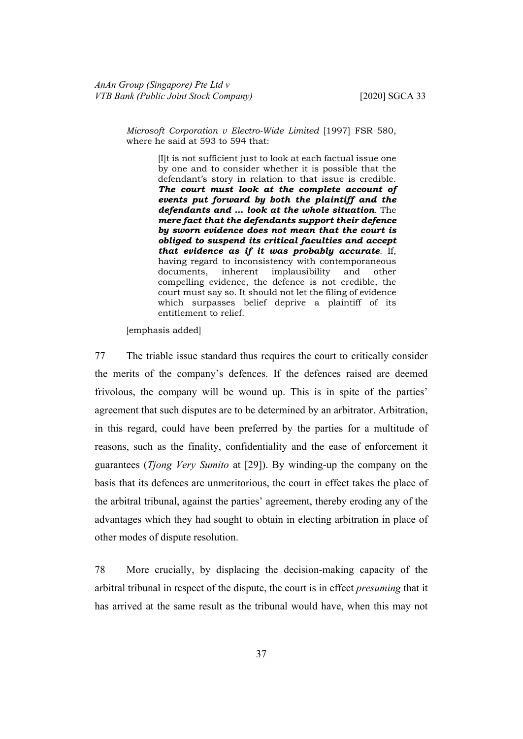*Microsoft Corporation v Electro-Wide Limited* [1997] FSR 580, where he said at 593 to 594 that:

> [I]t is not sufficient just to look at each factual issue one by one and to consider whether it is possible that the defendant's story in relation to that issue is credible. ***The court must look at the complete account of events put forward by both the plaintiff and the defendants and … look at the whole situation***. The ***mere fact that the defendants support their defence by sworn evidence does not mean that the court is obliged to suspend its critical faculties and accept that evidence as if it was probably accurate***. If, having regard to inconsistency with contemporaneous documents, inherent implausibility and other compelling evidence, the defence is not credible, the court must say so. It should not let the filing of evidence which surpasses belief deprive a plaintiff of its entitlement to relief.

[emphasis added]

77 The triable issue standard thus requires the court to critically consider the merits of the company's defences. If the defences raised are deemed frivolous, the company will be wound up. This is in spite of the parties' agreement that such disputes are to be determined by an arbitrator. Arbitration, in this regard, could have been preferred by the parties for a multitude of reasons, such as the finality, confidentiality and the ease of enforcement it guarantees (*Tjong Very Sumito* at [29]). By winding-up the company on the basis that its defences are unmeritorious, the court in effect takes the place of the arbitral tribunal, against the parties' agreement, thereby eroding any of the advantages which they had sought to obtain in electing arbitration in place of other modes of dispute resolution.

78 More crucially, by displacing the decision-making capacity of the arbitral tribunal in respect of the dispute, the court is in effect *presuming* that it has arrived at the same result as the tribunal would have, when this may not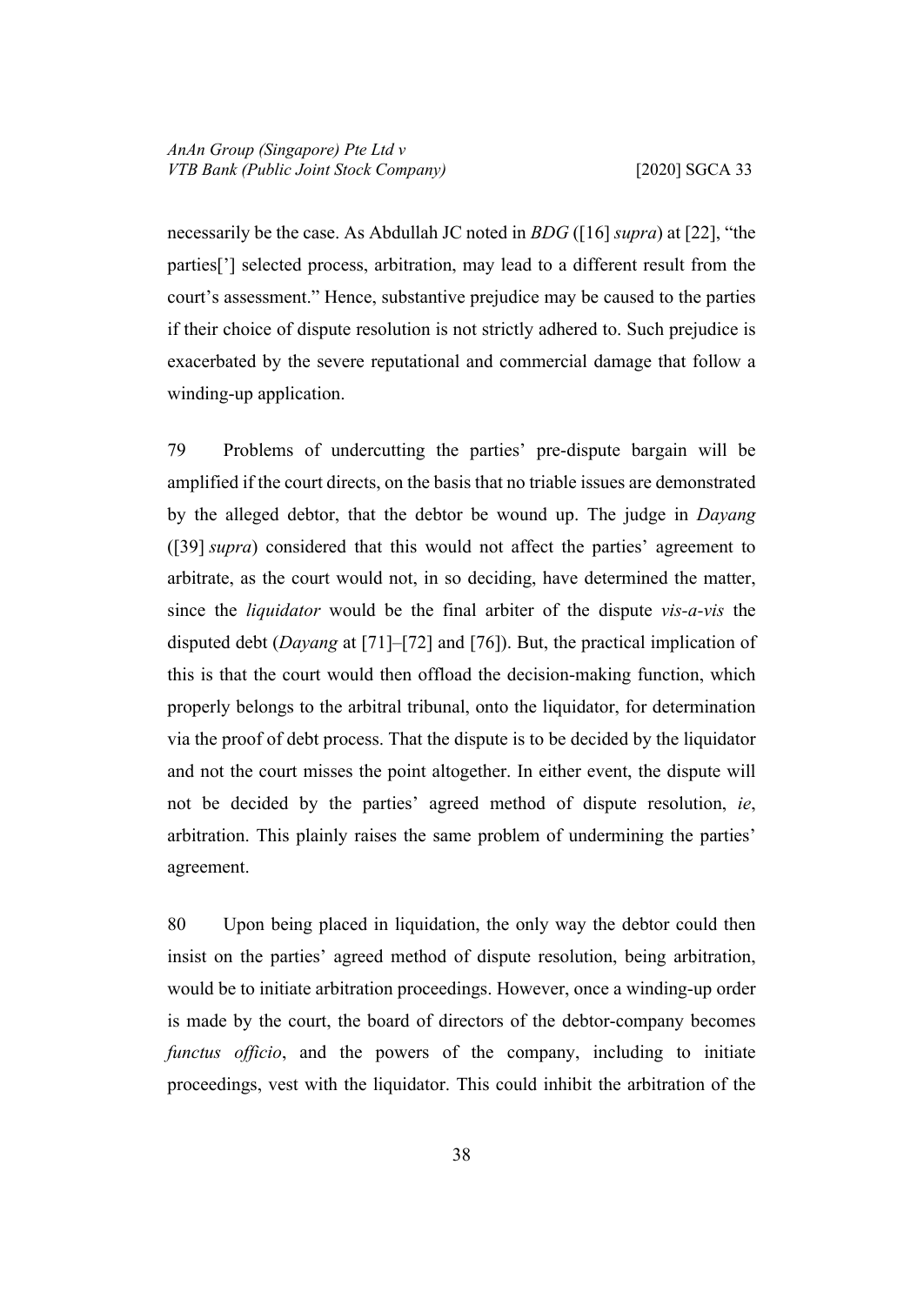necessarily be the case. As Abdullah JC noted in *BDG* ([16] *supra*) at [22], "the parties['] selected process, arbitration, may lead to a different result from the court's assessment." Hence, substantive prejudice may be caused to the parties if their choice of dispute resolution is not strictly adhered to. Such prejudice is exacerbated by the severe reputational and commercial damage that follow a winding-up application.

79 Problems of undercutting the parties' pre-dispute bargain will be amplified if the court directs, on the basis that no triable issues are demonstrated by the alleged debtor, that the debtor be wound up. The judge in *Dayang* ([39] *supra*) considered that this would not affect the parties' agreement to arbitrate, as the court would not, in so deciding, have determined the matter, since the *liquidator* would be the final arbiter of the dispute *vis-a-vis* the disputed debt (*Dayang* at [71]–[72] and [76]). But, the practical implication of this is that the court would then offload the decision-making function, which properly belongs to the arbitral tribunal, onto the liquidator, for determination via the proof of debt process. That the dispute is to be decided by the liquidator and not the court misses the point altogether. In either event, the dispute will not be decided by the parties' agreed method of dispute resolution, *ie*, arbitration. This plainly raises the same problem of undermining the parties' agreement.

80 Upon being placed in liquidation, the only way the debtor could then insist on the parties' agreed method of dispute resolution, being arbitration, would be to initiate arbitration proceedings. However, once a winding-up order is made by the court, the board of directors of the debtor-company becomes *functus officio*, and the powers of the company, including to initiate proceedings, vest with the liquidator. This could inhibit the arbitration of the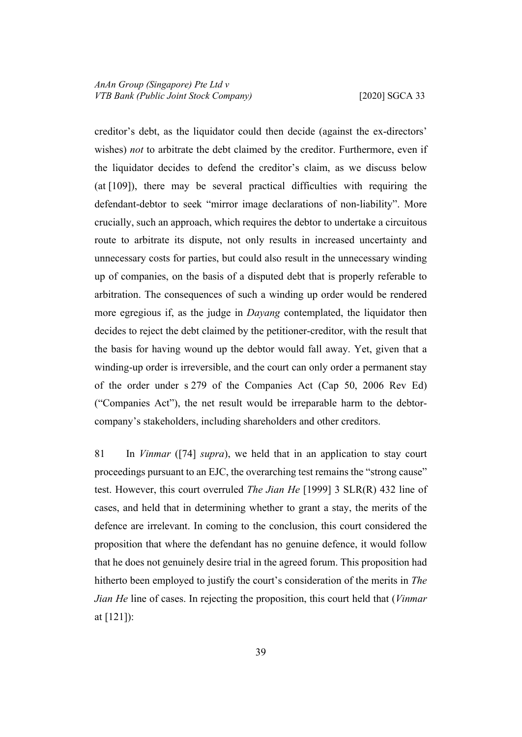creditor's debt, as the liquidator could then decide (against the ex-directors' wishes) *not* to arbitrate the debt claimed by the creditor. Furthermore, even if the liquidator decides to defend the creditor's claim, as we discuss below (at [109]), there may be several practical difficulties with requiring the defendant-debtor to seek "mirror image declarations of non-liability". More crucially, such an approach, which requires the debtor to undertake a circuitous route to arbitrate its dispute, not only results in increased uncertainty and unnecessary costs for parties, but could also result in the unnecessary winding up of companies, on the basis of a disputed debt that is properly referable to arbitration. The consequences of such a winding up order would be rendered more egregious if, as the judge in *Dayang* contemplated, the liquidator then decides to reject the debt claimed by the petitioner-creditor, with the result that the basis for having wound up the debtor would fall away. Yet, given that a winding-up order is irreversible, and the court can only order a permanent stay of the order under s 279 of the Companies Act (Cap 50, 2006 Rev Ed) ("Companies Act"), the net result would be irreparable harm to the debtor-company's stakeholders, including shareholders and other creditors.

81 In *Vinmar* ([74] *supra*), we held that in an application to stay court proceedings pursuant to an EJC, the overarching test remains the "strong cause" test. However, this court overruled *The Jian He* [1999] 3 SLR(R) 432 line of cases, and held that in determining whether to grant a stay, the merits of the defence are irrelevant. In coming to the conclusion, this court considered the proposition that where the defendant has no genuine defence, it would follow that he does not genuinely desire trial in the agreed forum. This proposition had hitherto been employed to justify the court's consideration of the merits in *The Jian He* line of cases. In rejecting the proposition, this court held that (*Vinmar* at [121]):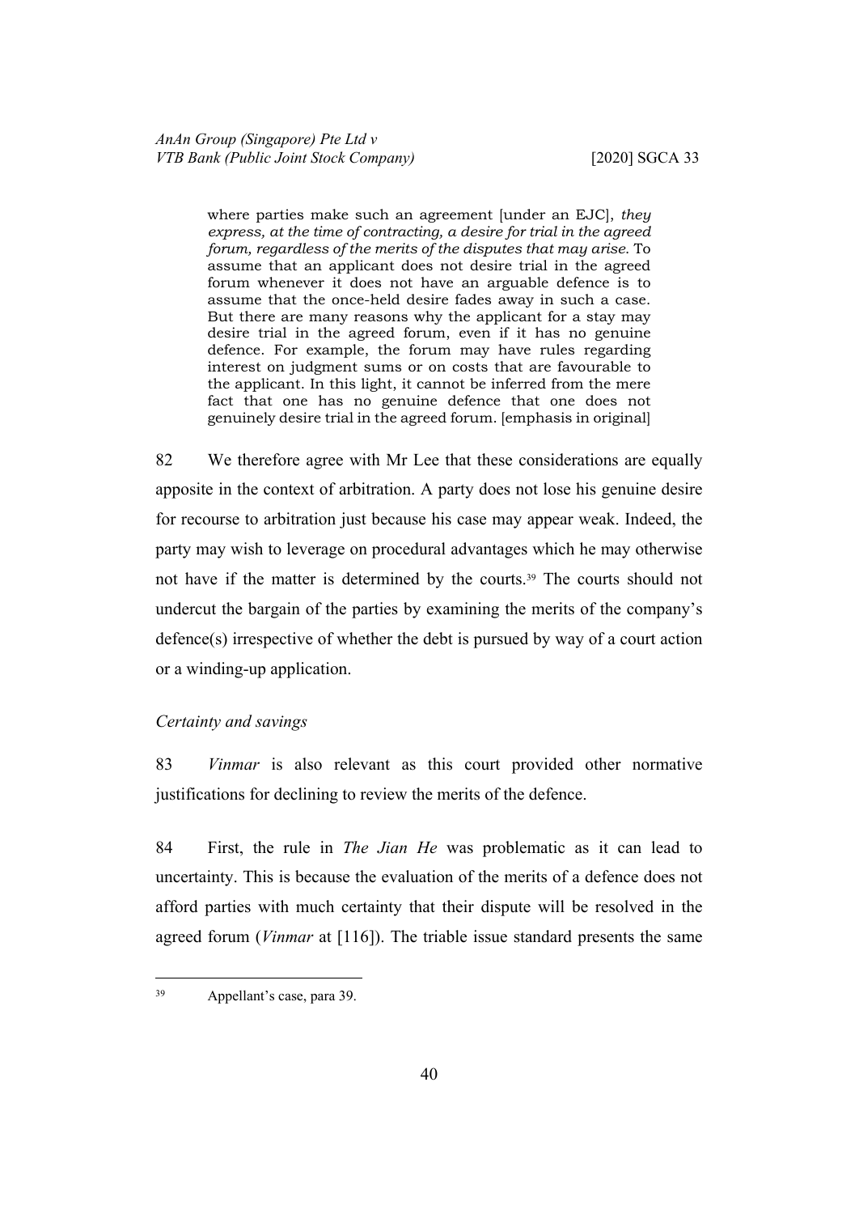> where parties make such an agreement [under an EJC], *they express, at the time of contracting, a desire for trial in the agreed forum, regardless of the merits of the disputes that may arise*. To assume that an applicant does not desire trial in the agreed forum whenever it does not have an arguable defence is to assume that the once-held desire fades away in such a case. But there are many reasons why the applicant for a stay may desire trial in the agreed forum, even if it has no genuine defence. For example, the forum may have rules regarding interest on judgment sums or on costs that are favourable to the applicant. In this light, it cannot be inferred from the mere fact that one has no genuine defence that one does not genuinely desire trial in the agreed forum. [emphasis in original]

82 We therefore agree with Mr Lee that these considerations are equally apposite in the context of arbitration. A party does not lose his genuine desire for recourse to arbitration just because his case may appear weak. Indeed, the party may wish to leverage on procedural advantages which he may otherwise not have if the matter is determined by the courts.[39] The courts should not undercut the bargain of the parties by examining the merits of the company's defence(s) irrespective of whether the debt is pursued by way of a court action or a winding-up application.

*Certainty and savings*

83 *Vinmar* is also relevant as this court provided other normative justifications for declining to review the merits of the defence.

84 First, the rule in *The Jian He* was problematic as it can lead to uncertainty. This is because the evaluation of the merits of a defence does not afford parties with much certainty that their dispute will be resolved in the agreed forum (*Vinmar* at [116]). The triable issue standard presents the same

[39] Appellant's case, para 39.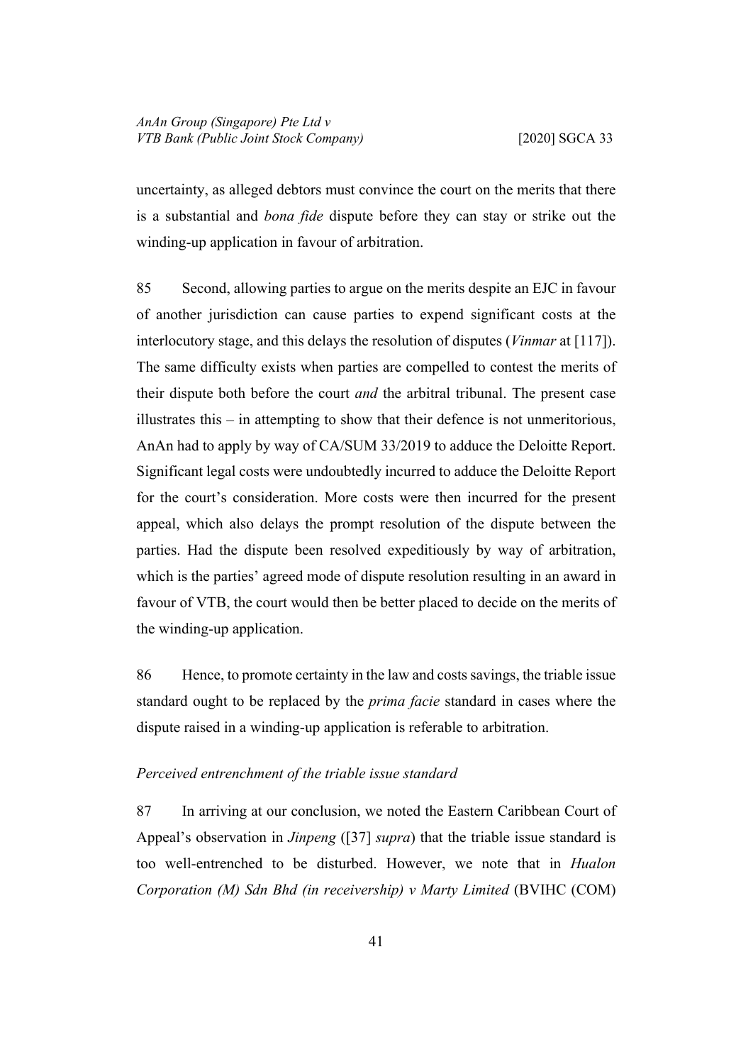uncertainty, as alleged debtors must convince the court on the merits that there is a substantial and *bona fide* dispute before they can stay or strike out the winding-up application in favour of arbitration.

85 Second, allowing parties to argue on the merits despite an EJC in favour of another jurisdiction can cause parties to expend significant costs at the interlocutory stage, and this delays the resolution of disputes (*Vinmar* at [117]). The same difficulty exists when parties are compelled to contest the merits of their dispute both before the court *and* the arbitral tribunal. The present case illustrates this – in attempting to show that their defence is not unmeritorious, AnAn had to apply by way of CA/SUM 33/2019 to adduce the Deloitte Report. Significant legal costs were undoubtedly incurred to adduce the Deloitte Report for the court's consideration. More costs were then incurred for the present appeal, which also delays the prompt resolution of the dispute between the parties. Had the dispute been resolved expeditiously by way of arbitration, which is the parties' agreed mode of dispute resolution resulting in an award in favour of VTB, the court would then be better placed to decide on the merits of the winding-up application.

86 Hence, to promote certainty in the law and costs savings, the triable issue standard ought to be replaced by the *prima facie* standard in cases where the dispute raised in a winding-up application is referable to arbitration.

*Perceived entrenchment of the triable issue standard*

87 In arriving at our conclusion, we noted the Eastern Caribbean Court of Appeal's observation in *Jinpeng* ([37] *supra*) that the triable issue standard is too well-entrenched to be disturbed. However, we note that in *Hualon Corporation (M) Sdn Bhd (in receivership) v Marty Limited* (BVIHC (COM)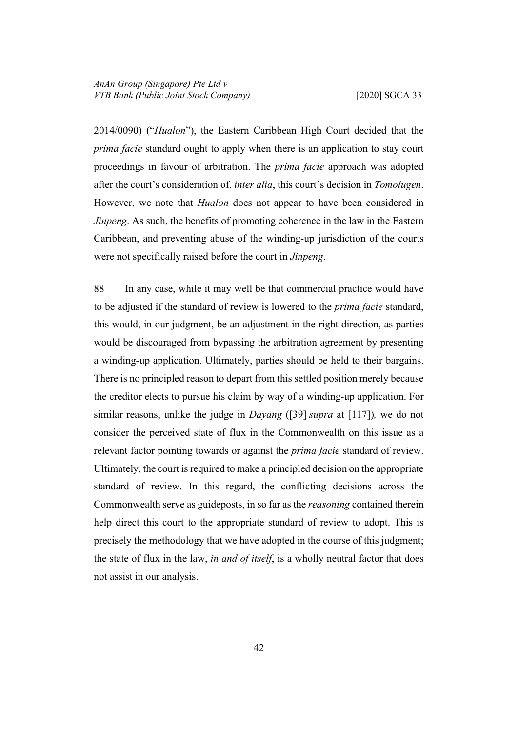2014/0090) ("*Hualon*"), the Eastern Caribbean High Court decided that the *prima facie* standard ought to apply when there is an application to stay court proceedings in favour of arbitration. The *prima facie* approach was adopted after the court's consideration of, *inter alia*, this court's decision in *Tomolugen*. However, we note that *Hualon* does not appear to have been considered in *Jinpeng*. As such, the benefits of promoting coherence in the law in the Eastern Caribbean, and preventing abuse of the winding-up jurisdiction of the courts were not specifically raised before the court in *Jinpeng*.

88 In any case, while it may well be that commercial practice would have to be adjusted if the standard of review is lowered to the *prima facie* standard, this would, in our judgment, be an adjustment in the right direction, as parties would be discouraged from bypassing the arbitration agreement by presenting a winding-up application. Ultimately, parties should be held to their bargains. There is no principled reason to depart from this settled position merely because the creditor elects to pursue his claim by way of a winding-up application. For similar reasons, unlike the judge in *Dayang* ([39] *supra* at [117])*,* we do not consider the perceived state of flux in the Commonwealth on this issue as a relevant factor pointing towards or against the *prima facie* standard of review. Ultimately, the court is required to make a principled decision on the appropriate standard of review. In this regard, the conflicting decisions across the Commonwealth serve as guideposts, in so far as the *reasoning* contained therein help direct this court to the appropriate standard of review to adopt. This is precisely the methodology that we have adopted in the course of this judgment; the state of flux in the law, *in and of itself*, is a wholly neutral factor that does not assist in our analysis.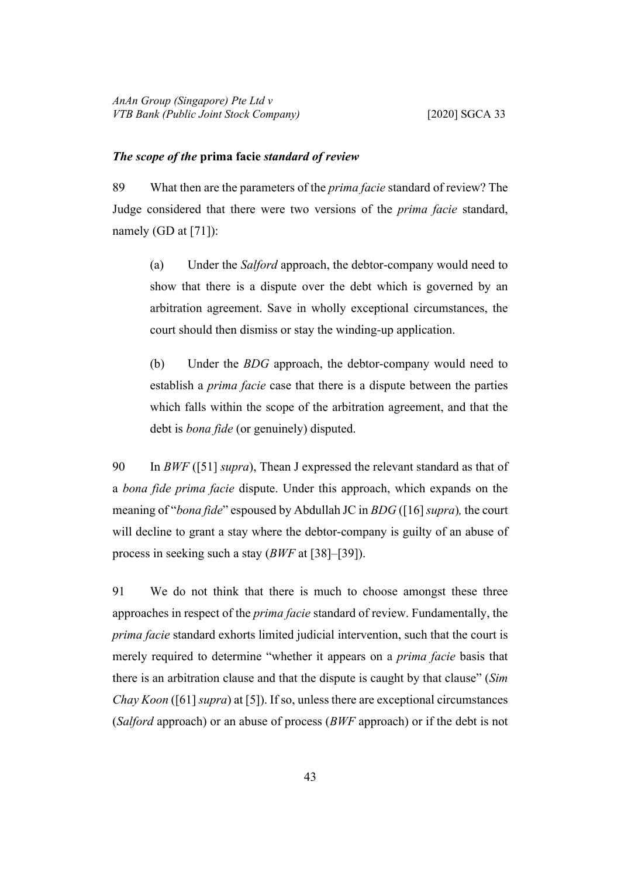### *The scope of the* **prima facie** *standard of review*

89 What then are the parameters of the *prima facie* standard of review? The Judge considered that there were two versions of the *prima facie* standard, namely (GD at [71]):

> (a) Under the *Salford* approach, the debtor-company would need to show that there is a dispute over the debt which is governed by an arbitration agreement. Save in wholly exceptional circumstances, the court should then dismiss or stay the winding-up application.
>
> (b) Under the *BDG* approach, the debtor-company would need to establish a *prima facie* case that there is a dispute between the parties which falls within the scope of the arbitration agreement, and that the debt is *bona fide* (or genuinely) disputed.

90 In *BWF* ([51] *supra*), Thean J expressed the relevant standard as that of a *bona fide prima facie* dispute. Under this approach, which expands on the meaning of "*bona fide*" espoused by Abdullah JC in *BDG* ([16] *supra*), the court will decline to grant a stay where the debtor-company is guilty of an abuse of process in seeking such a stay (*BWF* at [38]–[39]).

91 We do not think that there is much to choose amongst these three approaches in respect of the *prima facie* standard of review. Fundamentally, the *prima facie* standard exhorts limited judicial intervention, such that the court is merely required to determine "whether it appears on a *prima facie* basis that there is an arbitration clause and that the dispute is caught by that clause" (*Sim Chay Koon* ([61] *supra*) at [5]). If so, unless there are exceptional circumstances (*Salford* approach) or an abuse of process (*BWF* approach) or if the debt is not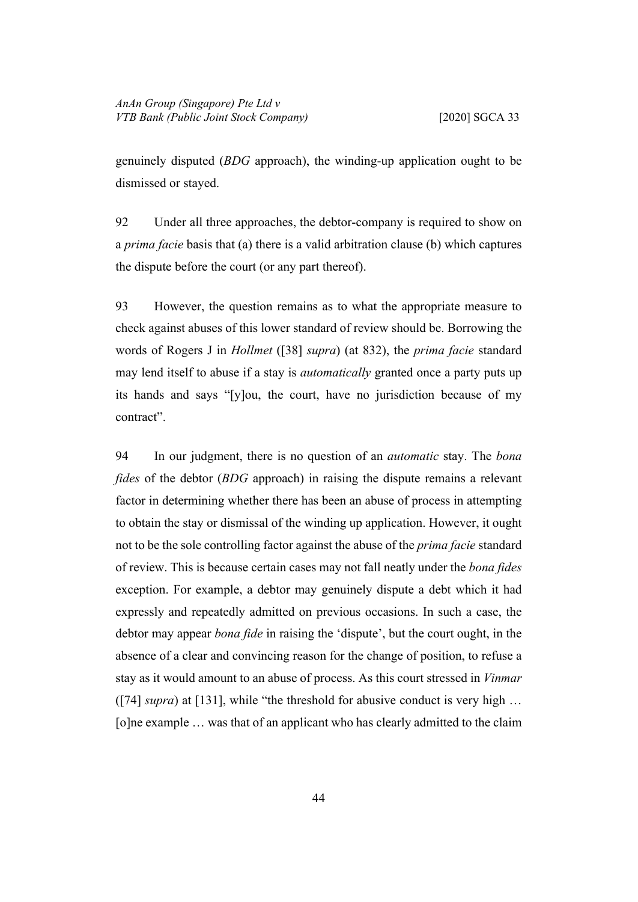genuinely disputed (*BDG* approach), the winding-up application ought to be dismissed or stayed.

92 Under all three approaches, the debtor-company is required to show on a *prima facie* basis that (a) there is a valid arbitration clause (b) which captures the dispute before the court (or any part thereof).

93 However, the question remains as to what the appropriate measure to check against abuses of this lower standard of review should be. Borrowing the words of Rogers J in *Hollmet* ([38] *supra*) (at 832), the *prima facie* standard may lend itself to abuse if a stay is *automatically* granted once a party puts up its hands and says "[y]ou, the court, have no jurisdiction because of my contract".

94 In our judgment, there is no question of an *automatic* stay. The *bona fides* of the debtor (*BDG* approach) in raising the dispute remains a relevant factor in determining whether there has been an abuse of process in attempting to obtain the stay or dismissal of the winding up application. However, it ought not to be the sole controlling factor against the abuse of the *prima facie* standard of review. This is because certain cases may not fall neatly under the *bona fides* exception. For example, a debtor may genuinely dispute a debt which it had expressly and repeatedly admitted on previous occasions. In such a case, the debtor may appear *bona fide* in raising the 'dispute', but the court ought, in the absence of a clear and convincing reason for the change of position, to refuse a stay as it would amount to an abuse of process. As this court stressed in *Vinmar* ([74] *supra*) at [131], while "the threshold for abusive conduct is very high … [o]ne example … was that of an applicant who has clearly admitted to the claim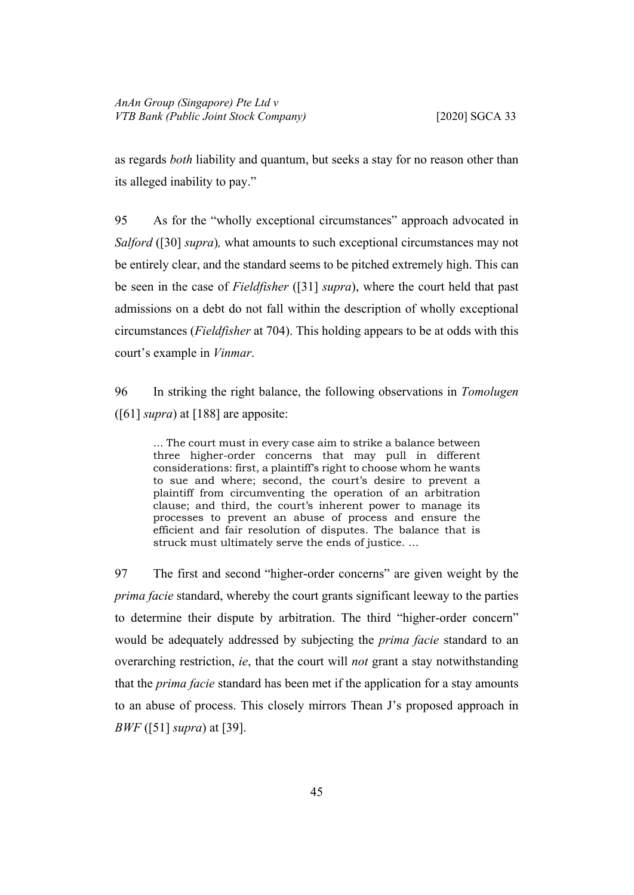as regards *both* liability and quantum, but seeks a stay for no reason other than its alleged inability to pay."

95 As for the "wholly exceptional circumstances" approach advocated in *Salford* ([30] *supra*)*,* what amounts to such exceptional circumstances may not be entirely clear, and the standard seems to be pitched extremely high. This can be seen in the case of *Fieldfisher* ([31] *supra*), where the court held that past admissions on a debt do not fall within the description of wholly exceptional circumstances (*Fieldfisher* at 704). This holding appears to be at odds with this court's example in *Vinmar*.

96 In striking the right balance, the following observations in *Tomolugen* ([61] *supra*) at [188] are apposite:

> … The court must in every case aim to strike a balance between three higher-order concerns that may pull in different considerations: first, a plaintiff's right to choose whom he wants to sue and where; second, the court's desire to prevent a plaintiff from circumventing the operation of an arbitration clause; and third, the court's inherent power to manage its processes to prevent an abuse of process and ensure the efficient and fair resolution of disputes. The balance that is struck must ultimately serve the ends of justice. …

97 The first and second "higher-order concerns" are given weight by the *prima facie* standard, whereby the court grants significant leeway to the parties to determine their dispute by arbitration. The third "higher-order concern" would be adequately addressed by subjecting the *prima facie* standard to an overarching restriction, *ie*, that the court will *not* grant a stay notwithstanding that the *prima facie* standard has been met if the application for a stay amounts to an abuse of process. This closely mirrors Thean J's proposed approach in *BWF* ([51] *supra*) at [39].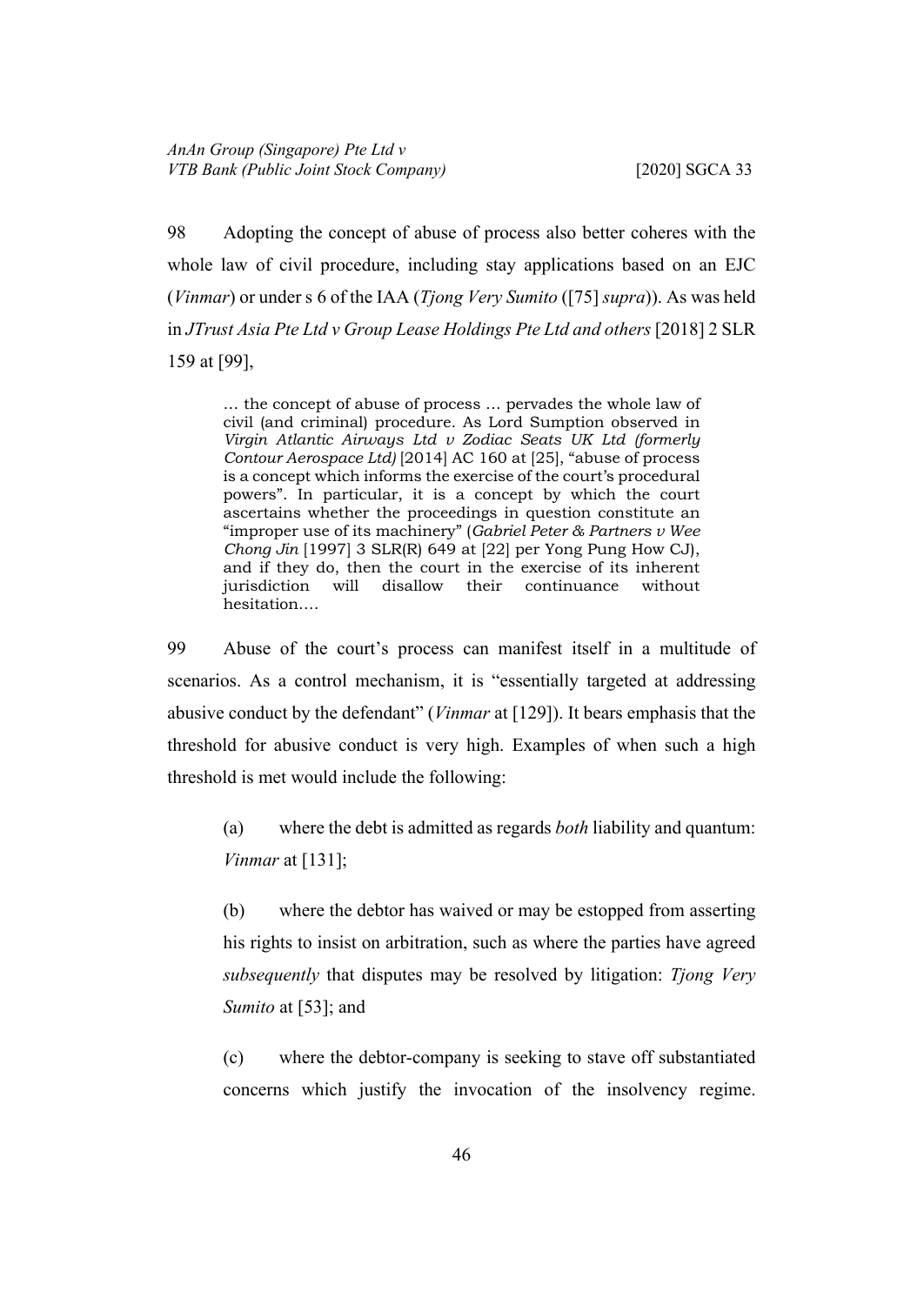98 Adopting the concept of abuse of process also better coheres with the whole law of civil procedure, including stay applications based on an EJC (*Vinmar*) or under s 6 of the IAA (*Tjong Very Sumito* ([75] *supra*)). As was held in *JTrust Asia Pte Ltd v Group Lease Holdings Pte Ltd and others* [2018] 2 SLR 159 at [99],

> … the concept of abuse of process … pervades the whole law of civil (and criminal) procedure. As Lord Sumption observed in *Virgin Atlantic Airways Ltd v Zodiac Seats UK Ltd (formerly Contour Aerospace Ltd)* [2014] AC 160 at [25], "abuse of process is a concept which informs the exercise of the court's procedural powers". In particular, it is a concept by which the court ascertains whether the proceedings in question constitute an "improper use of its machinery" (*Gabriel Peter & Partners v Wee Chong Jin* [1997] 3 SLR(R) 649 at [22] per Yong Pung How CJ), and if they do, then the court in the exercise of its inherent jurisdiction will disallow their continuance without hesitation.…

99 Abuse of the court's process can manifest itself in a multitude of scenarios. As a control mechanism, it is "essentially targeted at addressing abusive conduct by the defendant" (*Vinmar* at [129]). It bears emphasis that the threshold for abusive conduct is very high. Examples of when such a high threshold is met would include the following:

(a) where the debt is admitted as regards *both* liability and quantum: *Vinmar* at [131];

(b) where the debtor has waived or may be estopped from asserting his rights to insist on arbitration, such as where the parties have agreed *subsequently* that disputes may be resolved by litigation: *Tjong Very Sumito* at [53]; and

(c) where the debtor-company is seeking to stave off substantiated concerns which justify the invocation of the insolvency regime.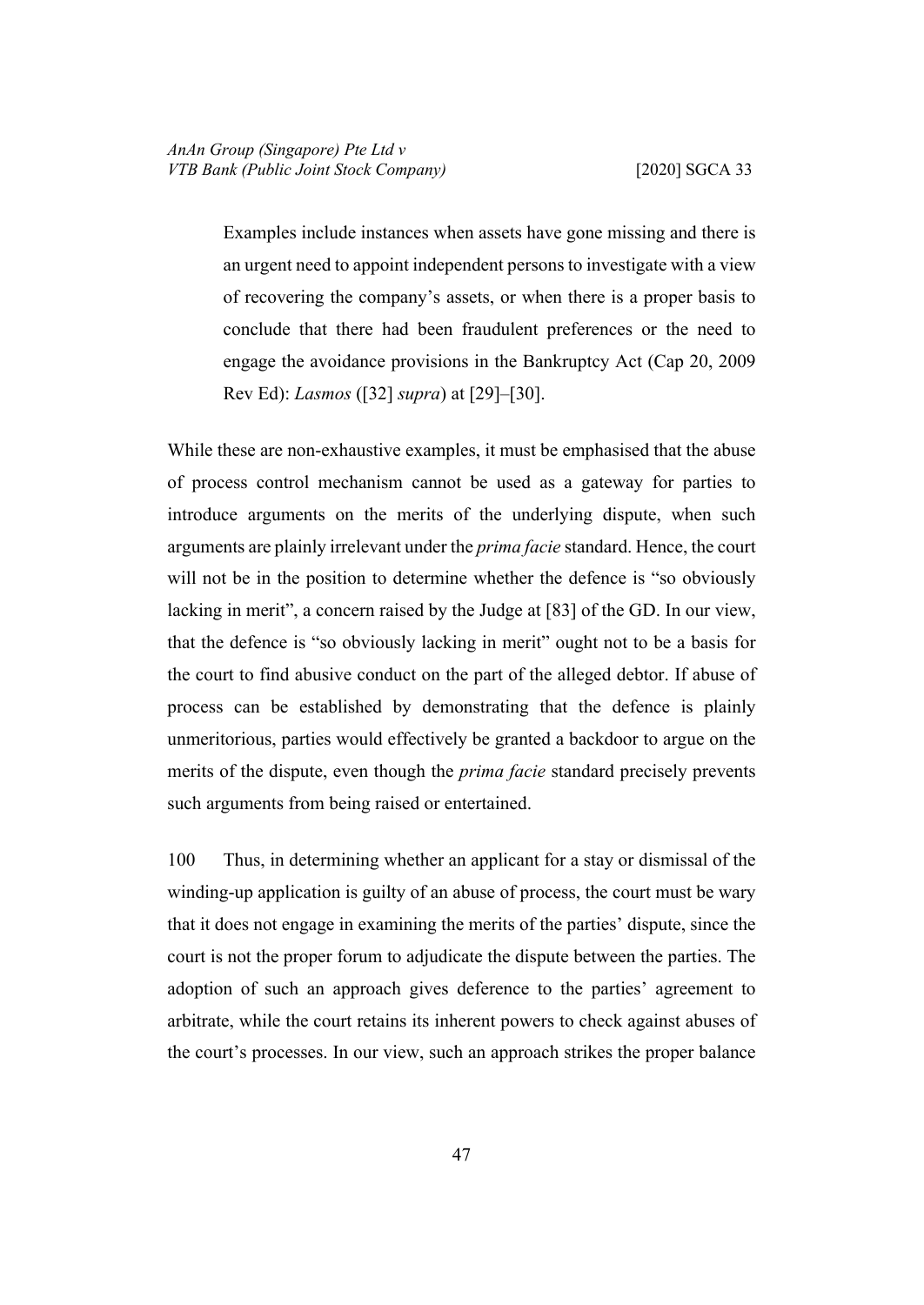> Examples include instances when assets have gone missing and there is an urgent need to appoint independent persons to investigate with a view of recovering the company's assets, or when there is a proper basis to conclude that there had been fraudulent preferences or the need to engage the avoidance provisions in the Bankruptcy Act (Cap 20, 2009 Rev Ed): *Lasmos* ([32] *supra*) at [29]–[30].

While these are non-exhaustive examples, it must be emphasised that the abuse of process control mechanism cannot be used as a gateway for parties to introduce arguments on the merits of the underlying dispute, when such arguments are plainly irrelevant under the *prima facie* standard. Hence, the court will not be in the position to determine whether the defence is "so obviously lacking in merit", a concern raised by the Judge at [83] of the GD. In our view, that the defence is "so obviously lacking in merit" ought not to be a basis for the court to find abusive conduct on the part of the alleged debtor. If abuse of process can be established by demonstrating that the defence is plainly unmeritorious, parties would effectively be granted a backdoor to argue on the merits of the dispute, even though the *prima facie* standard precisely prevents such arguments from being raised or entertained.

100 Thus, in determining whether an applicant for a stay or dismissal of the winding-up application is guilty of an abuse of process, the court must be wary that it does not engage in examining the merits of the parties' dispute, since the court is not the proper forum to adjudicate the dispute between the parties. The adoption of such an approach gives deference to the parties' agreement to arbitrate, while the court retains its inherent powers to check against abuses of the court's processes. In our view, such an approach strikes the proper balance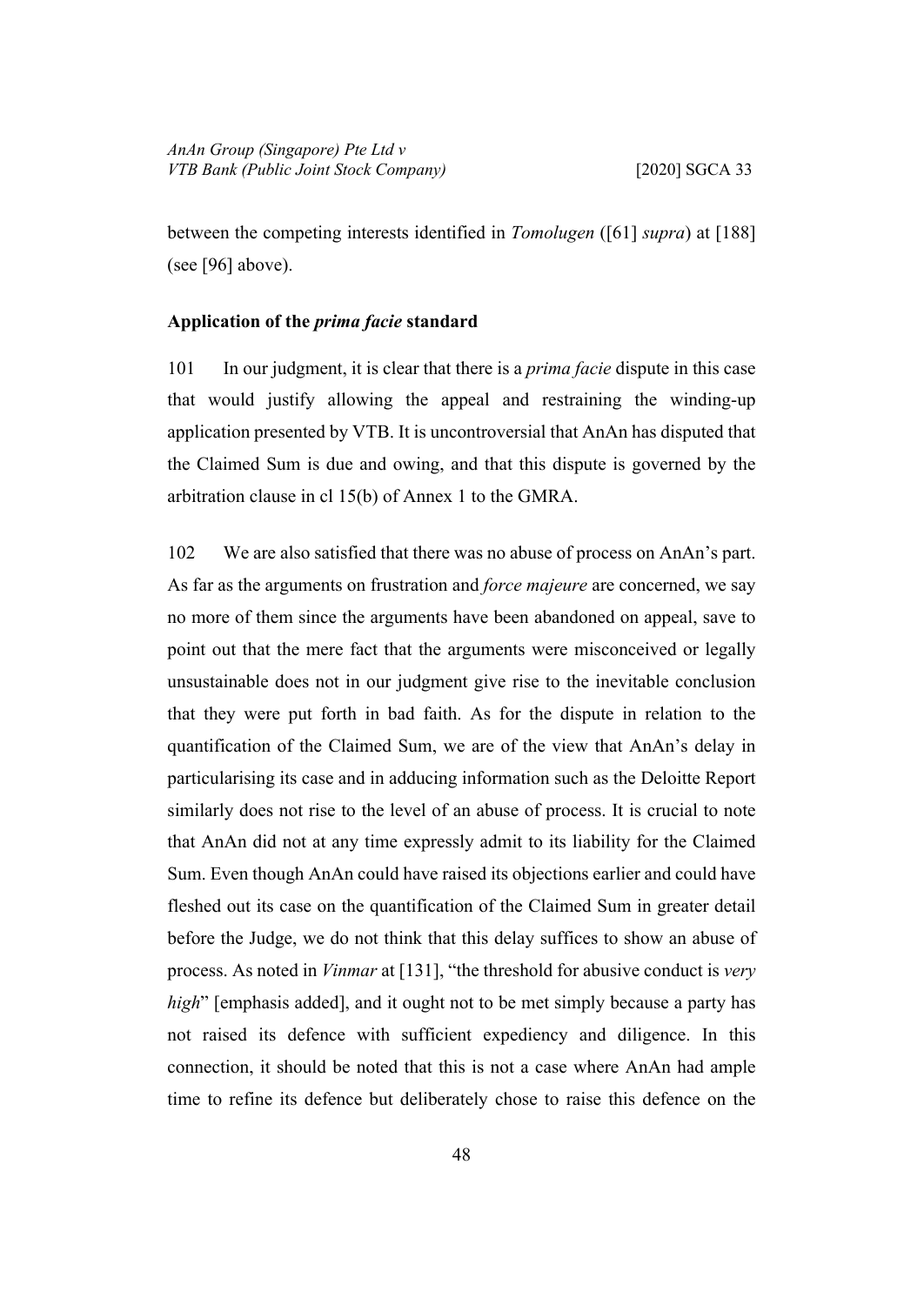between the competing interests identified in *Tomolugen* ([61] *supra*) at [188] (see [96] above).

**Application of the *prima facie* standard**

101 In our judgment, it is clear that there is a *prima facie* dispute in this case that would justify allowing the appeal and restraining the winding-up application presented by VTB. It is uncontroversial that AnAn has disputed that the Claimed Sum is due and owing, and that this dispute is governed by the arbitration clause in cl 15(b) of Annex 1 to the GMRA.

102 We are also satisfied that there was no abuse of process on AnAn's part. As far as the arguments on frustration and *force majeure* are concerned, we say no more of them since the arguments have been abandoned on appeal, save to point out that the mere fact that the arguments were misconceived or legally unsustainable does not in our judgment give rise to the inevitable conclusion that they were put forth in bad faith. As for the dispute in relation to the quantification of the Claimed Sum, we are of the view that AnAn's delay in particularising its case and in adducing information such as the Deloitte Report similarly does not rise to the level of an abuse of process. It is crucial to note that AnAn did not at any time expressly admit to its liability for the Claimed Sum. Even though AnAn could have raised its objections earlier and could have fleshed out its case on the quantification of the Claimed Sum in greater detail before the Judge, we do not think that this delay suffices to show an abuse of process. As noted in *Vinmar* at [131], "the threshold for abusive conduct is *very high*" [emphasis added], and it ought not to be met simply because a party has not raised its defence with sufficient expediency and diligence. In this connection, it should be noted that this is not a case where AnAn had ample time to refine its defence but deliberately chose to raise this defence on the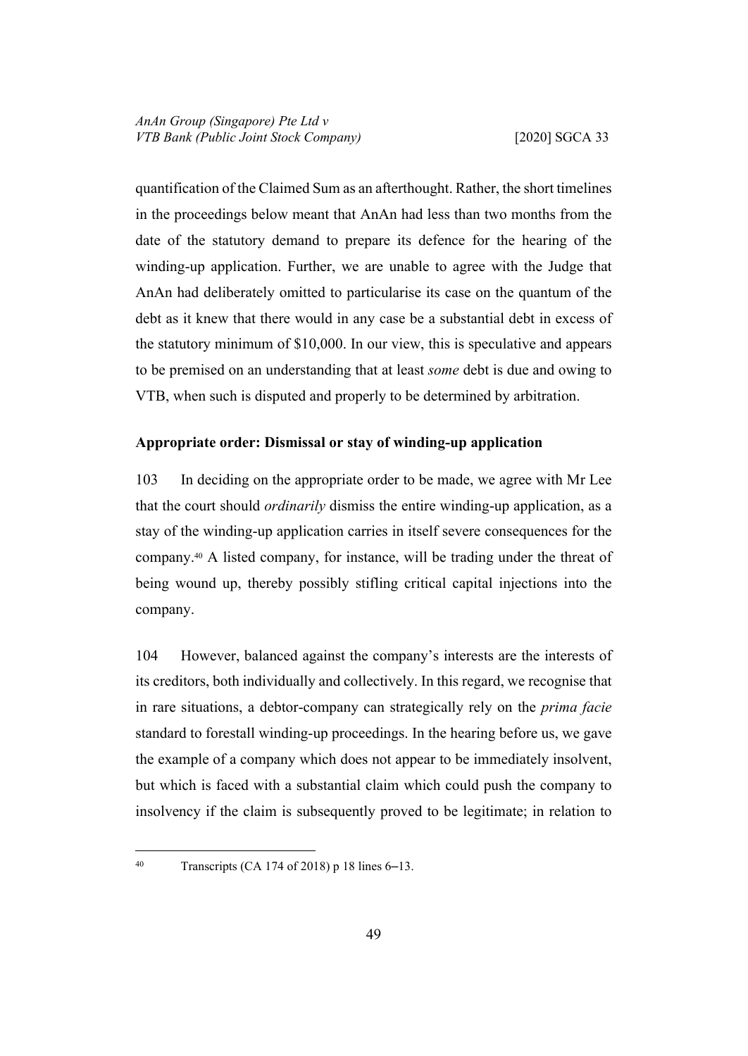quantification of the Claimed Sum as an afterthought. Rather, the short timelines in the proceedings below meant that AnAn had less than two months from the date of the statutory demand to prepare its defence for the hearing of the winding-up application. Further, we are unable to agree with the Judge that AnAn had deliberately omitted to particularise its case on the quantum of the debt as it knew that there would in any case be a substantial debt in excess of the statutory minimum of $10,000. In our view, this is speculative and appears to be premised on an understanding that at least *some* debt is due and owing to VTB, when such is disputed and properly to be determined by arbitration.

### Appropriate order: Dismissal or stay of winding-up application

103 In deciding on the appropriate order to be made, we agree with Mr Lee that the court should *ordinarily* dismiss the entire winding-up application, as a stay of the winding-up application carries in itself severe consequences for the company.[40] A listed company, for instance, will be trading under the threat of being wound up, thereby possibly stifling critical capital injections into the company.

104 However, balanced against the company's interests are the interests of its creditors, both individually and collectively. In this regard, we recognise that in rare situations, a debtor-company can strategically rely on the *prima facie* standard to forestall winding-up proceedings. In the hearing before us, we gave the example of a company which does not appear to be immediately insolvent, but which is faced with a substantial claim which could push the company to insolvency if the claim is subsequently proved to be legitimate; in relation to

[40] Transcripts (CA 174 of 2018) p 18 lines 6–13.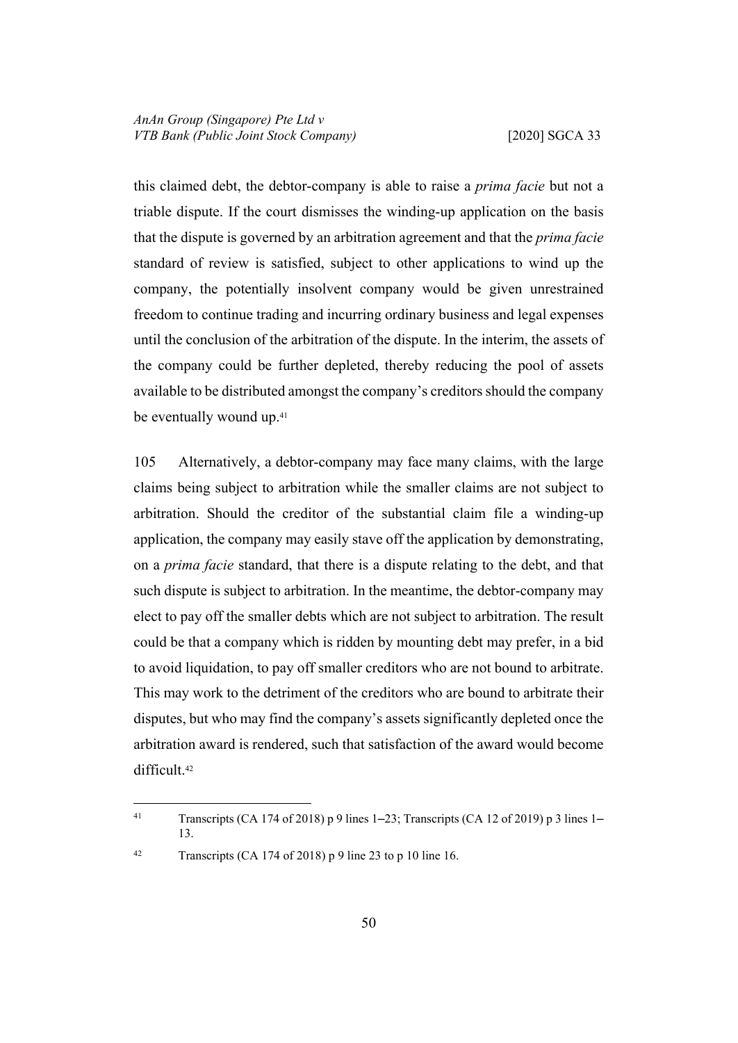this claimed debt, the debtor-company is able to raise a *prima facie* but not a triable dispute. If the court dismisses the winding-up application on the basis that the dispute is governed by an arbitration agreement and that the *prima facie* standard of review is satisfied, subject to other applications to wind up the company, the potentially insolvent company would be given unrestrained freedom to continue trading and incurring ordinary business and legal expenses until the conclusion of the arbitration of the dispute. In the interim, the assets of the company could be further depleted, thereby reducing the pool of assets available to be distributed amongst the company's creditors should the company be eventually wound up.[41]

105 Alternatively, a debtor-company may face many claims, with the large claims being subject to arbitration while the smaller claims are not subject to arbitration. Should the creditor of the substantial claim file a winding-up application, the company may easily stave off the application by demonstrating, on a *prima facie* standard, that there is a dispute relating to the debt, and that such dispute is subject to arbitration. In the meantime, the debtor-company may elect to pay off the smaller debts which are not subject to arbitration. The result could be that a company which is ridden by mounting debt may prefer, in a bid to avoid liquidation, to pay off smaller creditors who are not bound to arbitrate. This may work to the detriment of the creditors who are bound to arbitrate their disputes, but who may find the company's assets significantly depleted once the arbitration award is rendered, such that satisfaction of the award would become difficult.[42]

---

[41] Transcripts (CA 174 of 2018) p 9 lines 1–23; Transcripts (CA 12 of 2019) p 3 lines 1–13.

[42] Transcripts (CA 174 of 2018) p 9 line 23 to p 10 line 16.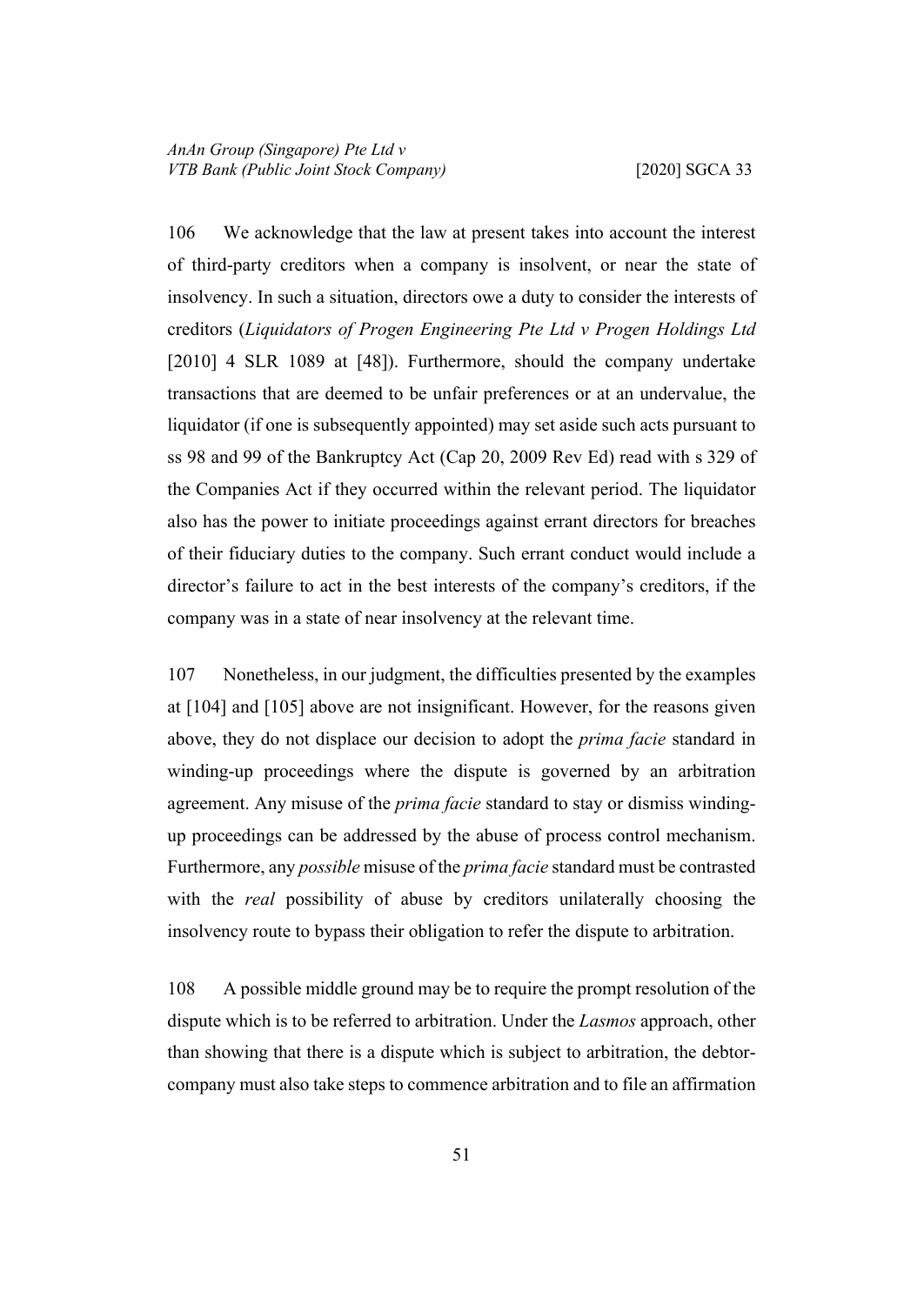106 We acknowledge that the law at present takes into account the interest of third-party creditors when a company is insolvent, or near the state of insolvency. In such a situation, directors owe a duty to consider the interests of creditors (*Liquidators of Progen Engineering Pte Ltd v Progen Holdings Ltd* [2010] 4 SLR 1089 at [48]). Furthermore, should the company undertake transactions that are deemed to be unfair preferences or at an undervalue, the liquidator (if one is subsequently appointed) may set aside such acts pursuant to ss 98 and 99 of the Bankruptcy Act (Cap 20, 2009 Rev Ed) read with s 329 of the Companies Act if they occurred within the relevant period. The liquidator also has the power to initiate proceedings against errant directors for breaches of their fiduciary duties to the company. Such errant conduct would include a director's failure to act in the best interests of the company's creditors, if the company was in a state of near insolvency at the relevant time.

107 Nonetheless, in our judgment, the difficulties presented by the examples at [104] and [105] above are not insignificant. However, for the reasons given above, they do not displace our decision to adopt the *prima facie* standard in winding-up proceedings where the dispute is governed by an arbitration agreement. Any misuse of the *prima facie* standard to stay or dismiss winding-up proceedings can be addressed by the abuse of process control mechanism. Furthermore, any *possible* misuse of the *prima facie* standard must be contrasted with the *real* possibility of abuse by creditors unilaterally choosing the insolvency route to bypass their obligation to refer the dispute to arbitration.

108 A possible middle ground may be to require the prompt resolution of the dispute which is to be referred to arbitration. Under the *Lasmos* approach, other than showing that there is a dispute which is subject to arbitration, the debtor-company must also take steps to commence arbitration and to file an affirmation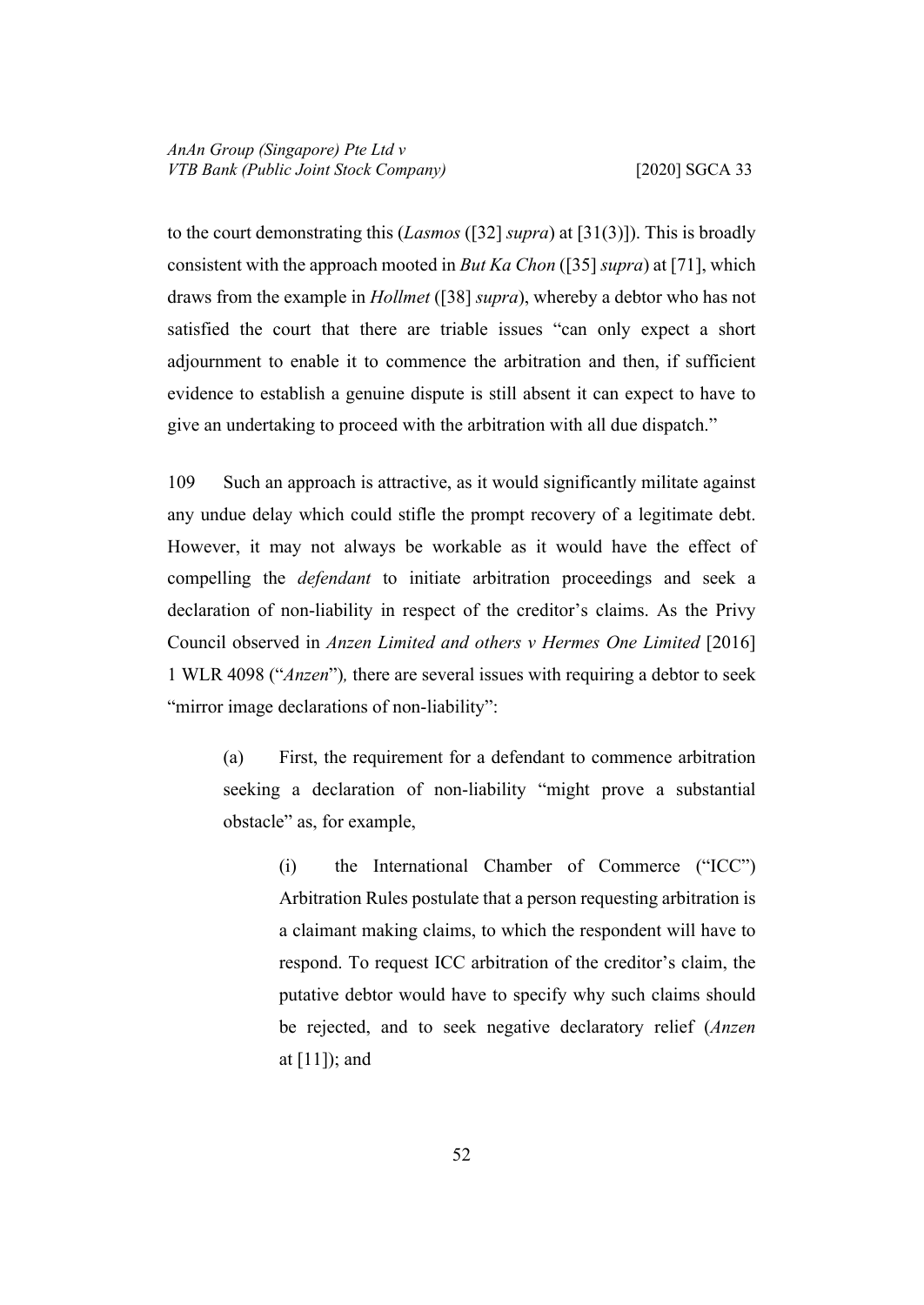to the court demonstrating this (*Lasmos* ([32] *supra*) at [31(3)]). This is broadly consistent with the approach mooted in *But Ka Chon* ([35] *supra*) at [71], which draws from the example in *Hollmet* ([38] *supra*), whereby a debtor who has not satisfied the court that there are triable issues "can only expect a short adjournment to enable it to commence the arbitration and then, if sufficient evidence to establish a genuine dispute is still absent it can expect to have to give an undertaking to proceed with the arbitration with all due dispatch."

109 Such an approach is attractive, as it would significantly militate against any undue delay which could stifle the prompt recovery of a legitimate debt. However, it may not always be workable as it would have the effect of compelling the *defendant* to initiate arbitration proceedings and seek a declaration of non-liability in respect of the creditor's claims. As the Privy Council observed in *Anzen Limited and others v Hermes One Limited* [2016] 1 WLR 4098 ("*Anzen*"), there are several issues with requiring a debtor to seek "mirror image declarations of non-liability":

(a) First, the requirement for a defendant to commence arbitration seeking a declaration of non-liability "might prove a substantial obstacle" as, for example,

> (i) the International Chamber of Commerce ("ICC") Arbitration Rules postulate that a person requesting arbitration is a claimant making claims, to which the respondent will have to respond. To request ICC arbitration of the creditor's claim, the putative debtor would have to specify why such claims should be rejected, and to seek negative declaratory relief (*Anzen* at [11]); and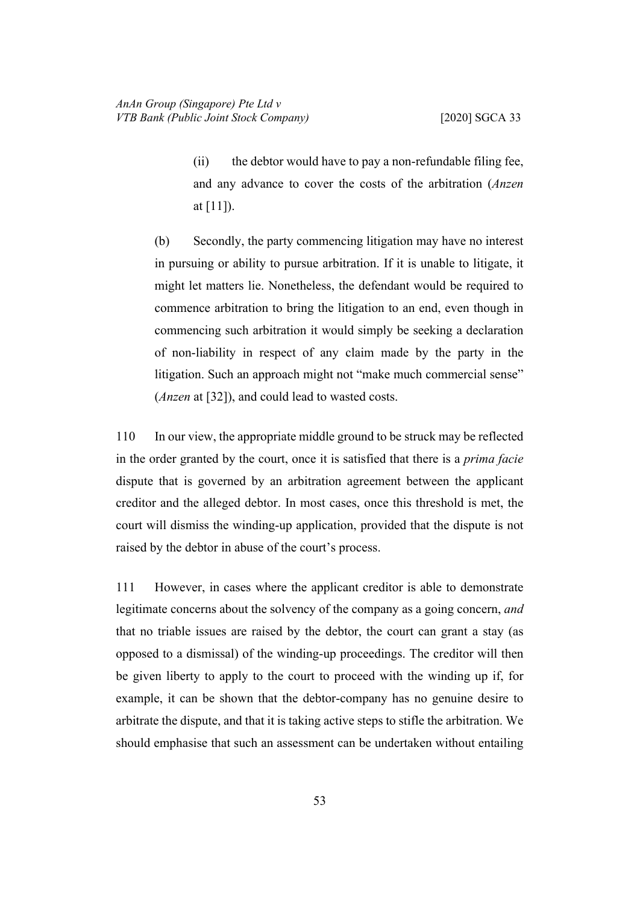(ii) the debtor would have to pay a non-refundable filing fee, and any advance to cover the costs of the arbitration (*Anzen* at [11]).

(b) Secondly, the party commencing litigation may have no interest in pursuing or ability to pursue arbitration. If it is unable to litigate, it might let matters lie. Nonetheless, the defendant would be required to commence arbitration to bring the litigation to an end, even though in commencing such arbitration it would simply be seeking a declaration of non-liability in respect of any claim made by the party in the litigation. Such an approach might not "make much commercial sense" (*Anzen* at [32]), and could lead to wasted costs.

110 In our view, the appropriate middle ground to be struck may be reflected in the order granted by the court, once it is satisfied that there is a *prima facie* dispute that is governed by an arbitration agreement between the applicant creditor and the alleged debtor. In most cases, once this threshold is met, the court will dismiss the winding-up application, provided that the dispute is not raised by the debtor in abuse of the court's process.

111 However, in cases where the applicant creditor is able to demonstrate legitimate concerns about the solvency of the company as a going concern, *and* that no triable issues are raised by the debtor, the court can grant a stay (as opposed to a dismissal) of the winding-up proceedings. The creditor will then be given liberty to apply to the court to proceed with the winding up if, for example, it can be shown that the debtor-company has no genuine desire to arbitrate the dispute, and that it is taking active steps to stifle the arbitration. We should emphasise that such an assessment can be undertaken without entailing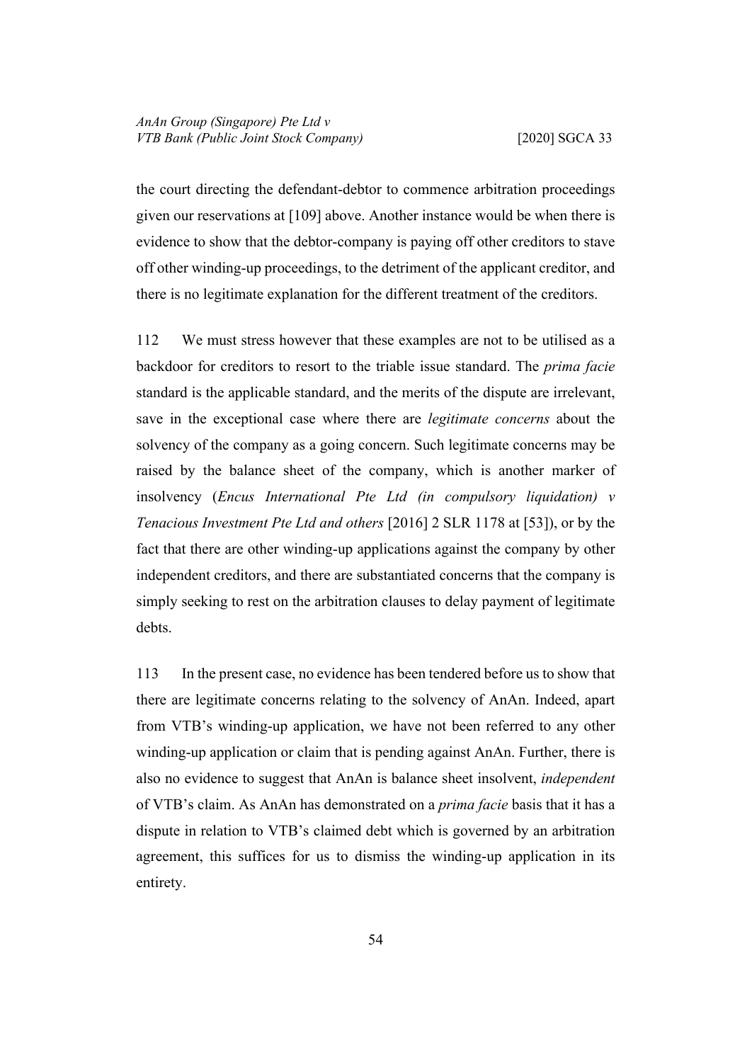the court directing the defendant-debtor to commence arbitration proceedings given our reservations at [109] above. Another instance would be when there is evidence to show that the debtor-company is paying off other creditors to stave off other winding-up proceedings, to the detriment of the applicant creditor, and there is no legitimate explanation for the different treatment of the creditors.

112 We must stress however that these examples are not to be utilised as a backdoor for creditors to resort to the triable issue standard. The *prima facie* standard is the applicable standard, and the merits of the dispute are irrelevant, save in the exceptional case where there are *legitimate concerns* about the solvency of the company as a going concern. Such legitimate concerns may be raised by the balance sheet of the company, which is another marker of insolvency (*Encus International Pte Ltd (in compulsory liquidation) v Tenacious Investment Pte Ltd and others* [2016] 2 SLR 1178 at [53]), or by the fact that there are other winding-up applications against the company by other independent creditors, and there are substantiated concerns that the company is simply seeking to rest on the arbitration clauses to delay payment of legitimate debts.

113 In the present case, no evidence has been tendered before us to show that there are legitimate concerns relating to the solvency of AnAn. Indeed, apart from VTB's winding-up application, we have not been referred to any other winding-up application or claim that is pending against AnAn. Further, there is also no evidence to suggest that AnAn is balance sheet insolvent, *independent* of VTB's claim. As AnAn has demonstrated on a *prima facie* basis that it has a dispute in relation to VTB's claimed debt which is governed by an arbitration agreement, this suffices for us to dismiss the winding-up application in its entirety.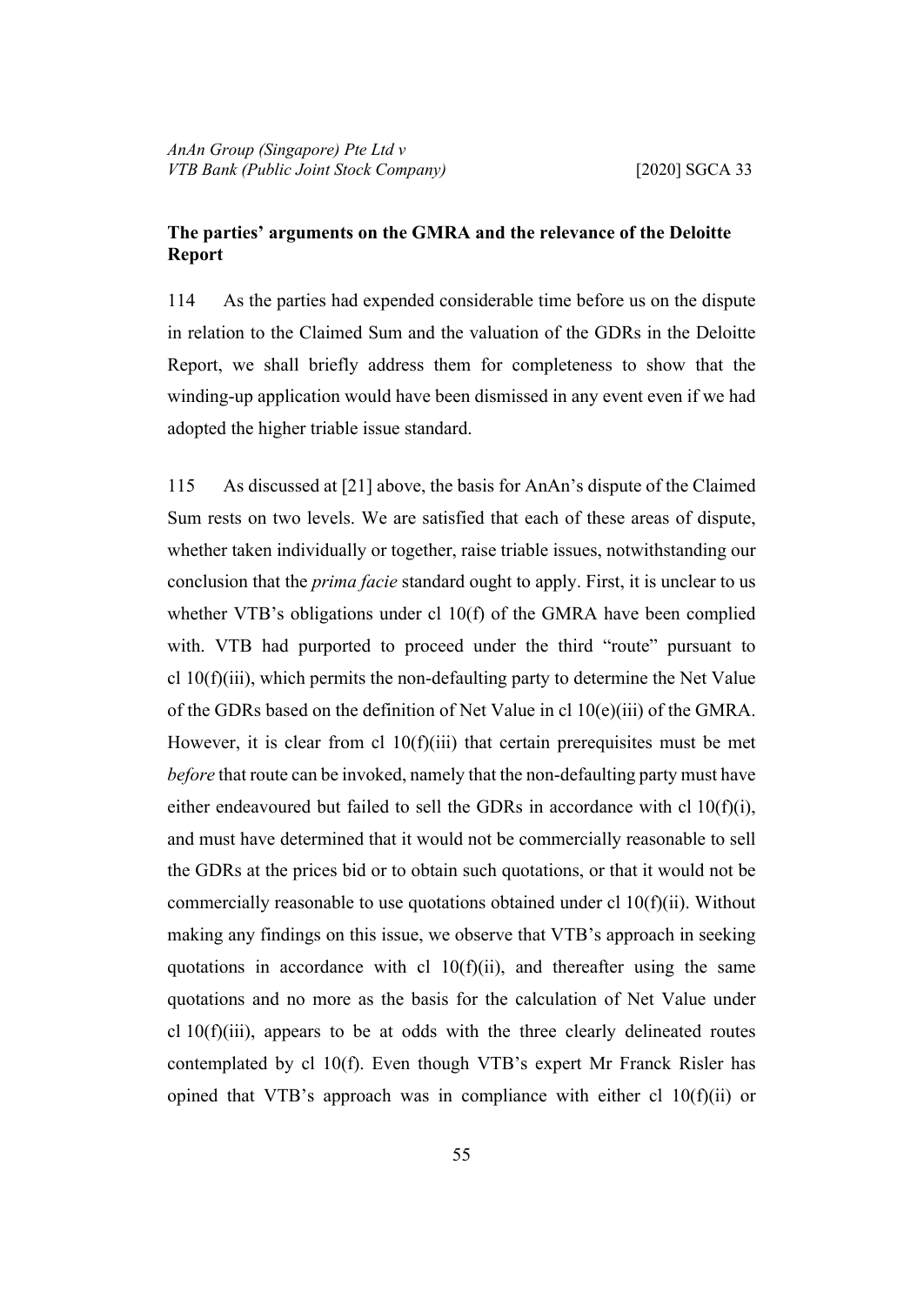## The parties' arguments on the GMRA and the relevance of the Deloitte Report

114 As the parties had expended considerable time before us on the dispute in relation to the Claimed Sum and the valuation of the GDRs in the Deloitte Report, we shall briefly address them for completeness to show that the winding-up application would have been dismissed in any event even if we had adopted the higher triable issue standard.

115 As discussed at [21] above, the basis for AnAn's dispute of the Claimed Sum rests on two levels. We are satisfied that each of these areas of dispute, whether taken individually or together, raise triable issues, notwithstanding our conclusion that the *prima facie* standard ought to apply. First, it is unclear to us whether VTB's obligations under cl 10(f) of the GMRA have been complied with. VTB had purported to proceed under the third "route" pursuant to cl 10(f)(iii), which permits the non-defaulting party to determine the Net Value of the GDRs based on the definition of Net Value in cl 10(e)(iii) of the GMRA. However, it is clear from cl 10(f)(iii) that certain prerequisites must be met *before* that route can be invoked, namely that the non-defaulting party must have either endeavoured but failed to sell the GDRs in accordance with cl 10(f)(i), and must have determined that it would not be commercially reasonable to sell the GDRs at the prices bid or to obtain such quotations, or that it would not be commercially reasonable to use quotations obtained under cl 10(f)(ii). Without making any findings on this issue, we observe that VTB's approach in seeking quotations in accordance with cl 10(f)(ii), and thereafter using the same quotations and no more as the basis for the calculation of Net Value under cl 10(f)(iii), appears to be at odds with the three clearly delineated routes contemplated by cl 10(f). Even though VTB's expert Mr Franck Risler has opined that VTB's approach was in compliance with either cl 10(f)(ii) or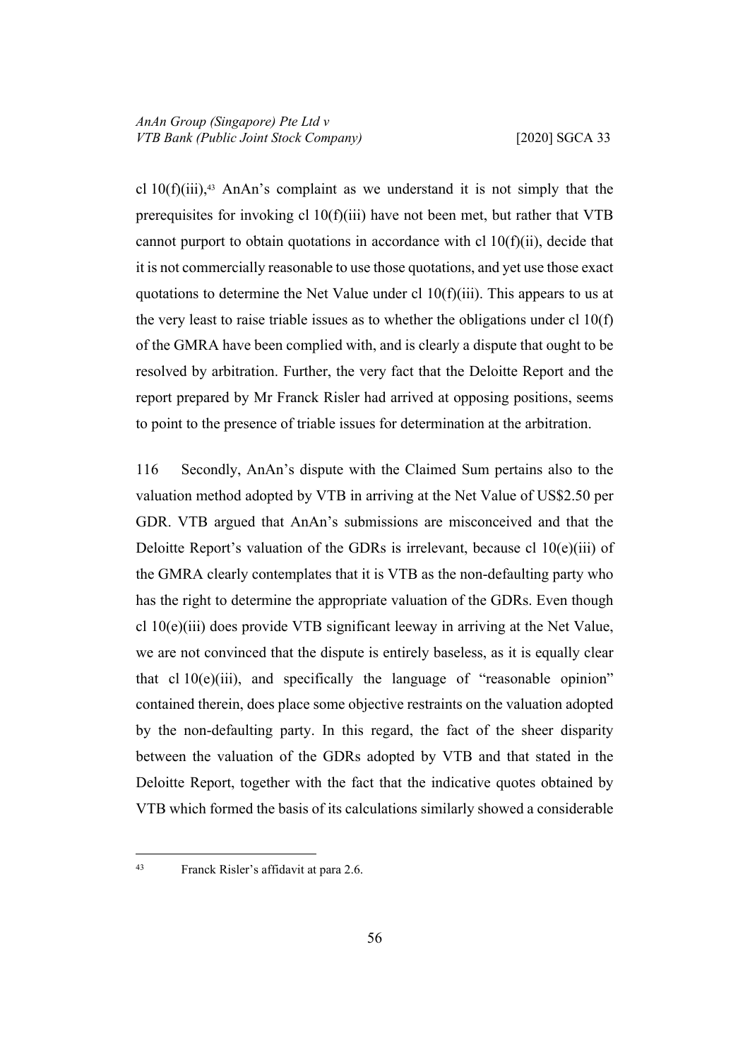cl 10(f)(iii),[43] AnAn's complaint as we understand it is not simply that the prerequisites for invoking cl 10(f)(iii) have not been met, but rather that VTB cannot purport to obtain quotations in accordance with cl 10(f)(ii), decide that it is not commercially reasonable to use those quotations, and yet use those exact quotations to determine the Net Value under cl 10(f)(iii). This appears to us at the very least to raise triable issues as to whether the obligations under cl 10(f) of the GMRA have been complied with, and is clearly a dispute that ought to be resolved by arbitration. Further, the very fact that the Deloitte Report and the report prepared by Mr Franck Risler had arrived at opposing positions, seems to point to the presence of triable issues for determination at the arbitration.

116 Secondly, AnAn's dispute with the Claimed Sum pertains also to the valuation method adopted by VTB in arriving at the Net Value of US$2.50 per GDR. VTB argued that AnAn's submissions are misconceived and that the Deloitte Report's valuation of the GDRs is irrelevant, because cl 10(e)(iii) of the GMRA clearly contemplates that it is VTB as the non-defaulting party who has the right to determine the appropriate valuation of the GDRs. Even though cl 10(e)(iii) does provide VTB significant leeway in arriving at the Net Value, we are not convinced that the dispute is entirely baseless, as it is equally clear that cl 10(e)(iii), and specifically the language of "reasonable opinion" contained therein, does place some objective restraints on the valuation adopted by the non-defaulting party. In this regard, the fact of the sheer disparity between the valuation of the GDRs adopted by VTB and that stated in the Deloitte Report, together with the fact that the indicative quotes obtained by VTB which formed the basis of its calculations similarly showed a considerable

[43] Franck Risler's affidavit at para 2.6.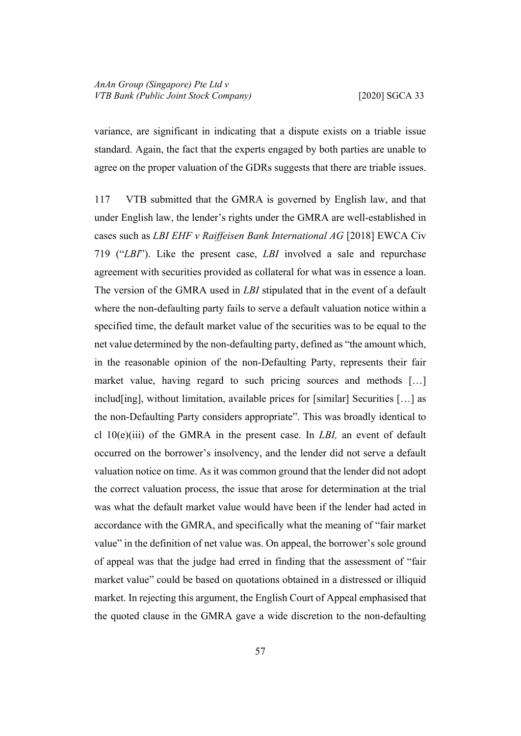variance, are significant in indicating that a dispute exists on a triable issue standard. Again, the fact that the experts engaged by both parties are unable to agree on the proper valuation of the GDRs suggests that there are triable issues.

117 VTB submitted that the GMRA is governed by English law, and that under English law, the lender's rights under the GMRA are well-established in cases such as *LBI EHF v Raiffeisen Bank International AG* [2018] EWCA Civ 719 ("*LBI*"). Like the present case, *LBI* involved a sale and repurchase agreement with securities provided as collateral for what was in essence a loan. The version of the GMRA used in *LBI* stipulated that in the event of a default where the non-defaulting party fails to serve a default valuation notice within a specified time, the default market value of the securities was to be equal to the net value determined by the non-defaulting party, defined as "the amount which, in the reasonable opinion of the non-Defaulting Party, represents their fair market value, having regard to such pricing sources and methods […] includ[ing], without limitation, available prices for [similar] Securities […] as the non-Defaulting Party considers appropriate". This was broadly identical to cl 10(e)(iii) of the GMRA in the present case. In *LBI,* an event of default occurred on the borrower's insolvency, and the lender did not serve a default valuation notice on time. As it was common ground that the lender did not adopt the correct valuation process, the issue that arose for determination at the trial was what the default market value would have been if the lender had acted in accordance with the GMRA, and specifically what the meaning of "fair market value" in the definition of net value was. On appeal, the borrower's sole ground of appeal was that the judge had erred in finding that the assessment of "fair market value" could be based on quotations obtained in a distressed or illiquid market. In rejecting this argument, the English Court of Appeal emphasised that the quoted clause in the GMRA gave a wide discretion to the non-defaulting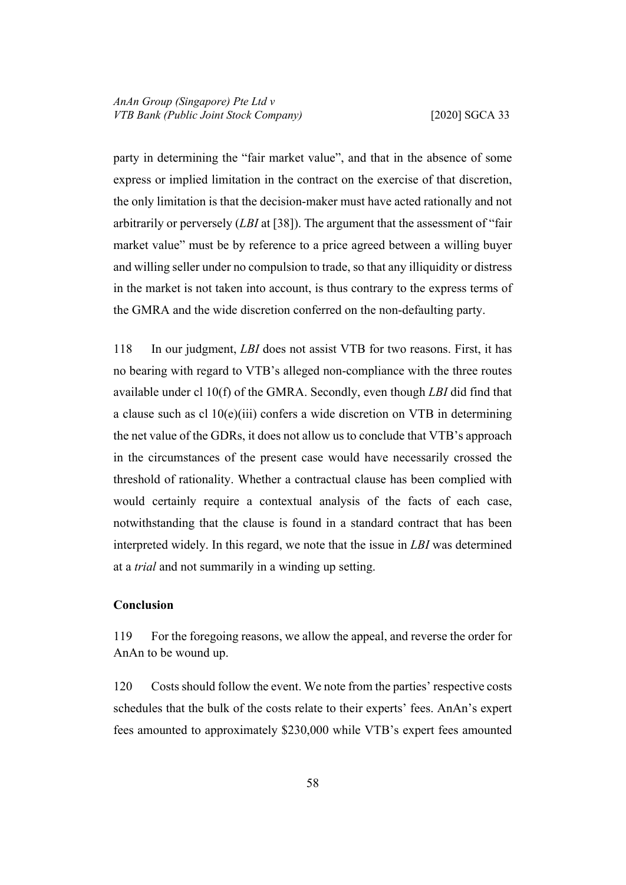party in determining the "fair market value", and that in the absence of some express or implied limitation in the contract on the exercise of that discretion, the only limitation is that the decision-maker must have acted rationally and not arbitrarily or perversely (*LBI* at [38]). The argument that the assessment of "fair market value" must be by reference to a price agreed between a willing buyer and willing seller under no compulsion to trade, so that any illiquidity or distress in the market is not taken into account, is thus contrary to the express terms of the GMRA and the wide discretion conferred on the non-defaulting party.

118 In our judgment, *LBI* does not assist VTB for two reasons. First, it has no bearing with regard to VTB's alleged non-compliance with the three routes available under cl 10(f) of the GMRA. Secondly, even though *LBI* did find that a clause such as cl 10(e)(iii) confers a wide discretion on VTB in determining the net value of the GDRs, it does not allow us to conclude that VTB's approach in the circumstances of the present case would have necessarily crossed the threshold of rationality. Whether a contractual clause has been complied with would certainly require a contextual analysis of the facts of each case, notwithstanding that the clause is found in a standard contract that has been interpreted widely. In this regard, we note that the issue in *LBI* was determined at a *trial* and not summarily in a winding up setting.

**Conclusion**

119 For the foregoing reasons, we allow the appeal, and reverse the order for AnAn to be wound up.

120 Costs should follow the event. We note from the parties' respective costs schedules that the bulk of the costs relate to their experts' fees. AnAn's expert fees amounted to approximately $230,000 while VTB's expert fees amounted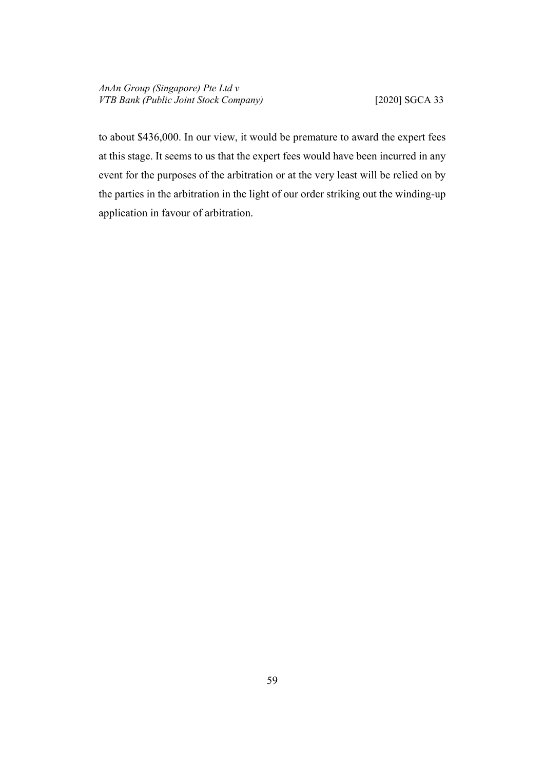to about $436,000. In our view, it would be premature to award the expert fees at this stage. It seems to us that the expert fees would have been incurred in any event for the purposes of the arbitration or at the very least will be relied on by the parties in the arbitration in the light of our order striking out the winding-up application in favour of arbitration.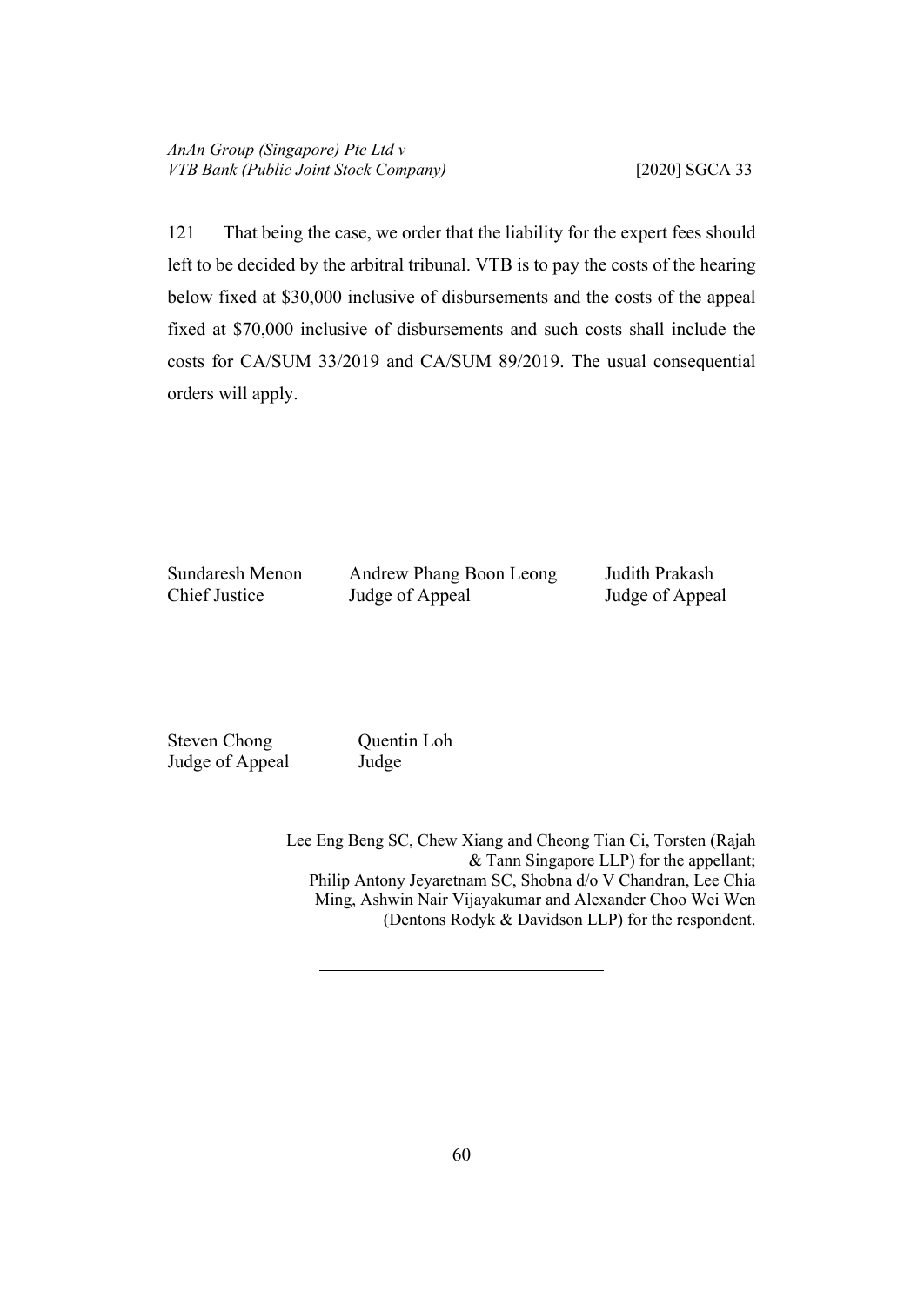121 That being the case, we order that the liability for the expert fees should left to be decided by the arbitral tribunal. VTB is to pay the costs of the hearing below fixed at $30,000 inclusive of disbursements and the costs of the appeal fixed at $70,000 inclusive of disbursements and such costs shall include the costs for CA/SUM 33/2019 and CA/SUM 89/2019. The usual consequential orders will apply.

Sundaresh Menon
Chief Justice

Andrew Phang Boon Leong
Judge of Appeal

Judith Prakash
Judge of Appeal

Steven Chong
Judge of Appeal

Quentin Loh
Judge

Lee Eng Beng SC, Chew Xiang and Cheong Tian Ci, Torsten (Rajah & Tann Singapore LLP) for the appellant;
Philip Antony Jeyaretnam SC, Shobna d/o V Chandran, Lee Chia Ming, Ashwin Nair Vijayakumar and Alexander Choo Wei Wen (Dentons Rodyk & Davidson LLP) for the respondent.

---